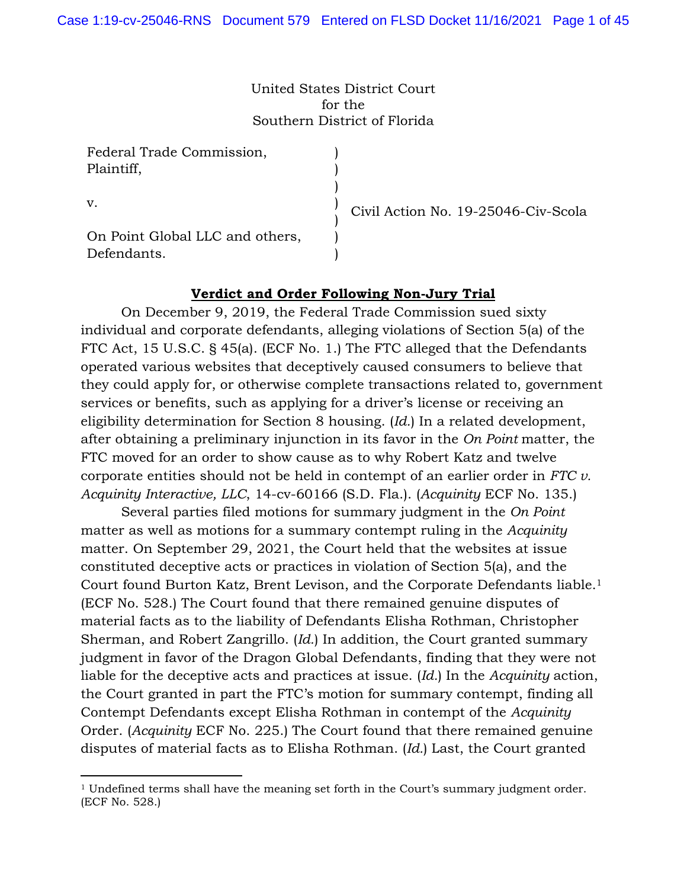United States District Court
for the
Southern District of Florida

| | | |
|---|---|---|
| Federal Trade Commission, Plaintiff, | ) | |
| v. | ) | Civil Action No. 19-25046-Civ-Scola |
| On Point Global LLC and others, Defendants. | ) | |

**Verdict and Order Following Non-Jury Trial**

On December 9, 2019, the Federal Trade Commission sued sixty individual and corporate defendants, alleging violations of Section 5(a) of the FTC Act, 15 U.S.C. § 45(a). (ECF No. 1.) The FTC alleged that the Defendants operated various websites that deceptively caused consumers to believe that they could apply for, or otherwise complete transactions related to, government services or benefits, such as applying for a driver's license or receiving an eligibility determination for Section 8 housing. (*Id.*) In a related development, after obtaining a preliminary injunction in its favor in the *On Point* matter, the FTC moved for an order to show cause as to why Robert Katz and twelve corporate entities should not be held in contempt of an earlier order in *FTC v. Acquinity Interactive, LLC*, 14-cv-60166 (S.D. Fla.). (*Acquinity* ECF No. 135.)

Several parties filed motions for summary judgment in the *On Point* matter as well as motions for a summary contempt ruling in the *Acquinity* matter. On September 29, 2021, the Court held that the websites at issue constituted deceptive acts or practices in violation of Section 5(a), and the Court found Burton Katz, Brent Levison, and the Corporate Defendants liable.[1] (ECF No. 528.) The Court found that there remained genuine disputes of material facts as to the liability of Defendants Elisha Rothman, Christopher Sherman, and Robert Zangrillo. (*Id.*) In addition, the Court granted summary judgment in favor of the Dragon Global Defendants, finding that they were not liable for the deceptive acts and practices at issue. (*Id.*) In the *Acquinity* action, the Court granted in part the FTC's motion for summary contempt, finding all Contempt Defendants except Elisha Rothman in contempt of the *Acquinity* Order. (*Acquinity* ECF No. 225.) The Court found that there remained genuine disputes of material facts as to Elisha Rothman. (*Id.*) Last, the Court granted

[1] Undefined terms shall have the meaning set forth in the Court's summary judgment order. (ECF No. 528.)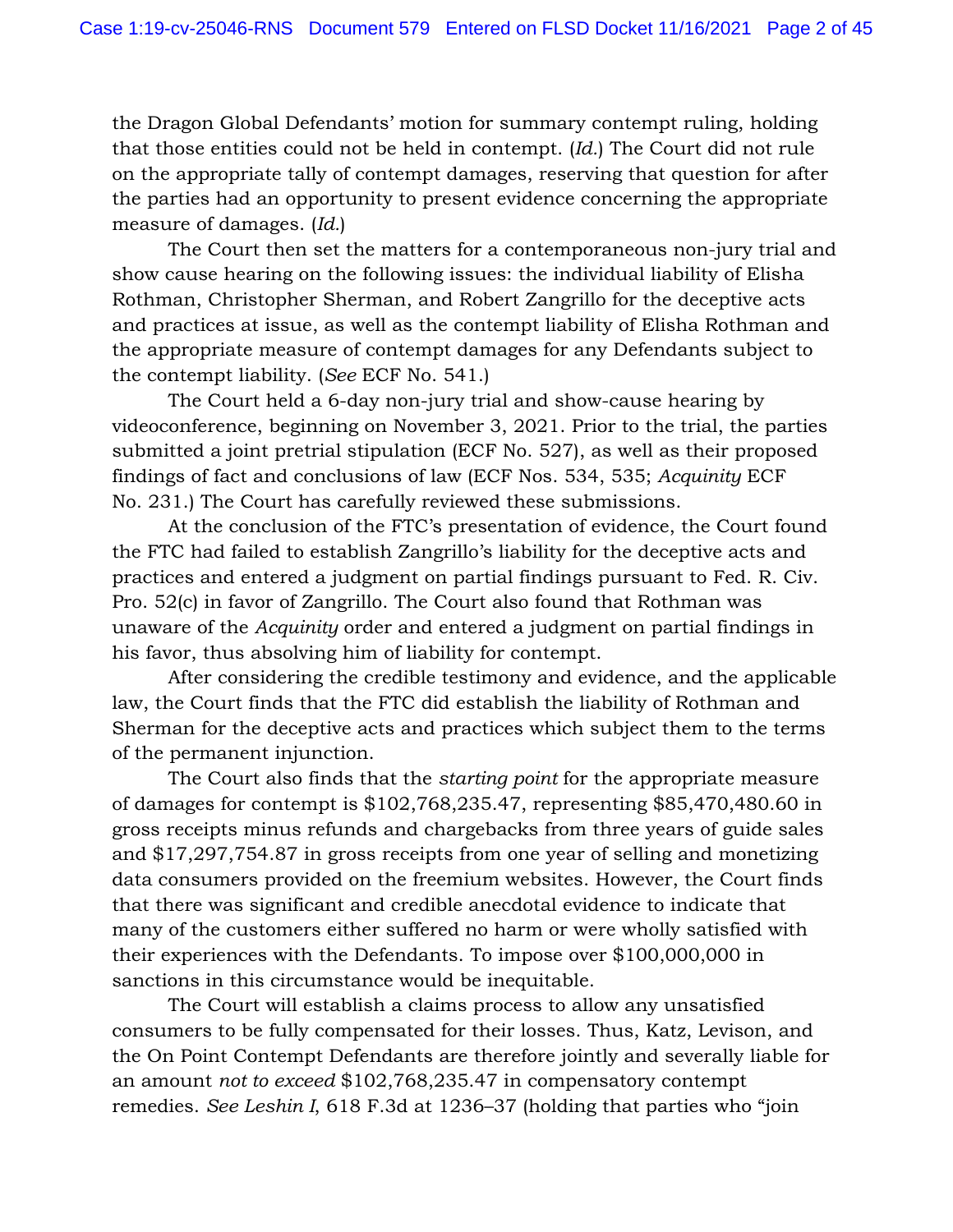the Dragon Global Defendants' motion for summary contempt ruling, holding that those entities could not be held in contempt. (*Id.*) The Court did not rule on the appropriate tally of contempt damages, reserving that question for after the parties had an opportunity to present evidence concerning the appropriate measure of damages. (*Id.*)

The Court then set the matters for a contemporaneous non-jury trial and show cause hearing on the following issues: the individual liability of Elisha Rothman, Christopher Sherman, and Robert Zangrillo for the deceptive acts and practices at issue, as well as the contempt liability of Elisha Rothman and the appropriate measure of contempt damages for any Defendants subject to the contempt liability. (*See* ECF No. 541.)

The Court held a 6-day non-jury trial and show-cause hearing by videoconference, beginning on November 3, 2021. Prior to the trial, the parties submitted a joint pretrial stipulation (ECF No. 527), as well as their proposed findings of fact and conclusions of law (ECF Nos. 534, 535; *Acquinity* ECF No. 231.) The Court has carefully reviewed these submissions.

At the conclusion of the FTC's presentation of evidence, the Court found the FTC had failed to establish Zangrillo's liability for the deceptive acts and practices and entered a judgment on partial findings pursuant to Fed. R. Civ. Pro. 52(c) in favor of Zangrillo. The Court also found that Rothman was unaware of the *Acquinity* order and entered a judgment on partial findings in his favor, thus absolving him of liability for contempt.

After considering the credible testimony and evidence, and the applicable law, the Court finds that the FTC did establish the liability of Rothman and Sherman for the deceptive acts and practices which subject them to the terms of the permanent injunction.

The Court also finds that the *starting point* for the appropriate measure of damages for contempt is $102,768,235.47, representing $85,470,480.60 in gross receipts minus refunds and chargebacks from three years of guide sales and $17,297,754.87 in gross receipts from one year of selling and monetizing data consumers provided on the freemium websites. However, the Court finds that there was significant and credible anecdotal evidence to indicate that many of the customers either suffered no harm or were wholly satisfied with their experiences with the Defendants. To impose over $100,000,000 in sanctions in this circumstance would be inequitable.

The Court will establish a claims process to allow any unsatisfied consumers to be fully compensated for their losses. Thus, Katz, Levison, and the On Point Contempt Defendants are therefore jointly and severally liable for an amount *not to exceed* $102,768,235.47 in compensatory contempt remedies. *See Leshin I*, 618 F.3d at 1236–37 (holding that parties who "join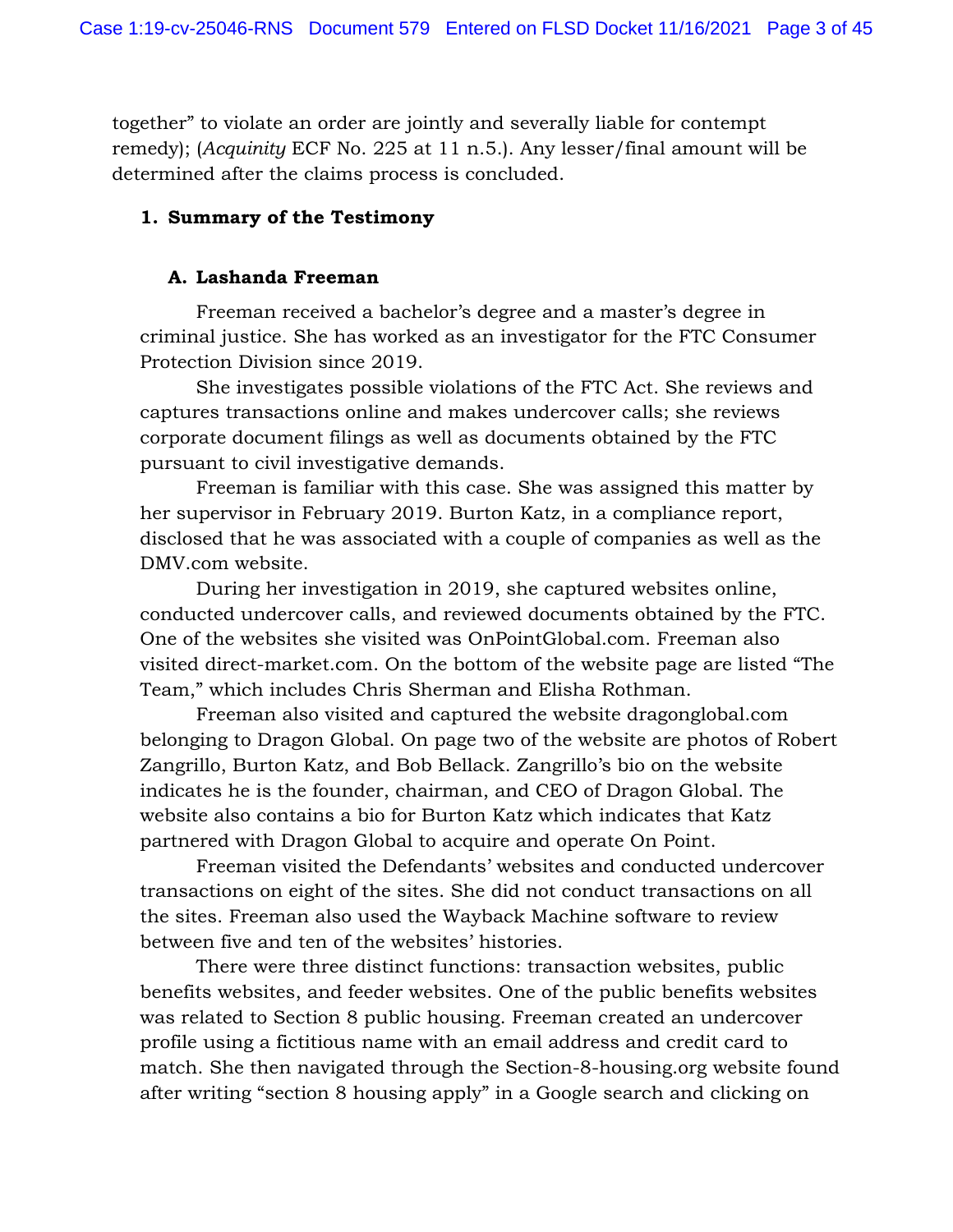together" to violate an order are jointly and severally liable for contempt remedy); (*Acquinity* ECF No. 225 at 11 n.5.). Any lesser/final amount will be determined after the claims process is concluded.

## 1. Summary of the Testimony

### A. Lashanda Freeman

Freeman received a bachelor's degree and a master's degree in criminal justice. She has worked as an investigator for the FTC Consumer Protection Division since 2019.

She investigates possible violations of the FTC Act. She reviews and captures transactions online and makes undercover calls; she reviews corporate document filings as well as documents obtained by the FTC pursuant to civil investigative demands.

Freeman is familiar with this case. She was assigned this matter by her supervisor in February 2019. Burton Katz, in a compliance report, disclosed that he was associated with a couple of companies as well as the DMV.com website.

During her investigation in 2019, she captured websites online, conducted undercover calls, and reviewed documents obtained by the FTC. One of the websites she visited was OnPointGlobal.com. Freeman also visited direct-market.com. On the bottom of the website page are listed "The Team," which includes Chris Sherman and Elisha Rothman.

Freeman also visited and captured the website dragonglobal.com belonging to Dragon Global. On page two of the website are photos of Robert Zangrillo, Burton Katz, and Bob Bellack. Zangrillo's bio on the website indicates he is the founder, chairman, and CEO of Dragon Global. The website also contains a bio for Burton Katz which indicates that Katz partnered with Dragon Global to acquire and operate On Point.

Freeman visited the Defendants' websites and conducted undercover transactions on eight of the sites. She did not conduct transactions on all the sites. Freeman also used the Wayback Machine software to review between five and ten of the websites' histories.

There were three distinct functions: transaction websites, public benefits websites, and feeder websites. One of the public benefits websites was related to Section 8 public housing. Freeman created an undercover profile using a fictitious name with an email address and credit card to match. She then navigated through the Section-8-housing.org website found after writing "section 8 housing apply" in a Google search and clicking on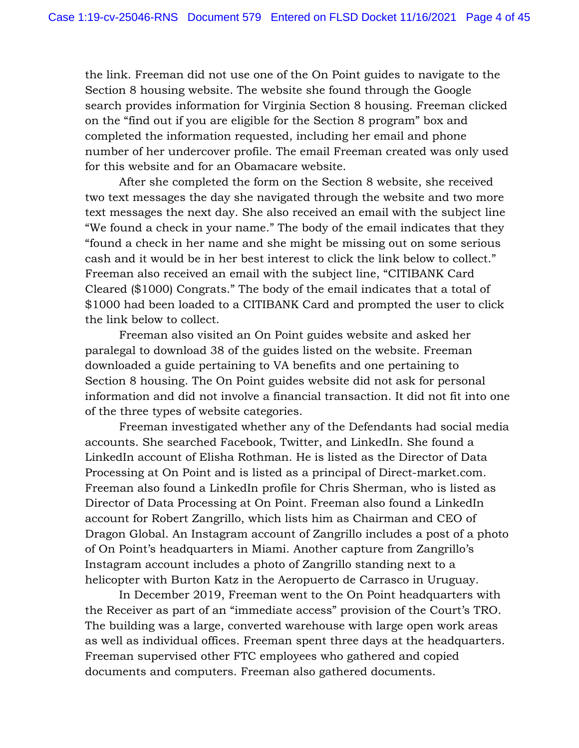the link. Freeman did not use one of the On Point guides to navigate to the Section 8 housing website. The website she found through the Google search provides information for Virginia Section 8 housing. Freeman clicked on the "find out if you are eligible for the Section 8 program" box and completed the information requested, including her email and phone number of her undercover profile. The email Freeman created was only used for this website and for an Obamacare website.

After she completed the form on the Section 8 website, she received two text messages the day she navigated through the website and two more text messages the next day. She also received an email with the subject line "We found a check in your name." The body of the email indicates that they "found a check in her name and she might be missing out on some serious cash and it would be in her best interest to click the link below to collect." Freeman also received an email with the subject line, "CITIBANK Card Cleared ($1000) Congrats." The body of the email indicates that a total of $1000 had been loaded to a CITIBANK Card and prompted the user to click the link below to collect.

Freeman also visited an On Point guides website and asked her paralegal to download 38 of the guides listed on the website. Freeman downloaded a guide pertaining to VA benefits and one pertaining to Section 8 housing. The On Point guides website did not ask for personal information and did not involve a financial transaction. It did not fit into one of the three types of website categories.

Freeman investigated whether any of the Defendants had social media accounts. She searched Facebook, Twitter, and LinkedIn. She found a LinkedIn account of Elisha Rothman. He is listed as the Director of Data Processing at On Point and is listed as a principal of Direct-market.com. Freeman also found a LinkedIn profile for Chris Sherman, who is listed as Director of Data Processing at On Point. Freeman also found a LinkedIn account for Robert Zangrillo, which lists him as Chairman and CEO of Dragon Global. An Instagram account of Zangrillo includes a post of a photo of On Point's headquarters in Miami. Another capture from Zangrillo's Instagram account includes a photo of Zangrillo standing next to a helicopter with Burton Katz in the Aeropuerto de Carrasco in Uruguay.

In December 2019, Freeman went to the On Point headquarters with the Receiver as part of an "immediate access" provision of the Court's TRO. The building was a large, converted warehouse with large open work areas as well as individual offices. Freeman spent three days at the headquarters. Freeman supervised other FTC employees who gathered and copied documents and computers. Freeman also gathered documents.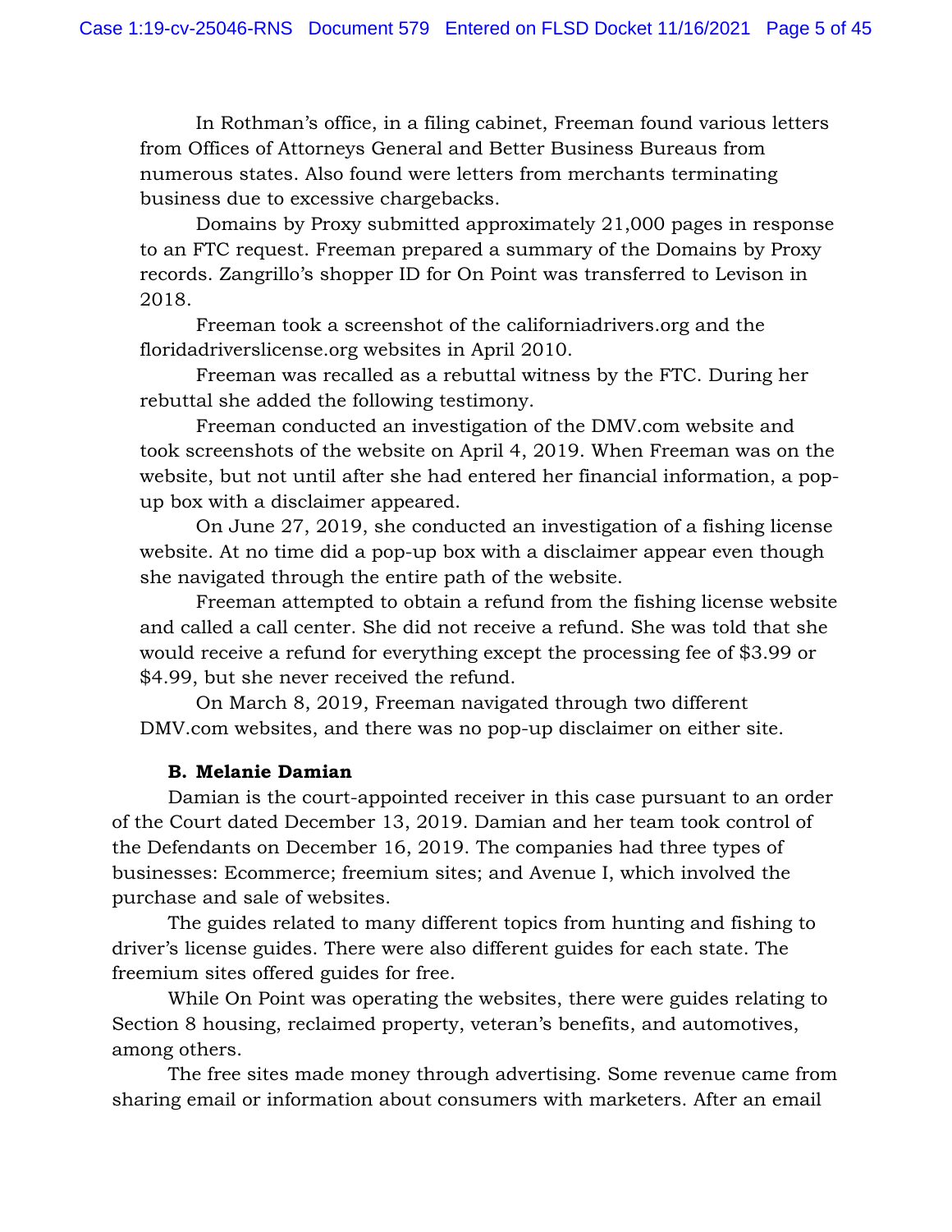In Rothman's office, in a filing cabinet, Freeman found various letters from Offices of Attorneys General and Better Business Bureaus from numerous states. Also found were letters from merchants terminating business due to excessive chargebacks.

Domains by Proxy submitted approximately 21,000 pages in response to an FTC request. Freeman prepared a summary of the Domains by Proxy records. Zangrillo's shopper ID for On Point was transferred to Levison in 2018.

Freeman took a screenshot of the californiadrivers.org and the floridadriverslicense.org websites in April 2010.

Freeman was recalled as a rebuttal witness by the FTC. During her rebuttal she added the following testimony.

Freeman conducted an investigation of the DMV.com website and took screenshots of the website on April 4, 2019. When Freeman was on the website, but not until after she had entered her financial information, a pop-up box with a disclaimer appeared.

On June 27, 2019, she conducted an investigation of a fishing license website. At no time did a pop-up box with a disclaimer appear even though she navigated through the entire path of the website.

Freeman attempted to obtain a refund from the fishing license website and called a call center. She did not receive a refund. She was told that she would receive a refund for everything except the processing fee of $3.99 or $4.99, but she never received the refund.

On March 8, 2019, Freeman navigated through two different DMV.com websites, and there was no pop-up disclaimer on either site.

**B. Melanie Damian**

Damian is the court-appointed receiver in this case pursuant to an order of the Court dated December 13, 2019. Damian and her team took control of the Defendants on December 16, 2019. The companies had three types of businesses: Ecommerce; freemium sites; and Avenue I, which involved the purchase and sale of websites.

The guides related to many different topics from hunting and fishing to driver's license guides. There were also different guides for each state. The freemium sites offered guides for free.

While On Point was operating the websites, there were guides relating to Section 8 housing, reclaimed property, veteran's benefits, and automotives, among others.

The free sites made money through advertising. Some revenue came from sharing email or information about consumers with marketers. After an email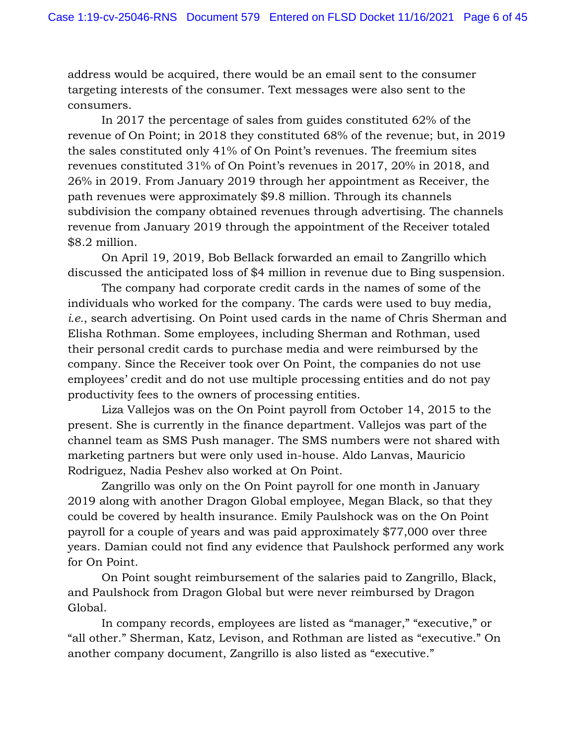address would be acquired, there would be an email sent to the consumer targeting interests of the consumer. Text messages were also sent to the consumers.

In 2017 the percentage of sales from guides constituted 62% of the revenue of On Point; in 2018 they constituted 68% of the revenue; but, in 2019 the sales constituted only 41% of On Point's revenues. The freemium sites revenues constituted 31% of On Point's revenues in 2017, 20% in 2018, and 26% in 2019. From January 2019 through her appointment as Receiver, the path revenues were approximately $9.8 million. Through its channels subdivision the company obtained revenues through advertising. The channels revenue from January 2019 through the appointment of the Receiver totaled $8.2 million.

On April 19, 2019, Bob Bellack forwarded an email to Zangrillo which discussed the anticipated loss of $4 million in revenue due to Bing suspension.

The company had corporate credit cards in the names of some of the individuals who worked for the company. The cards were used to buy media, *i.e.*, search advertising. On Point used cards in the name of Chris Sherman and Elisha Rothman. Some employees, including Sherman and Rothman, used their personal credit cards to purchase media and were reimbursed by the company. Since the Receiver took over On Point, the companies do not use employees' credit and do not use multiple processing entities and do not pay productivity fees to the owners of processing entities.

Liza Vallejos was on the On Point payroll from October 14, 2015 to the present. She is currently in the finance department. Vallejos was part of the channel team as SMS Push manager. The SMS numbers were not shared with marketing partners but were only used in-house. Aldo Lanvas, Mauricio Rodriguez, Nadia Peshev also worked at On Point.

Zangrillo was only on the On Point payroll for one month in January 2019 along with another Dragon Global employee, Megan Black, so that they could be covered by health insurance. Emily Paulshock was on the On Point payroll for a couple of years and was paid approximately $77,000 over three years. Damian could not find any evidence that Paulshock performed any work for On Point.

On Point sought reimbursement of the salaries paid to Zangrillo, Black, and Paulshock from Dragon Global but were never reimbursed by Dragon Global.

In company records, employees are listed as "manager," "executive," or "all other." Sherman, Katz, Levison, and Rothman are listed as "executive." On another company document, Zangrillo is also listed as "executive."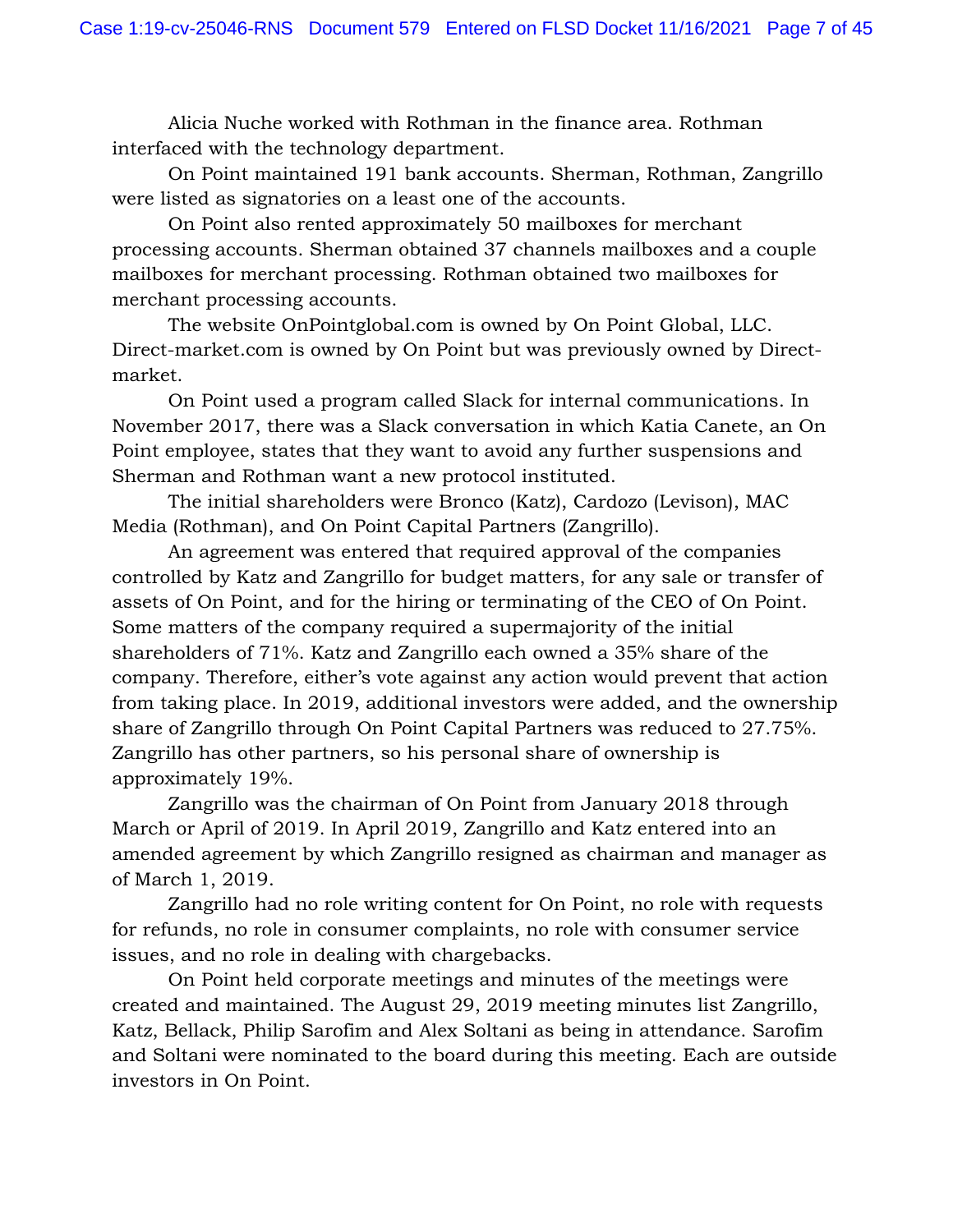Alicia Nuche worked with Rothman in the finance area. Rothman interfaced with the technology department.

On Point maintained 191 bank accounts. Sherman, Rothman, Zangrillo were listed as signatories on a least one of the accounts.

On Point also rented approximately 50 mailboxes for merchant processing accounts. Sherman obtained 37 channels mailboxes and a couple mailboxes for merchant processing. Rothman obtained two mailboxes for merchant processing accounts.

The website OnPointglobal.com is owned by On Point Global, LLC. Direct-market.com is owned by On Point but was previously owned by Direct-market.

On Point used a program called Slack for internal communications. In November 2017, there was a Slack conversation in which Katia Canete, an On Point employee, states that they want to avoid any further suspensions and Sherman and Rothman want a new protocol instituted.

The initial shareholders were Bronco (Katz), Cardozo (Levison), MAC Media (Rothman), and On Point Capital Partners (Zangrillo).

An agreement was entered that required approval of the companies controlled by Katz and Zangrillo for budget matters, for any sale or transfer of assets of On Point, and for the hiring or terminating of the CEO of On Point. Some matters of the company required a supermajority of the initial shareholders of 71%. Katz and Zangrillo each owned a 35% share of the company. Therefore, either's vote against any action would prevent that action from taking place. In 2019, additional investors were added, and the ownership share of Zangrillo through On Point Capital Partners was reduced to 27.75%. Zangrillo has other partners, so his personal share of ownership is approximately 19%.

Zangrillo was the chairman of On Point from January 2018 through March or April of 2019. In April 2019, Zangrillo and Katz entered into an amended agreement by which Zangrillo resigned as chairman and manager as of March 1, 2019.

Zangrillo had no role writing content for On Point, no role with requests for refunds, no role in consumer complaints, no role with consumer service issues, and no role in dealing with chargebacks.

On Point held corporate meetings and minutes of the meetings were created and maintained. The August 29, 2019 meeting minutes list Zangrillo, Katz, Bellack, Philip Sarofim and Alex Soltani as being in attendance. Sarofim and Soltani were nominated to the board during this meeting. Each are outside investors in On Point.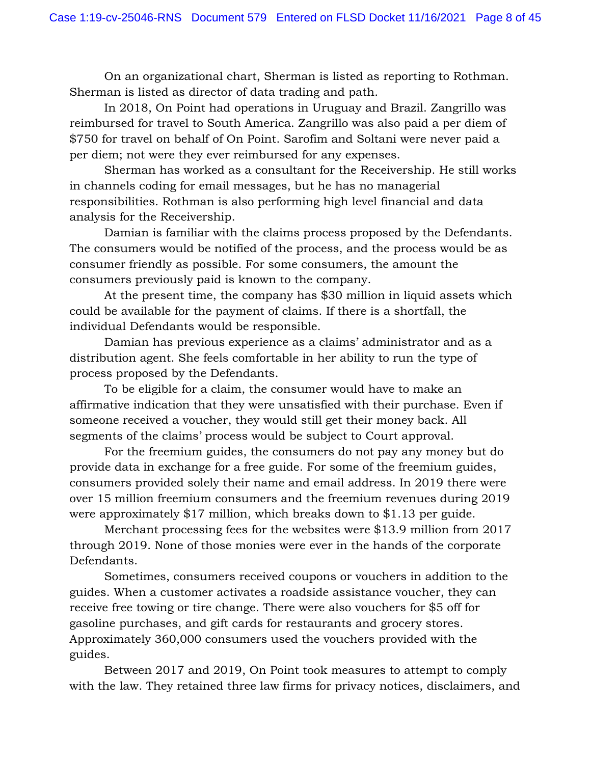On an organizational chart, Sherman is listed as reporting to Rothman. Sherman is listed as director of data trading and path.

In 2018, On Point had operations in Uruguay and Brazil. Zangrillo was reimbursed for travel to South America. Zangrillo was also paid a per diem of $750 for travel on behalf of On Point. Sarofim and Soltani were never paid a per diem; not were they ever reimbursed for any expenses.

Sherman has worked as a consultant for the Receivership. He still works in channels coding for email messages, but he has no managerial responsibilities. Rothman is also performing high level financial and data analysis for the Receivership.

Damian is familiar with the claims process proposed by the Defendants. The consumers would be notified of the process, and the process would be as consumer friendly as possible. For some consumers, the amount the consumers previously paid is known to the company.

At the present time, the company has $30 million in liquid assets which could be available for the payment of claims. If there is a shortfall, the individual Defendants would be responsible.

Damian has previous experience as a claims' administrator and as a distribution agent. She feels comfortable in her ability to run the type of process proposed by the Defendants.

To be eligible for a claim, the consumer would have to make an affirmative indication that they were unsatisfied with their purchase. Even if someone received a voucher, they would still get their money back. All segments of the claims' process would be subject to Court approval.

For the freemium guides, the consumers do not pay any money but do provide data in exchange for a free guide. For some of the freemium guides, consumers provided solely their name and email address. In 2019 there were over 15 million freemium consumers and the freemium revenues during 2019 were approximately $17 million, which breaks down to $1.13 per guide.

Merchant processing fees for the websites were $13.9 million from 2017 through 2019. None of those monies were ever in the hands of the corporate Defendants.

Sometimes, consumers received coupons or vouchers in addition to the guides. When a customer activates a roadside assistance voucher, they can receive free towing or tire change. There were also vouchers for $5 off for gasoline purchases, and gift cards for restaurants and grocery stores. Approximately 360,000 consumers used the vouchers provided with the guides.

Between 2017 and 2019, On Point took measures to attempt to comply with the law. They retained three law firms for privacy notices, disclaimers, and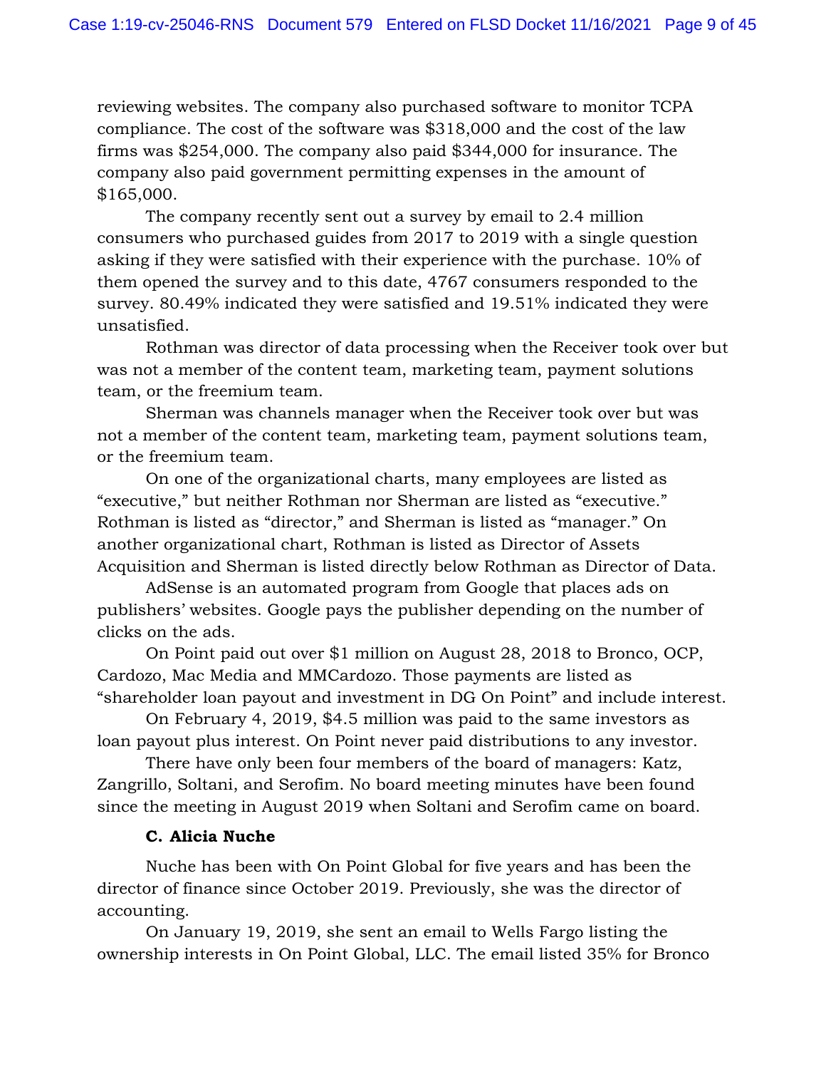reviewing websites. The company also purchased software to monitor TCPA compliance. The cost of the software was $318,000 and the cost of the law firms was $254,000. The company also paid $344,000 for insurance. The company also paid government permitting expenses in the amount of $165,000.

The company recently sent out a survey by email to 2.4 million consumers who purchased guides from 2017 to 2019 with a single question asking if they were satisfied with their experience with the purchase. 10% of them opened the survey and to this date, 4767 consumers responded to the survey. 80.49% indicated they were satisfied and 19.51% indicated they were unsatisfied.

Rothman was director of data processing when the Receiver took over but was not a member of the content team, marketing team, payment solutions team, or the freemium team.

Sherman was channels manager when the Receiver took over but was not a member of the content team, marketing team, payment solutions team, or the freemium team.

On one of the organizational charts, many employees are listed as "executive," but neither Rothman nor Sherman are listed as "executive." Rothman is listed as "director," and Sherman is listed as "manager." On another organizational chart, Rothman is listed as Director of Assets Acquisition and Sherman is listed directly below Rothman as Director of Data.

AdSense is an automated program from Google that places ads on publishers' websites. Google pays the publisher depending on the number of clicks on the ads.

On Point paid out over $1 million on August 28, 2018 to Bronco, OCP, Cardozo, Mac Media and MMCardozo. Those payments are listed as "shareholder loan payout and investment in DG On Point" and include interest.

On February 4, 2019, $4.5 million was paid to the same investors as loan payout plus interest. On Point never paid distributions to any investor.

There have only been four members of the board of managers: Katz, Zangrillo, Soltani, and Serofim. No board meeting minutes have been found since the meeting in August 2019 when Soltani and Serofim came on board.

**C. Alicia Nuche**

Nuche has been with On Point Global for five years and has been the director of finance since October 2019. Previously, she was the director of accounting.

On January 19, 2019, she sent an email to Wells Fargo listing the ownership interests in On Point Global, LLC. The email listed 35% for Bronco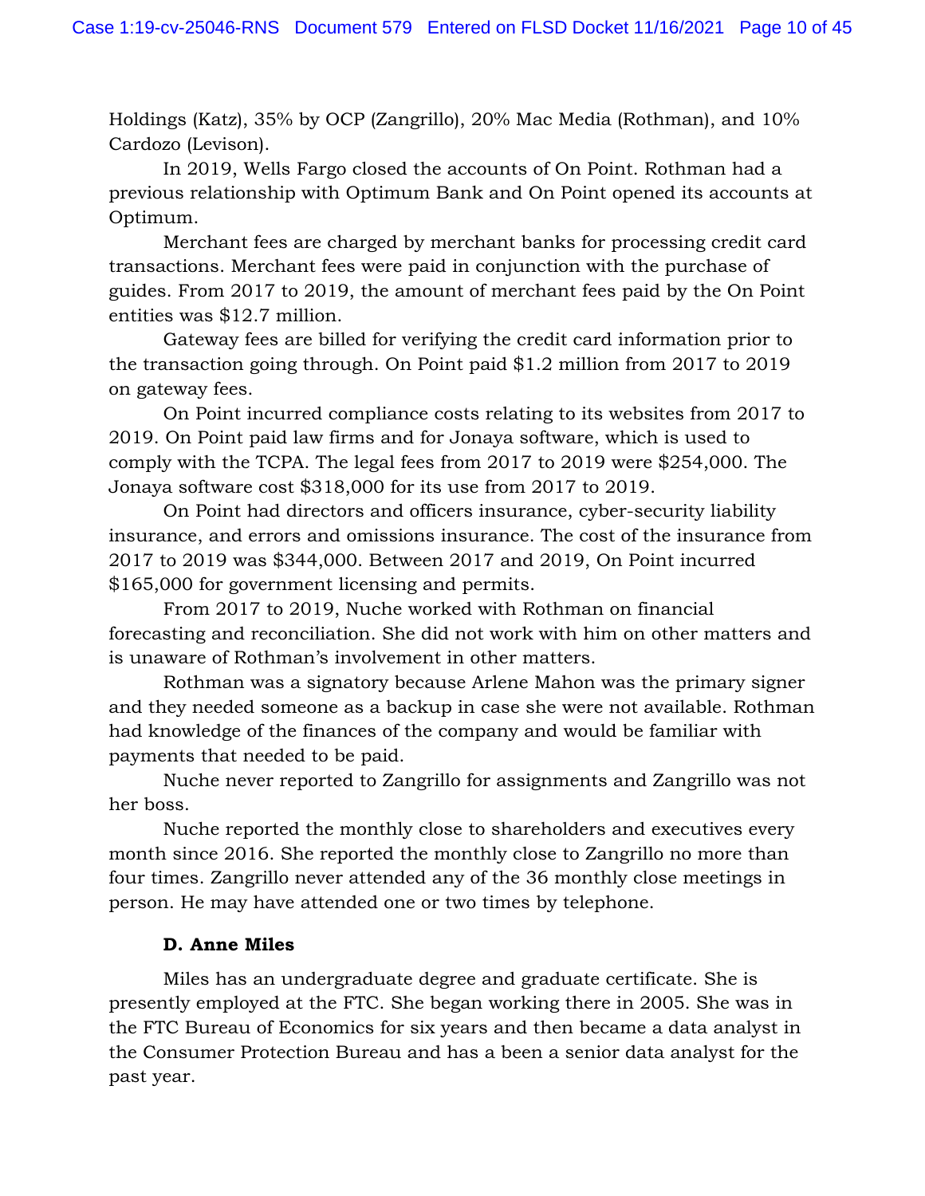Holdings (Katz), 35% by OCP (Zangrillo), 20% Mac Media (Rothman), and 10% Cardozo (Levison).

In 2019, Wells Fargo closed the accounts of On Point. Rothman had a previous relationship with Optimum Bank and On Point opened its accounts at Optimum.

Merchant fees are charged by merchant banks for processing credit card transactions. Merchant fees were paid in conjunction with the purchase of guides. From 2017 to 2019, the amount of merchant fees paid by the On Point entities was $12.7 million.

Gateway fees are billed for verifying the credit card information prior to the transaction going through. On Point paid $1.2 million from 2017 to 2019 on gateway fees.

On Point incurred compliance costs relating to its websites from 2017 to 2019. On Point paid law firms and for Jonaya software, which is used to comply with the TCPA. The legal fees from 2017 to 2019 were $254,000. The Jonaya software cost $318,000 for its use from 2017 to 2019.

On Point had directors and officers insurance, cyber-security liability insurance, and errors and omissions insurance. The cost of the insurance from 2017 to 2019 was $344,000. Between 2017 and 2019, On Point incurred $165,000 for government licensing and permits.

From 2017 to 2019, Nuche worked with Rothman on financial forecasting and reconciliation. She did not work with him on other matters and is unaware of Rothman's involvement in other matters.

Rothman was a signatory because Arlene Mahon was the primary signer and they needed someone as a backup in case she were not available. Rothman had knowledge of the finances of the company and would be familiar with payments that needed to be paid.

Nuche never reported to Zangrillo for assignments and Zangrillo was not her boss.

Nuche reported the monthly close to shareholders and executives every month since 2016. She reported the monthly close to Zangrillo no more than four times. Zangrillo never attended any of the 36 monthly close meetings in person. He may have attended one or two times by telephone.

**D. Anne Miles**

Miles has an undergraduate degree and graduate certificate. She is presently employed at the FTC. She began working there in 2005. She was in the FTC Bureau of Economics for six years and then became a data analyst in the Consumer Protection Bureau and has a been a senior data analyst for the past year.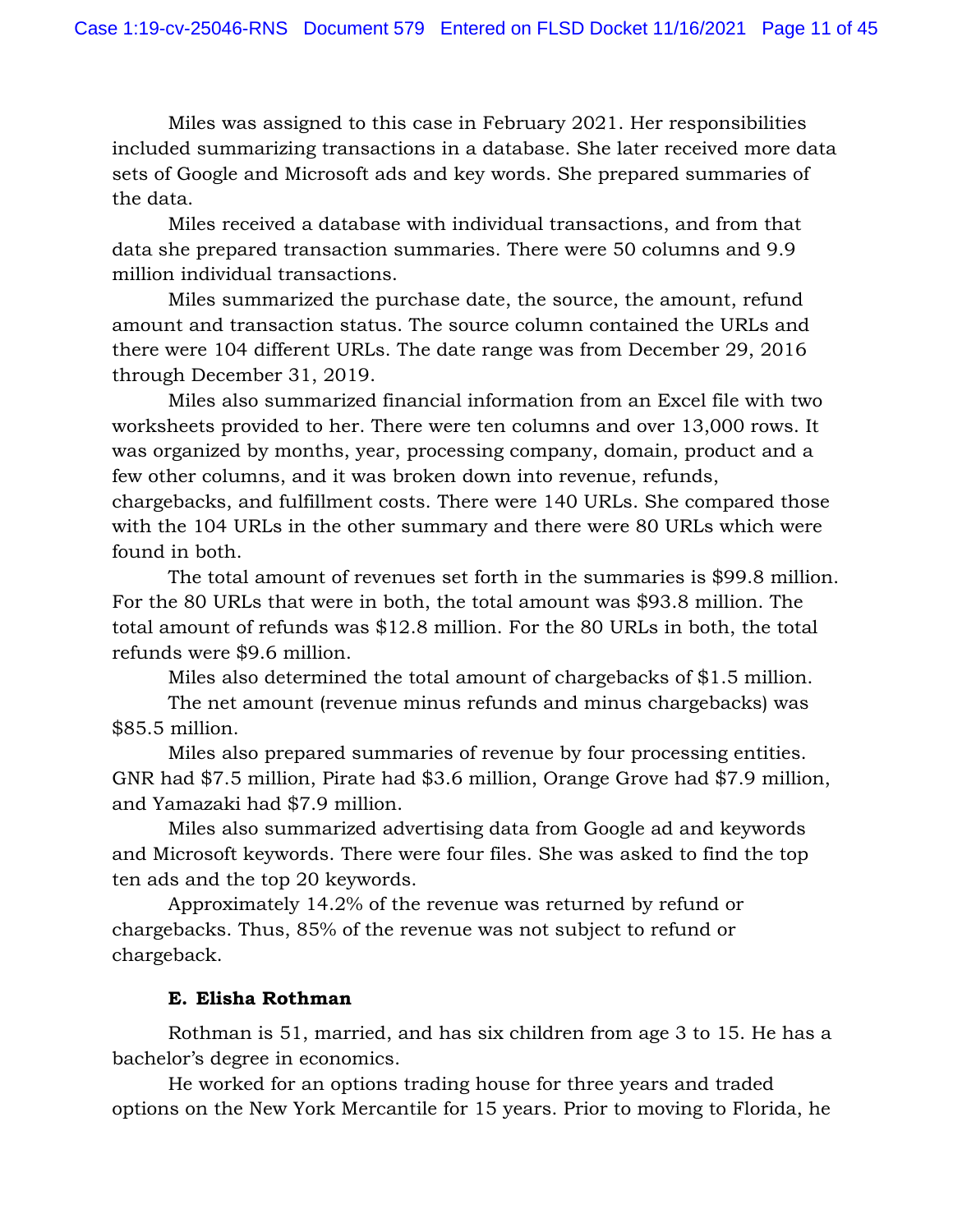Miles was assigned to this case in February 2021. Her responsibilities included summarizing transactions in a database. She later received more data sets of Google and Microsoft ads and key words. She prepared summaries of the data.

Miles received a database with individual transactions, and from that data she prepared transaction summaries. There were 50 columns and 9.9 million individual transactions.

Miles summarized the purchase date, the source, the amount, refund amount and transaction status. The source column contained the URLs and there were 104 different URLs. The date range was from December 29, 2016 through December 31, 2019.

Miles also summarized financial information from an Excel file with two worksheets provided to her. There were ten columns and over 13,000 rows. It was organized by months, year, processing company, domain, product and a few other columns, and it was broken down into revenue, refunds, chargebacks, and fulfillment costs. There were 140 URLs. She compared those with the 104 URLs in the other summary and there were 80 URLs which were found in both.

The total amount of revenues set forth in the summaries is $99.8 million. For the 80 URLs that were in both, the total amount was $93.8 million. The total amount of refunds was $12.8 million. For the 80 URLs in both, the total refunds were $9.6 million.

Miles also determined the total amount of chargebacks of $1.5 million.

The net amount (revenue minus refunds and minus chargebacks) was $85.5 million.

Miles also prepared summaries of revenue by four processing entities. GNR had $7.5 million, Pirate had $3.6 million, Orange Grove had $7.9 million, and Yamazaki had $7.9 million.

Miles also summarized advertising data from Google ad and keywords and Microsoft keywords. There were four files. She was asked to find the top ten ads and the top 20 keywords.

Approximately 14.2% of the revenue was returned by refund or chargebacks. Thus, 85% of the revenue was not subject to refund or chargeback.

**E. Elisha Rothman**

Rothman is 51, married, and has six children from age 3 to 15. He has a bachelor's degree in economics.

He worked for an options trading house for three years and traded options on the New York Mercantile for 15 years. Prior to moving to Florida, he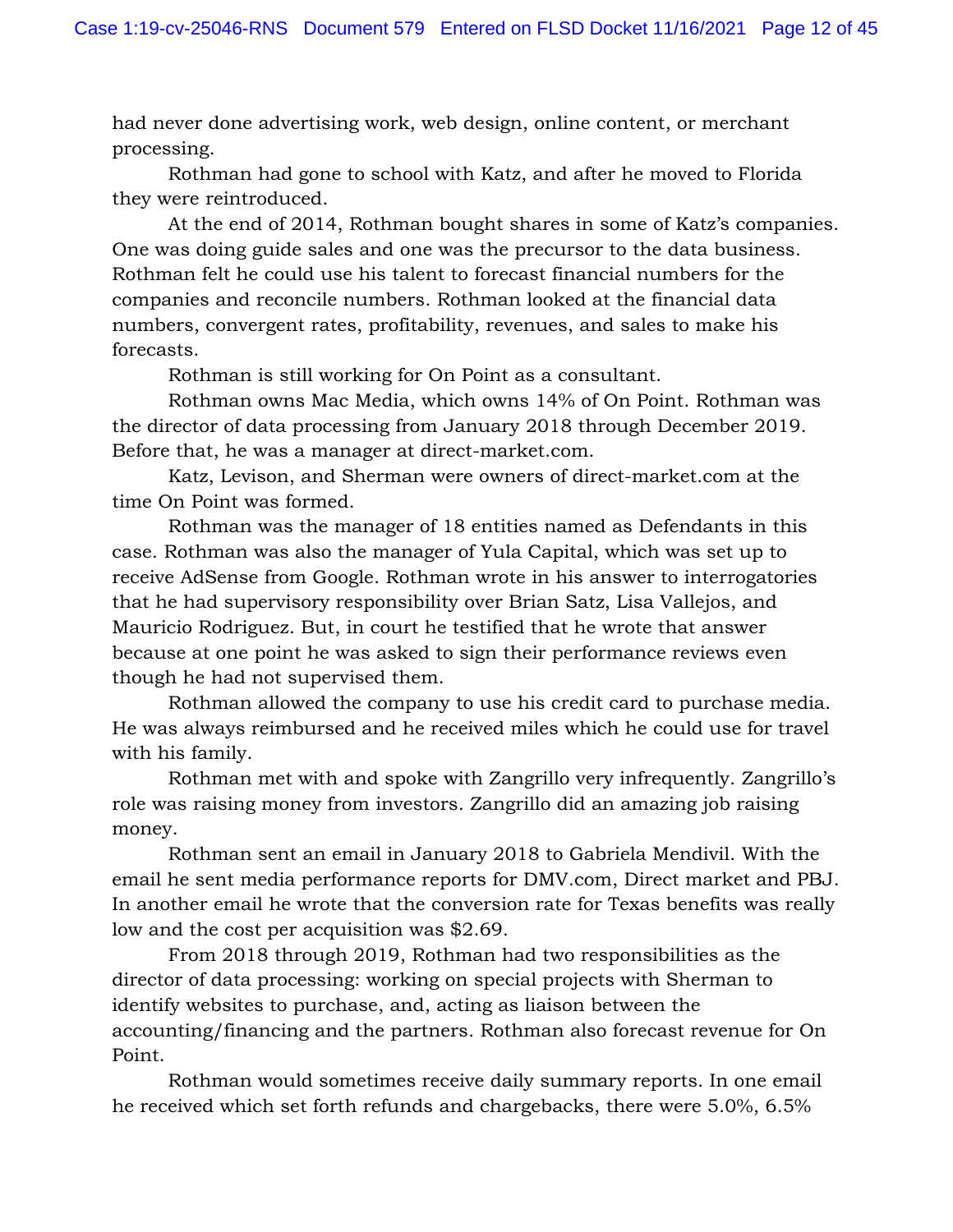had never done advertising work, web design, online content, or merchant processing.

Rothman had gone to school with Katz, and after he moved to Florida they were reintroduced.

At the end of 2014, Rothman bought shares in some of Katz's companies. One was doing guide sales and one was the precursor to the data business. Rothman felt he could use his talent to forecast financial numbers for the companies and reconcile numbers. Rothman looked at the financial data numbers, convergent rates, profitability, revenues, and sales to make his forecasts.

Rothman is still working for On Point as a consultant.

Rothman owns Mac Media, which owns 14% of On Point. Rothman was the director of data processing from January 2018 through December 2019. Before that, he was a manager at direct-market.com.

Katz, Levison, and Sherman were owners of direct-market.com at the time On Point was formed.

Rothman was the manager of 18 entities named as Defendants in this case. Rothman was also the manager of Yula Capital, which was set up to receive AdSense from Google. Rothman wrote in his answer to interrogatories that he had supervisory responsibility over Brian Satz, Lisa Vallejos, and Mauricio Rodriguez. But, in court he testified that he wrote that answer because at one point he was asked to sign their performance reviews even though he had not supervised them.

Rothman allowed the company to use his credit card to purchase media. He was always reimbursed and he received miles which he could use for travel with his family.

Rothman met with and spoke with Zangrillo very infrequently. Zangrillo's role was raising money from investors. Zangrillo did an amazing job raising money.

Rothman sent an email in January 2018 to Gabriela Mendivil. With the email he sent media performance reports for DMV.com, Direct market and PBJ. In another email he wrote that the conversion rate for Texas benefits was really low and the cost per acquisition was $2.69.

From 2018 through 2019, Rothman had two responsibilities as the director of data processing: working on special projects with Sherman to identify websites to purchase, and, acting as liaison between the accounting/financing and the partners. Rothman also forecast revenue for On Point.

Rothman would sometimes receive daily summary reports. In one email he received which set forth refunds and chargebacks, there were 5.0%, 6.5%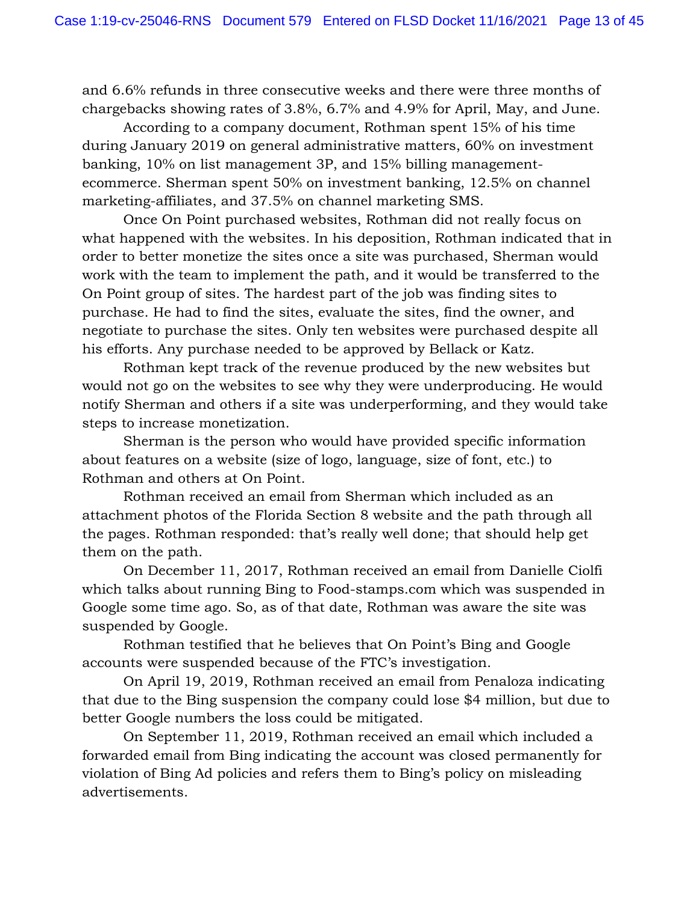and 6.6% refunds in three consecutive weeks and there were three months of chargebacks showing rates of 3.8%, 6.7% and 4.9% for April, May, and June.

According to a company document, Rothman spent 15% of his time during January 2019 on general administrative matters, 60% on investment banking, 10% on list management 3P, and 15% billing management-ecommerce. Sherman spent 50% on investment banking, 12.5% on channel marketing-affiliates, and 37.5% on channel marketing SMS.

Once On Point purchased websites, Rothman did not really focus on what happened with the websites. In his deposition, Rothman indicated that in order to better monetize the sites once a site was purchased, Sherman would work with the team to implement the path, and it would be transferred to the On Point group of sites. The hardest part of the job was finding sites to purchase. He had to find the sites, evaluate the sites, find the owner, and negotiate to purchase the sites. Only ten websites were purchased despite all his efforts. Any purchase needed to be approved by Bellack or Katz.

Rothman kept track of the revenue produced by the new websites but would not go on the websites to see why they were underproducing. He would notify Sherman and others if a site was underperforming, and they would take steps to increase monetization.

Sherman is the person who would have provided specific information about features on a website (size of logo, language, size of font, etc.) to Rothman and others at On Point.

Rothman received an email from Sherman which included as an attachment photos of the Florida Section 8 website and the path through all the pages. Rothman responded: that's really well done; that should help get them on the path.

On December 11, 2017, Rothman received an email from Danielle Ciolfi which talks about running Bing to Food-stamps.com which was suspended in Google some time ago. So, as of that date, Rothman was aware the site was suspended by Google.

Rothman testified that he believes that On Point's Bing and Google accounts were suspended because of the FTC's investigation.

On April 19, 2019, Rothman received an email from Penaloza indicating that due to the Bing suspension the company could lose $4 million, but due to better Google numbers the loss could be mitigated.

On September 11, 2019, Rothman received an email which included a forwarded email from Bing indicating the account was closed permanently for violation of Bing Ad policies and refers them to Bing's policy on misleading advertisements.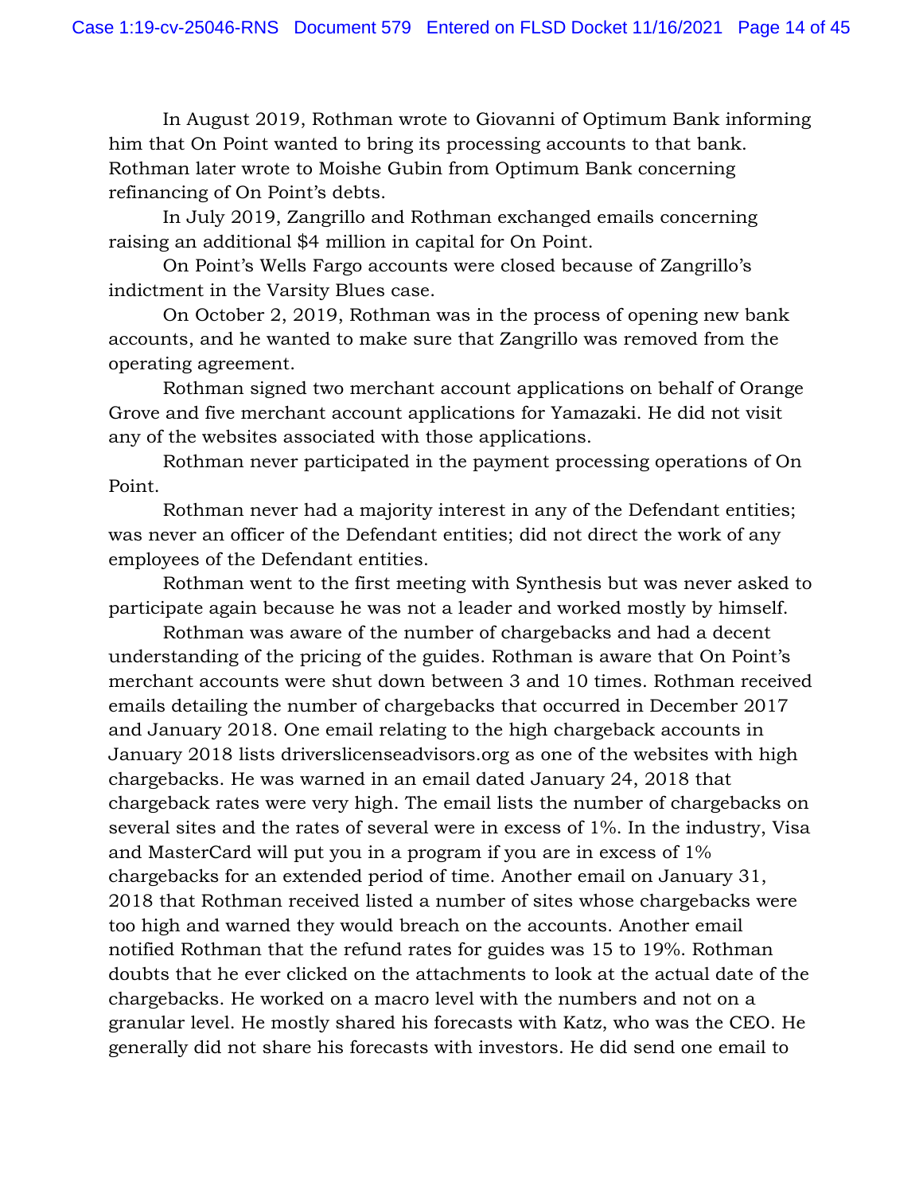In August 2019, Rothman wrote to Giovanni of Optimum Bank informing him that On Point wanted to bring its processing accounts to that bank. Rothman later wrote to Moishe Gubin from Optimum Bank concerning refinancing of On Point's debts.

In July 2019, Zangrillo and Rothman exchanged emails concerning raising an additional $4 million in capital for On Point.

On Point's Wells Fargo accounts were closed because of Zangrillo's indictment in the Varsity Blues case.

On October 2, 2019, Rothman was in the process of opening new bank accounts, and he wanted to make sure that Zangrillo was removed from the operating agreement.

Rothman signed two merchant account applications on behalf of Orange Grove and five merchant account applications for Yamazaki. He did not visit any of the websites associated with those applications.

Rothman never participated in the payment processing operations of On Point.

Rothman never had a majority interest in any of the Defendant entities; was never an officer of the Defendant entities; did not direct the work of any employees of the Defendant entities.

Rothman went to the first meeting with Synthesis but was never asked to participate again because he was not a leader and worked mostly by himself.

Rothman was aware of the number of chargebacks and had a decent understanding of the pricing of the guides. Rothman is aware that On Point's merchant accounts were shut down between 3 and 10 times. Rothman received emails detailing the number of chargebacks that occurred in December 2017 and January 2018. One email relating to the high chargeback accounts in January 2018 lists driverslicenseadvisors.org as one of the websites with high chargebacks. He was warned in an email dated January 24, 2018 that chargeback rates were very high. The email lists the number of chargebacks on several sites and the rates of several were in excess of 1%. In the industry, Visa and MasterCard will put you in a program if you are in excess of 1% chargebacks for an extended period of time. Another email on January 31, 2018 that Rothman received listed a number of sites whose chargebacks were too high and warned they would breach on the accounts. Another email notified Rothman that the refund rates for guides was 15 to 19%. Rothman doubts that he ever clicked on the attachments to look at the actual date of the chargebacks. He worked on a macro level with the numbers and not on a granular level. He mostly shared his forecasts with Katz, who was the CEO. He generally did not share his forecasts with investors. He did send one email to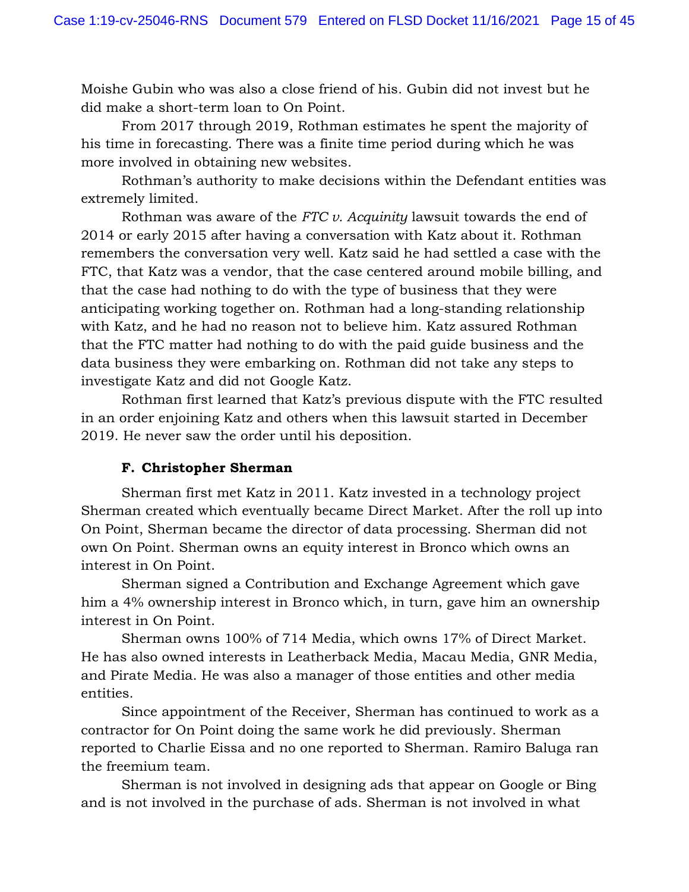Moishe Gubin who was also a close friend of his. Gubin did not invest but he did make a short-term loan to On Point.

From 2017 through 2019, Rothman estimates he spent the majority of his time in forecasting. There was a finite time period during which he was more involved in obtaining new websites.

Rothman's authority to make decisions within the Defendant entities was extremely limited.

Rothman was aware of the *FTC v. Acquinity* lawsuit towards the end of 2014 or early 2015 after having a conversation with Katz about it. Rothman remembers the conversation very well. Katz said he had settled a case with the FTC, that Katz was a vendor, that the case centered around mobile billing, and that the case had nothing to do with the type of business that they were anticipating working together on. Rothman had a long-standing relationship with Katz, and he had no reason not to believe him. Katz assured Rothman that the FTC matter had nothing to do with the paid guide business and the data business they were embarking on. Rothman did not take any steps to investigate Katz and did not Google Katz.

Rothman first learned that Katz's previous dispute with the FTC resulted in an order enjoining Katz and others when this lawsuit started in December 2019. He never saw the order until his deposition.

### F. Christopher Sherman

Sherman first met Katz in 2011. Katz invested in a technology project Sherman created which eventually became Direct Market. After the roll up into On Point, Sherman became the director of data processing. Sherman did not own On Point. Sherman owns an equity interest in Bronco which owns an interest in On Point.

Sherman signed a Contribution and Exchange Agreement which gave him a 4% ownership interest in Bronco which, in turn, gave him an ownership interest in On Point.

Sherman owns 100% of 714 Media, which owns 17% of Direct Market. He has also owned interests in Leatherback Media, Macau Media, GNR Media, and Pirate Media. He was also a manager of those entities and other media entities.

Since appointment of the Receiver, Sherman has continued to work as a contractor for On Point doing the same work he did previously. Sherman reported to Charlie Eissa and no one reported to Sherman. Ramiro Baluga ran the freemium team.

Sherman is not involved in designing ads that appear on Google or Bing and is not involved in the purchase of ads. Sherman is not involved in what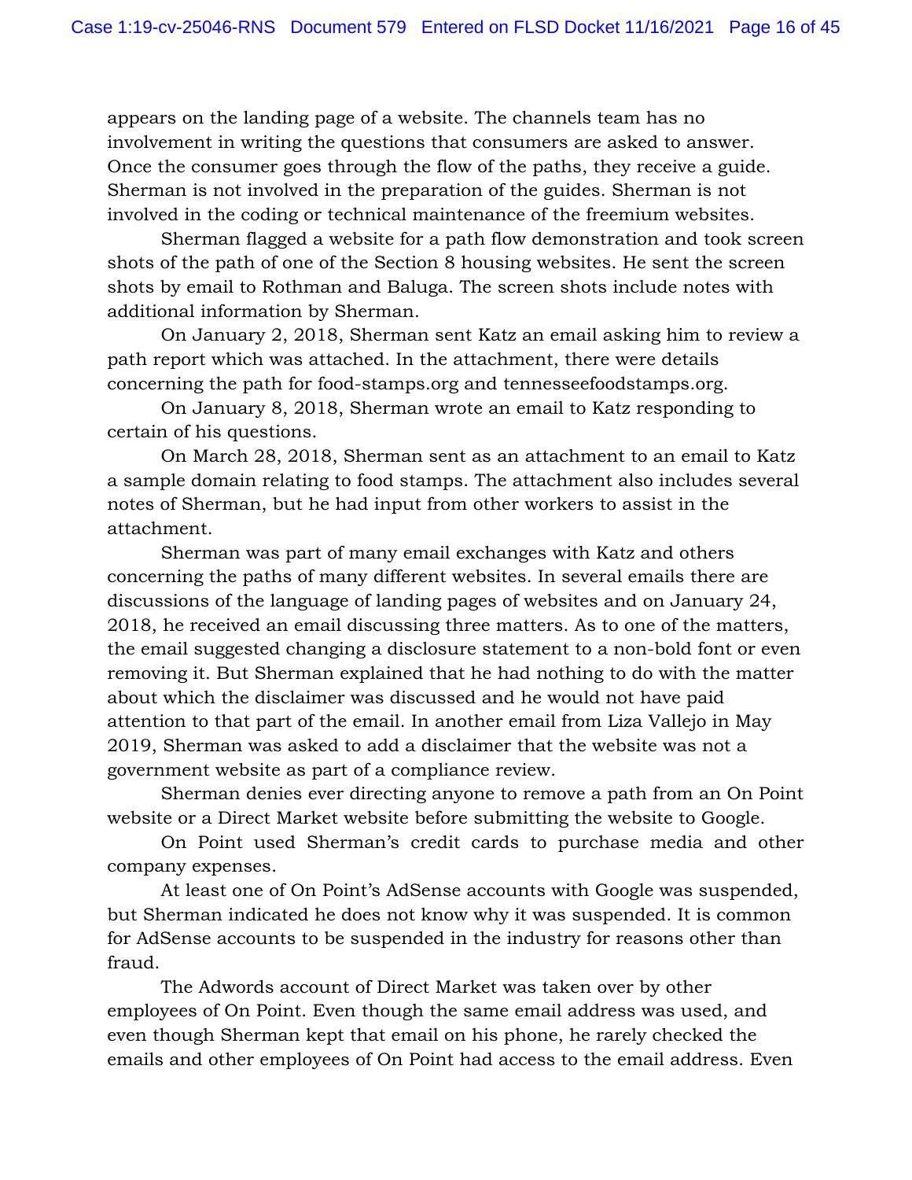appears on the landing page of a website. The channels team has no involvement in writing the questions that consumers are asked to answer. Once the consumer goes through the flow of the paths, they receive a guide. Sherman is not involved in the preparation of the guides. Sherman is not involved in the coding or technical maintenance of the freemium websites.

Sherman flagged a website for a path flow demonstration and took screen shots of the path of one of the Section 8 housing websites. He sent the screen shots by email to Rothman and Baluga. The screen shots include notes with additional information by Sherman.

On January 2, 2018, Sherman sent Katz an email asking him to review a path report which was attached. In the attachment, there were details concerning the path for food-stamps.org and tennesseefoodstamps.org.

On January 8, 2018, Sherman wrote an email to Katz responding to certain of his questions.

On March 28, 2018, Sherman sent as an attachment to an email to Katz a sample domain relating to food stamps. The attachment also includes several notes of Sherman, but he had input from other workers to assist in the attachment.

Sherman was part of many email exchanges with Katz and others concerning the paths of many different websites. In several emails there are discussions of the language of landing pages of websites and on January 24, 2018, he received an email discussing three matters. As to one of the matters, the email suggested changing a disclosure statement to a non-bold font or even removing it. But Sherman explained that he had nothing to do with the matter about which the disclaimer was discussed and he would not have paid attention to that part of the email. In another email from Liza Vallejo in May 2019, Sherman was asked to add a disclaimer that the website was not a government website as part of a compliance review.

Sherman denies ever directing anyone to remove a path from an On Point website or a Direct Market website before submitting the website to Google.

On Point used Sherman's credit cards to purchase media and other company expenses.

At least one of On Point's AdSense accounts with Google was suspended, but Sherman indicated he does not know why it was suspended. It is common for AdSense accounts to be suspended in the industry for reasons other than fraud.

The Adwords account of Direct Market was taken over by other employees of On Point. Even though the same email address was used, and even though Sherman kept that email on his phone, he rarely checked the emails and other employees of On Point had access to the email address. Even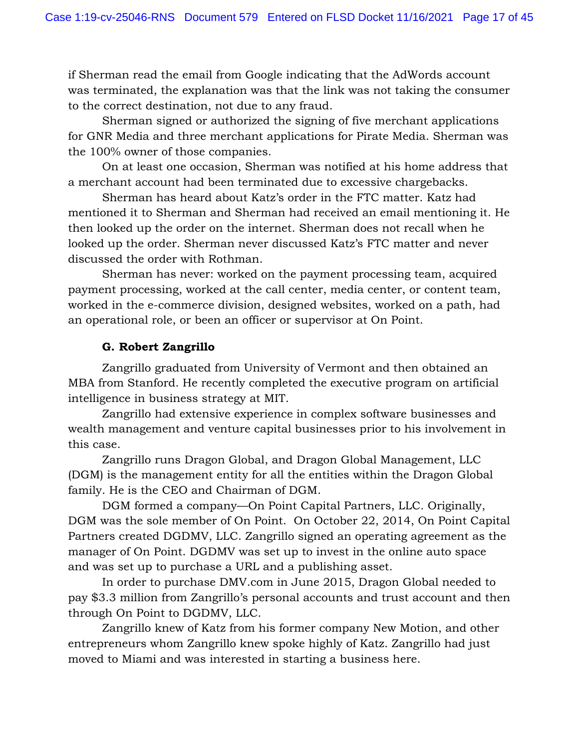if Sherman read the email from Google indicating that the AdWords account was terminated, the explanation was that the link was not taking the consumer to the correct destination, not due to any fraud.

Sherman signed or authorized the signing of five merchant applications for GNR Media and three merchant applications for Pirate Media. Sherman was the 100% owner of those companies.

On at least one occasion, Sherman was notified at his home address that a merchant account had been terminated due to excessive chargebacks.

Sherman has heard about Katz's order in the FTC matter. Katz had mentioned it to Sherman and Sherman had received an email mentioning it. He then looked up the order on the internet. Sherman does not recall when he looked up the order. Sherman never discussed Katz's FTC matter and never discussed the order with Rothman.

Sherman has never: worked on the payment processing team, acquired payment processing, worked at the call center, media center, or content team, worked in the e-commerce division, designed websites, worked on a path, had an operational role, or been an officer or supervisor at On Point.

### G. Robert Zangrillo

Zangrillo graduated from University of Vermont and then obtained an MBA from Stanford. He recently completed the executive program on artificial intelligence in business strategy at MIT.

Zangrillo had extensive experience in complex software businesses and wealth management and venture capital businesses prior to his involvement in this case.

Zangrillo runs Dragon Global, and Dragon Global Management, LLC (DGM) is the management entity for all the entities within the Dragon Global family. He is the CEO and Chairman of DGM.

DGM formed a company—On Point Capital Partners, LLC. Originally, DGM was the sole member of On Point. On October 22, 2014, On Point Capital Partners created DGDMV, LLC. Zangrillo signed an operating agreement as the manager of On Point. DGDMV was set up to invest in the online auto space and was set up to purchase a URL and a publishing asset.

In order to purchase DMV.com in June 2015, Dragon Global needed to pay $3.3 million from Zangrillo's personal accounts and trust account and then through On Point to DGDMV, LLC.

Zangrillo knew of Katz from his former company New Motion, and other entrepreneurs whom Zangrillo knew spoke highly of Katz. Zangrillo had just moved to Miami and was interested in starting a business here.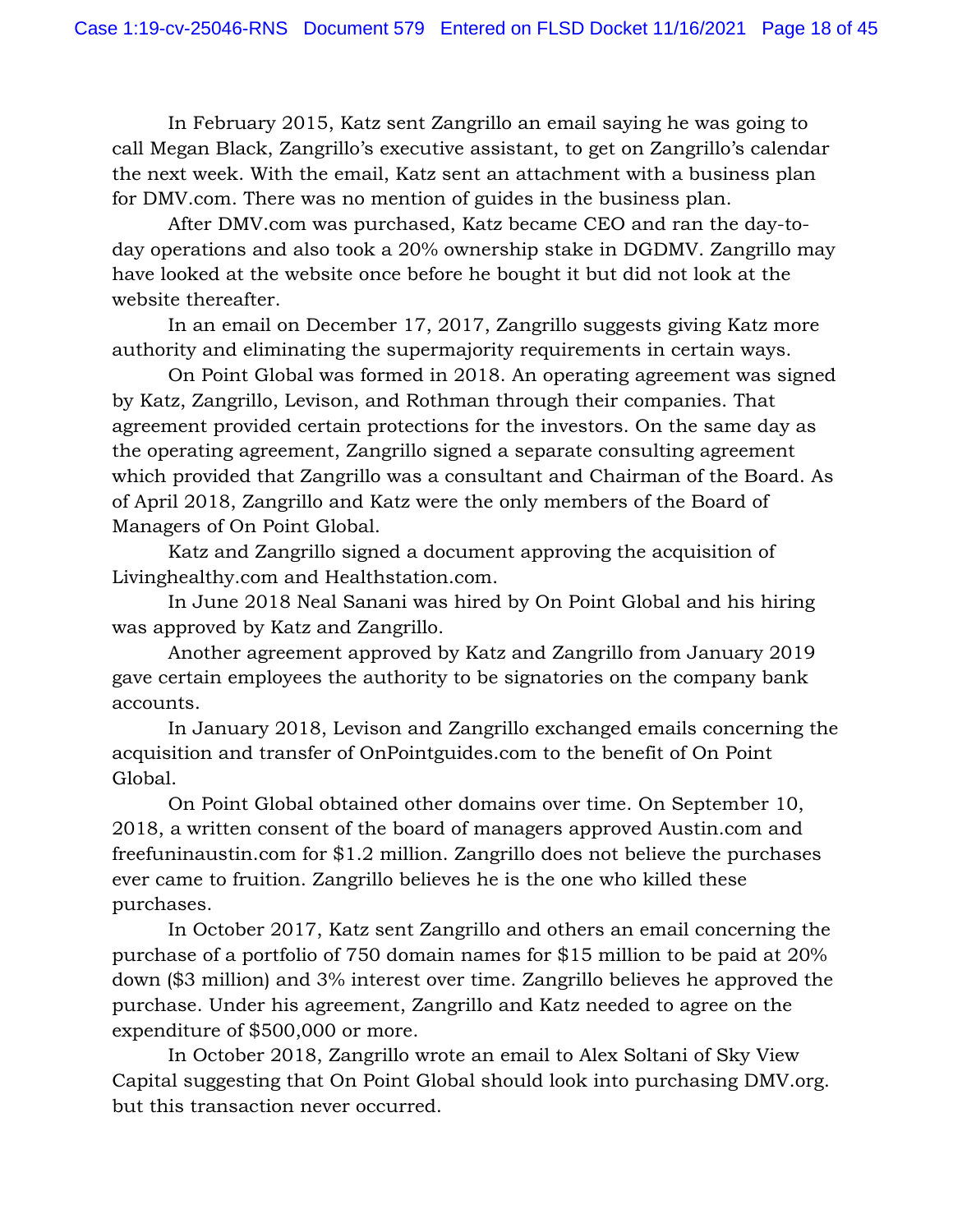In February 2015, Katz sent Zangrillo an email saying he was going to call Megan Black, Zangrillo's executive assistant, to get on Zangrillo's calendar the next week. With the email, Katz sent an attachment with a business plan for DMV.com. There was no mention of guides in the business plan.

After DMV.com was purchased, Katz became CEO and ran the day-to-day operations and also took a 20% ownership stake in DGDMV. Zangrillo may have looked at the website once before he bought it but did not look at the website thereafter.

In an email on December 17, 2017, Zangrillo suggests giving Katz more authority and eliminating the supermajority requirements in certain ways.

On Point Global was formed in 2018. An operating agreement was signed by Katz, Zangrillo, Levison, and Rothman through their companies. That agreement provided certain protections for the investors. On the same day as the operating agreement, Zangrillo signed a separate consulting agreement which provided that Zangrillo was a consultant and Chairman of the Board. As of April 2018, Zangrillo and Katz were the only members of the Board of Managers of On Point Global.

Katz and Zangrillo signed a document approving the acquisition of Livinghealthy.com and Healthstation.com.

In June 2018 Neal Sanani was hired by On Point Global and his hiring was approved by Katz and Zangrillo.

Another agreement approved by Katz and Zangrillo from January 2019 gave certain employees the authority to be signatories on the company bank accounts.

In January 2018, Levison and Zangrillo exchanged emails concerning the acquisition and transfer of OnPointguides.com to the benefit of On Point Global.

On Point Global obtained other domains over time. On September 10, 2018, a written consent of the board of managers approved Austin.com and freefuninaustin.com for $1.2 million. Zangrillo does not believe the purchases ever came to fruition. Zangrillo believes he is the one who killed these purchases.

In October 2017, Katz sent Zangrillo and others an email concerning the purchase of a portfolio of 750 domain names for $15 million to be paid at 20% down ($3 million) and 3% interest over time. Zangrillo believes he approved the purchase. Under his agreement, Zangrillo and Katz needed to agree on the expenditure of $500,000 or more.

In October 2018, Zangrillo wrote an email to Alex Soltani of Sky View Capital suggesting that On Point Global should look into purchasing DMV.org. but this transaction never occurred.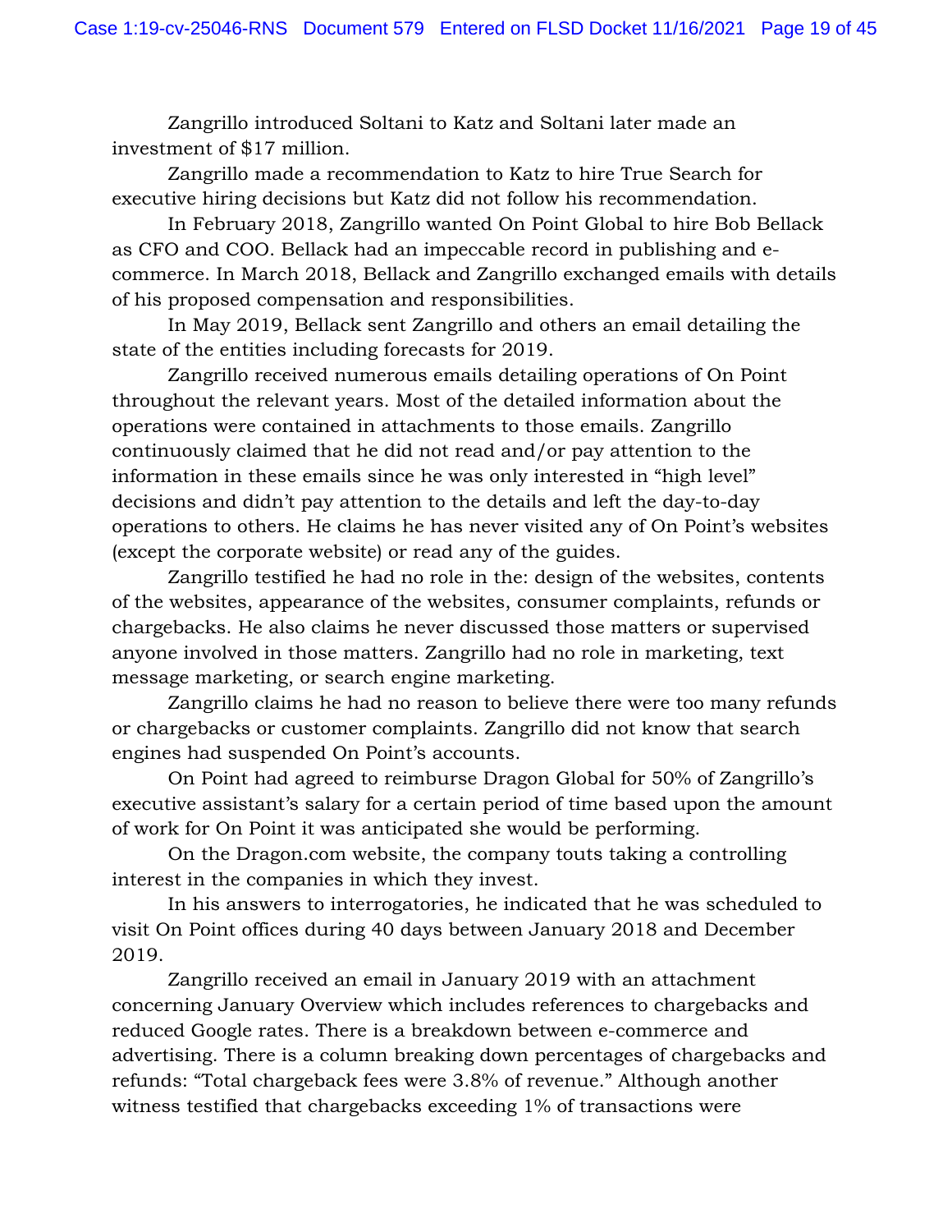Zangrillo introduced Soltani to Katz and Soltani later made an investment of $17 million.

Zangrillo made a recommendation to Katz to hire True Search for executive hiring decisions but Katz did not follow his recommendation.

In February 2018, Zangrillo wanted On Point Global to hire Bob Bellack as CFO and COO. Bellack had an impeccable record in publishing and e-commerce. In March 2018, Bellack and Zangrillo exchanged emails with details of his proposed compensation and responsibilities.

In May 2019, Bellack sent Zangrillo and others an email detailing the state of the entities including forecasts for 2019.

Zangrillo received numerous emails detailing operations of On Point throughout the relevant years. Most of the detailed information about the operations were contained in attachments to those emails. Zangrillo continuously claimed that he did not read and/or pay attention to the information in these emails since he was only interested in "high level" decisions and didn't pay attention to the details and left the day-to-day operations to others. He claims he has never visited any of On Point's websites (except the corporate website) or read any of the guides.

Zangrillo testified he had no role in the: design of the websites, contents of the websites, appearance of the websites, consumer complaints, refunds or chargebacks. He also claims he never discussed those matters or supervised anyone involved in those matters. Zangrillo had no role in marketing, text message marketing, or search engine marketing.

Zangrillo claims he had no reason to believe there were too many refunds or chargebacks or customer complaints. Zangrillo did not know that search engines had suspended On Point's accounts.

On Point had agreed to reimburse Dragon Global for 50% of Zangrillo's executive assistant's salary for a certain period of time based upon the amount of work for On Point it was anticipated she would be performing.

On the Dragon.com website, the company touts taking a controlling interest in the companies in which they invest.

In his answers to interrogatories, he indicated that he was scheduled to visit On Point offices during 40 days between January 2018 and December 2019.

Zangrillo received an email in January 2019 with an attachment concerning January Overview which includes references to chargebacks and reduced Google rates. There is a breakdown between e-commerce and advertising. There is a column breaking down percentages of chargebacks and refunds: "Total chargeback fees were 3.8% of revenue." Although another witness testified that chargebacks exceeding 1% of transactions were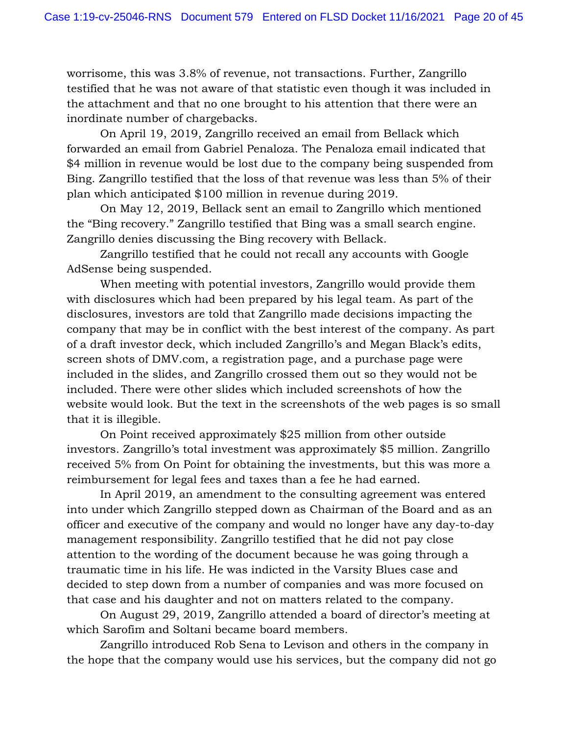worrisome, this was 3.8% of revenue, not transactions. Further, Zangrillo testified that he was not aware of that statistic even though it was included in the attachment and that no one brought to his attention that there were an inordinate number of chargebacks.

On April 19, 2019, Zangrillo received an email from Bellack which forwarded an email from Gabriel Penaloza. The Penaloza email indicated that $4 million in revenue would be lost due to the company being suspended from Bing. Zangrillo testified that the loss of that revenue was less than 5% of their plan which anticipated $100 million in revenue during 2019.

On May 12, 2019, Bellack sent an email to Zangrillo which mentioned the "Bing recovery." Zangrillo testified that Bing was a small search engine. Zangrillo denies discussing the Bing recovery with Bellack.

Zangrillo testified that he could not recall any accounts with Google AdSense being suspended.

When meeting with potential investors, Zangrillo would provide them with disclosures which had been prepared by his legal team. As part of the disclosures, investors are told that Zangrillo made decisions impacting the company that may be in conflict with the best interest of the company. As part of a draft investor deck, which included Zangrillo's and Megan Black's edits, screen shots of DMV.com, a registration page, and a purchase page were included in the slides, and Zangrillo crossed them out so they would not be included. There were other slides which included screenshots of how the website would look. But the text in the screenshots of the web pages is so small that it is illegible.

On Point received approximately $25 million from other outside investors. Zangrillo's total investment was approximately $5 million. Zangrillo received 5% from On Point for obtaining the investments, but this was more a reimbursement for legal fees and taxes than a fee he had earned.

In April 2019, an amendment to the consulting agreement was entered into under which Zangrillo stepped down as Chairman of the Board and as an officer and executive of the company and would no longer have any day-to-day management responsibility. Zangrillo testified that he did not pay close attention to the wording of the document because he was going through a traumatic time in his life. He was indicted in the Varsity Blues case and decided to step down from a number of companies and was more focused on that case and his daughter and not on matters related to the company.

On August 29, 2019, Zangrillo attended a board of director's meeting at which Sarofim and Soltani became board members.

Zangrillo introduced Rob Sena to Levison and others in the company in the hope that the company would use his services, but the company did not go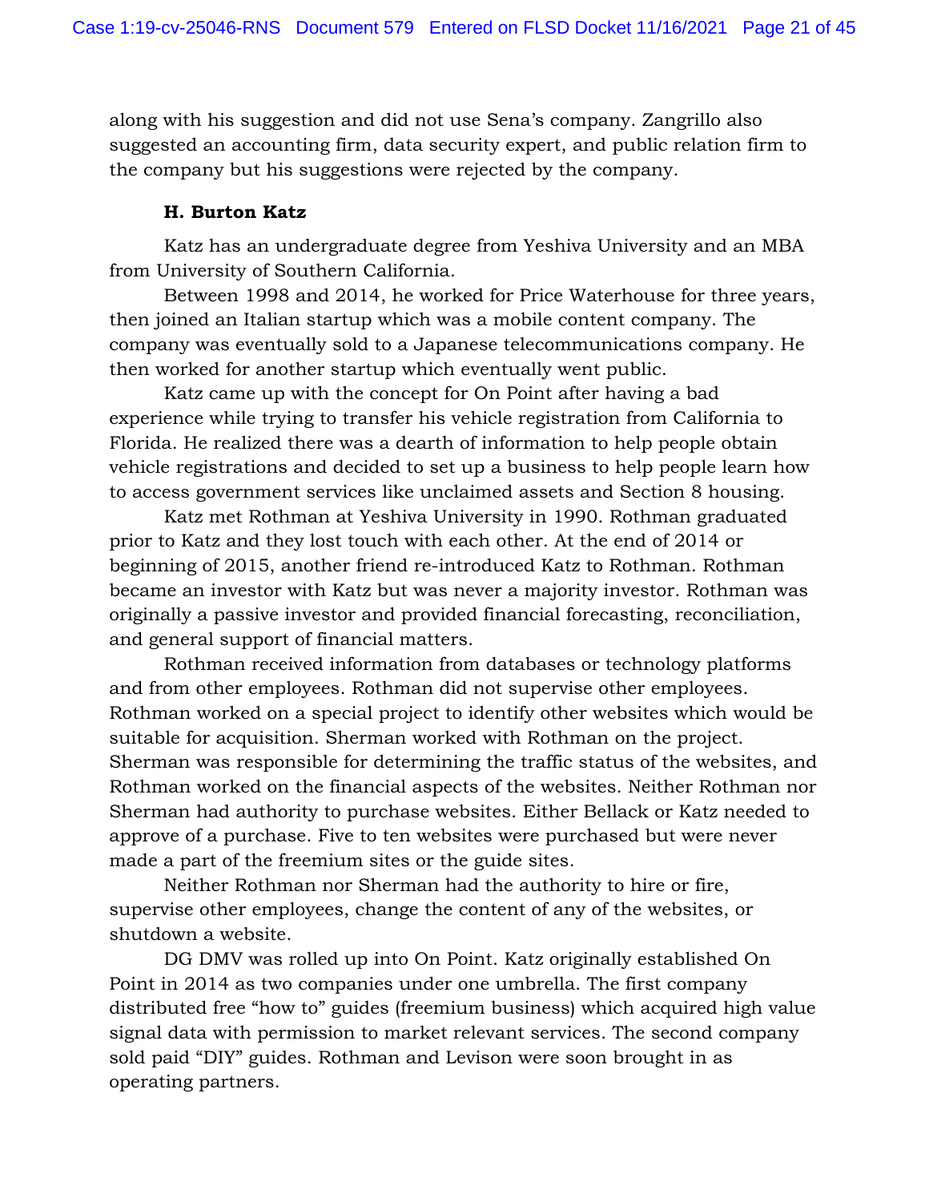along with his suggestion and did not use Sena's company. Zangrillo also suggested an accounting firm, data security expert, and public relation firm to the company but his suggestions were rejected by the company.

**H. Burton Katz**

Katz has an undergraduate degree from Yeshiva University and an MBA from University of Southern California.

Between 1998 and 2014, he worked for Price Waterhouse for three years, then joined an Italian startup which was a mobile content company. The company was eventually sold to a Japanese telecommunications company. He then worked for another startup which eventually went public.

Katz came up with the concept for On Point after having a bad experience while trying to transfer his vehicle registration from California to Florida. He realized there was a dearth of information to help people obtain vehicle registrations and decided to set up a business to help people learn how to access government services like unclaimed assets and Section 8 housing.

Katz met Rothman at Yeshiva University in 1990. Rothman graduated prior to Katz and they lost touch with each other. At the end of 2014 or beginning of 2015, another friend re-introduced Katz to Rothman. Rothman became an investor with Katz but was never a majority investor. Rothman was originally a passive investor and provided financial forecasting, reconciliation, and general support of financial matters.

Rothman received information from databases or technology platforms and from other employees. Rothman did not supervise other employees. Rothman worked on a special project to identify other websites which would be suitable for acquisition. Sherman worked with Rothman on the project. Sherman was responsible for determining the traffic status of the websites, and Rothman worked on the financial aspects of the websites. Neither Rothman nor Sherman had authority to purchase websites. Either Bellack or Katz needed to approve of a purchase. Five to ten websites were purchased but were never made a part of the freemium sites or the guide sites.

Neither Rothman nor Sherman had the authority to hire or fire, supervise other employees, change the content of any of the websites, or shutdown a website.

DG DMV was rolled up into On Point. Katz originally established On Point in 2014 as two companies under one umbrella. The first company distributed free "how to" guides (freemium business) which acquired high value signal data with permission to market relevant services. The second company sold paid "DIY" guides. Rothman and Levison were soon brought in as operating partners.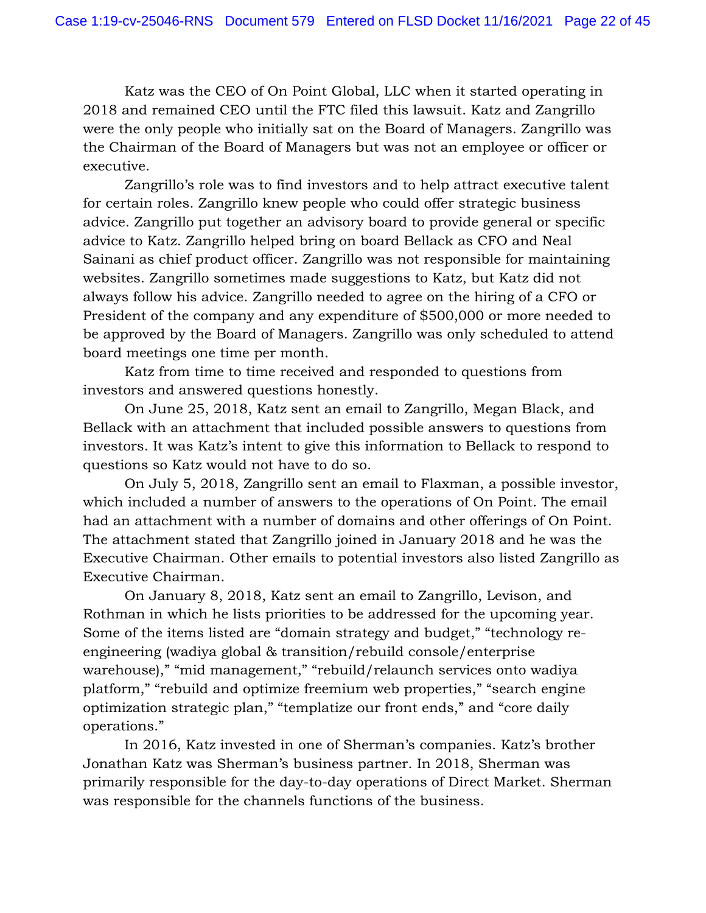Katz was the CEO of On Point Global, LLC when it started operating in 2018 and remained CEO until the FTC filed this lawsuit. Katz and Zangrillo were the only people who initially sat on the Board of Managers. Zangrillo was the Chairman of the Board of Managers but was not an employee or officer or executive.

Zangrillo's role was to find investors and to help attract executive talent for certain roles. Zangrillo knew people who could offer strategic business advice. Zangrillo put together an advisory board to provide general or specific advice to Katz. Zangrillo helped bring on board Bellack as CFO and Neal Sainani as chief product officer. Zangrillo was not responsible for maintaining websites. Zangrillo sometimes made suggestions to Katz, but Katz did not always follow his advice. Zangrillo needed to agree on the hiring of a CFO or President of the company and any expenditure of $500,000 or more needed to be approved by the Board of Managers. Zangrillo was only scheduled to attend board meetings one time per month.

Katz from time to time received and responded to questions from investors and answered questions honestly.

On June 25, 2018, Katz sent an email to Zangrillo, Megan Black, and Bellack with an attachment that included possible answers to questions from investors. It was Katz's intent to give this information to Bellack to respond to questions so Katz would not have to do so.

On July 5, 2018, Zangrillo sent an email to Flaxman, a possible investor, which included a number of answers to the operations of On Point. The email had an attachment with a number of domains and other offerings of On Point. The attachment stated that Zangrillo joined in January 2018 and he was the Executive Chairman. Other emails to potential investors also listed Zangrillo as Executive Chairman.

On January 8, 2018, Katz sent an email to Zangrillo, Levison, and Rothman in which he lists priorities to be addressed for the upcoming year. Some of the items listed are "domain strategy and budget," "technology re-engineering (wadiya global & transition/rebuild console/enterprise warehouse)," "mid management," "rebuild/relaunch services onto wadiya platform," "rebuild and optimize freemium web properties," "search engine optimization strategic plan," "templatize our front ends," and "core daily operations."

In 2016, Katz invested in one of Sherman's companies. Katz's brother Jonathan Katz was Sherman's business partner. In 2018, Sherman was primarily responsible for the day-to-day operations of Direct Market. Sherman was responsible for the channels functions of the business.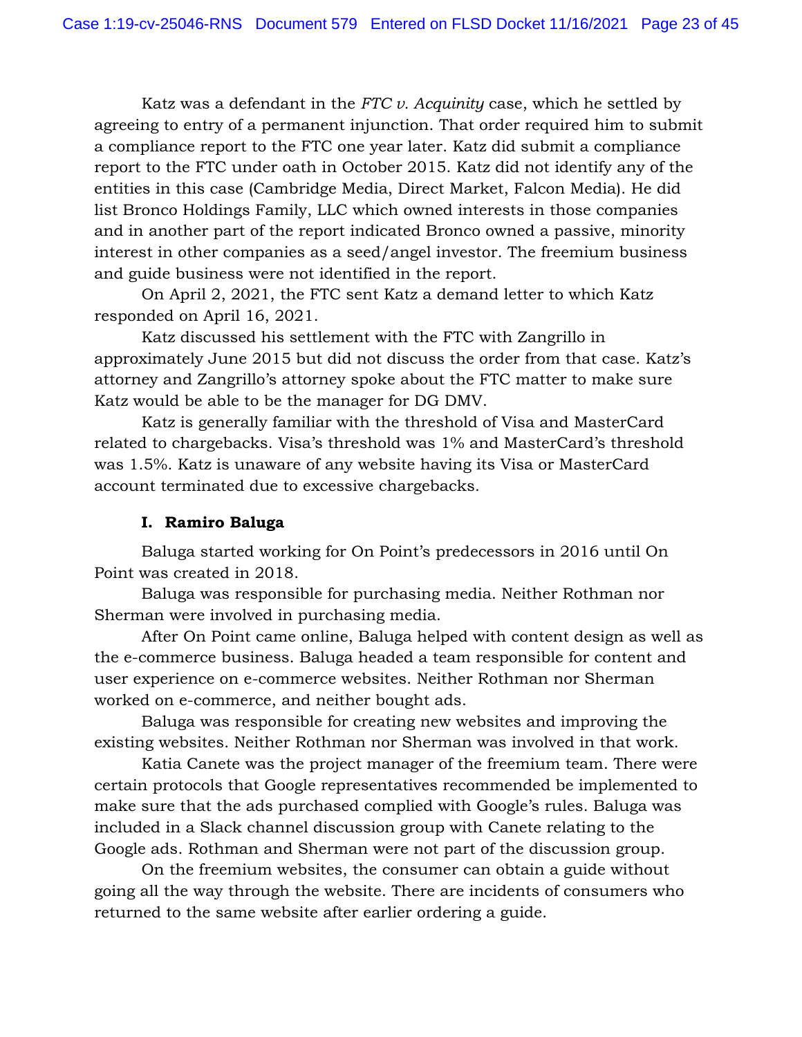Katz was a defendant in the *FTC v. Acquinity* case, which he settled by agreeing to entry of a permanent injunction. That order required him to submit a compliance report to the FTC one year later. Katz did submit a compliance report to the FTC under oath in October 2015. Katz did not identify any of the entities in this case (Cambridge Media, Direct Market, Falcon Media). He did list Bronco Holdings Family, LLC which owned interests in those companies and in another part of the report indicated Bronco owned a passive, minority interest in other companies as a seed/angel investor. The freemium business and guide business were not identified in the report.

On April 2, 2021, the FTC sent Katz a demand letter to which Katz responded on April 16, 2021.

Katz discussed his settlement with the FTC with Zangrillo in approximately June 2015 but did not discuss the order from that case. Katz's attorney and Zangrillo's attorney spoke about the FTC matter to make sure Katz would be able to be the manager for DG DMV.

Katz is generally familiar with the threshold of Visa and MasterCard related to chargebacks. Visa's threshold was 1% and MasterCard's threshold was 1.5%. Katz is unaware of any website having its Visa or MasterCard account terminated due to excessive chargebacks.

**I. Ramiro Baluga**

Baluga started working for On Point's predecessors in 2016 until On Point was created in 2018.

Baluga was responsible for purchasing media. Neither Rothman nor Sherman were involved in purchasing media.

After On Point came online, Baluga helped with content design as well as the e-commerce business. Baluga headed a team responsible for content and user experience on e-commerce websites. Neither Rothman nor Sherman worked on e-commerce, and neither bought ads.

Baluga was responsible for creating new websites and improving the existing websites. Neither Rothman nor Sherman was involved in that work.

Katia Canete was the project manager of the freemium team. There were certain protocols that Google representatives recommended be implemented to make sure that the ads purchased complied with Google's rules. Baluga was included in a Slack channel discussion group with Canete relating to the Google ads. Rothman and Sherman were not part of the discussion group.

On the freemium websites, the consumer can obtain a guide without going all the way through the website. There are incidents of consumers who returned to the same website after earlier ordering a guide.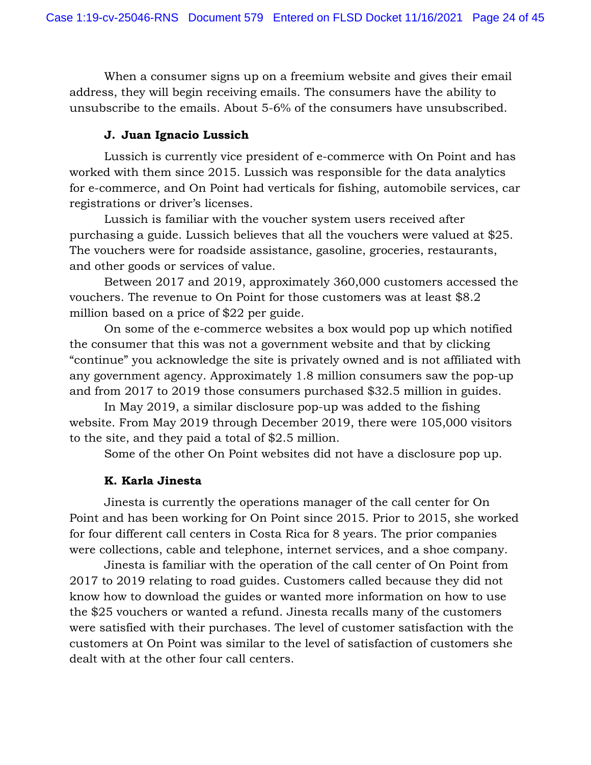When a consumer signs up on a freemium website and gives their email address, they will begin receiving emails. The consumers have the ability to unsubscribe to the emails. About 5-6% of the consumers have unsubscribed.

**J. Juan Ignacio Lussich**

Lussich is currently vice president of e-commerce with On Point and has worked with them since 2015. Lussich was responsible for the data analytics for e-commerce, and On Point had verticals for fishing, automobile services, car registrations or driver's licenses.

Lussich is familiar with the voucher system users received after purchasing a guide. Lussich believes that all the vouchers were valued at $25. The vouchers were for roadside assistance, gasoline, groceries, restaurants, and other goods or services of value.

Between 2017 and 2019, approximately 360,000 customers accessed the vouchers. The revenue to On Point for those customers was at least $8.2 million based on a price of $22 per guide.

On some of the e-commerce websites a box would pop up which notified the consumer that this was not a government website and that by clicking "continue" you acknowledge the site is privately owned and is not affiliated with any government agency. Approximately 1.8 million consumers saw the pop-up and from 2017 to 2019 those consumers purchased $32.5 million in guides.

In May 2019, a similar disclosure pop-up was added to the fishing website. From May 2019 through December 2019, there were 105,000 visitors to the site, and they paid a total of $2.5 million.

Some of the other On Point websites did not have a disclosure pop up.

**K. Karla Jinesta**

Jinesta is currently the operations manager of the call center for On Point and has been working for On Point since 2015. Prior to 2015, she worked for four different call centers in Costa Rica for 8 years. The prior companies were collections, cable and telephone, internet services, and a shoe company.

Jinesta is familiar with the operation of the call center of On Point from 2017 to 2019 relating to road guides. Customers called because they did not know how to download the guides or wanted more information on how to use the $25 vouchers or wanted a refund. Jinesta recalls many of the customers were satisfied with their purchases. The level of customer satisfaction with the customers at On Point was similar to the level of satisfaction of customers she dealt with at the other four call centers.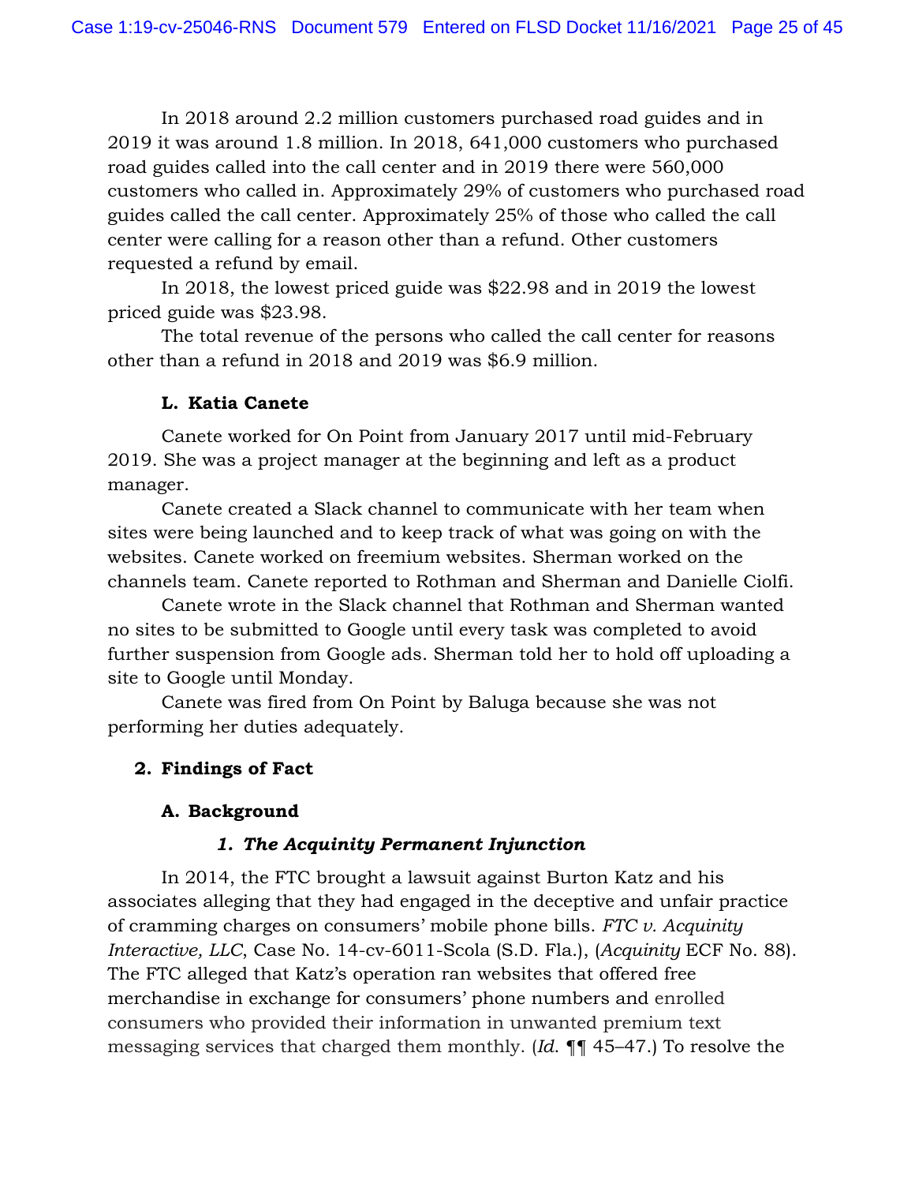In 2018 around 2.2 million customers purchased road guides and in 2019 it was around 1.8 million. In 2018, 641,000 customers who purchased road guides called into the call center and in 2019 there were 560,000 customers who called in. Approximately 29% of customers who purchased road guides called the call center. Approximately 25% of those who called the call center were calling for a reason other than a refund. Other customers requested a refund by email.

In 2018, the lowest priced guide was $22.98 and in 2019 the lowest priced guide was $23.98.

The total revenue of the persons who called the call center for reasons other than a refund in 2018 and 2019 was $6.9 million.

### L. Katia Canete

Canete worked for On Point from January 2017 until mid-February 2019. She was a project manager at the beginning and left as a product manager.

Canete created a Slack channel to communicate with her team when sites were being launched and to keep track of what was going on with the websites. Canete worked on freemium websites. Sherman worked on the channels team. Canete reported to Rothman and Sherman and Danielle Ciolfi.

Canete wrote in the Slack channel that Rothman and Sherman wanted no sites to be submitted to Google until every task was completed to avoid further suspension from Google ads. Sherman told her to hold off uploading a site to Google until Monday.

Canete was fired from On Point by Baluga because she was not performing her duties adequately.

## 2. Findings of Fact

### A. Background

#### *1. The Acquinity Permanent Injunction*

In 2014, the FTC brought a lawsuit against Burton Katz and his associates alleging that they had engaged in the deceptive and unfair practice of cramming charges on consumers' mobile phone bills. *FTC v. Acquinity Interactive, LLC*, Case No. 14-cv-6011-Scola (S.D. Fla.), (*Acquinity* ECF No. 88). The FTC alleged that Katz's operation ran websites that offered free merchandise in exchange for consumers' phone numbers and enrolled consumers who provided their information in unwanted premium text messaging services that charged them monthly. (*Id.* ¶¶ 45–47.) To resolve the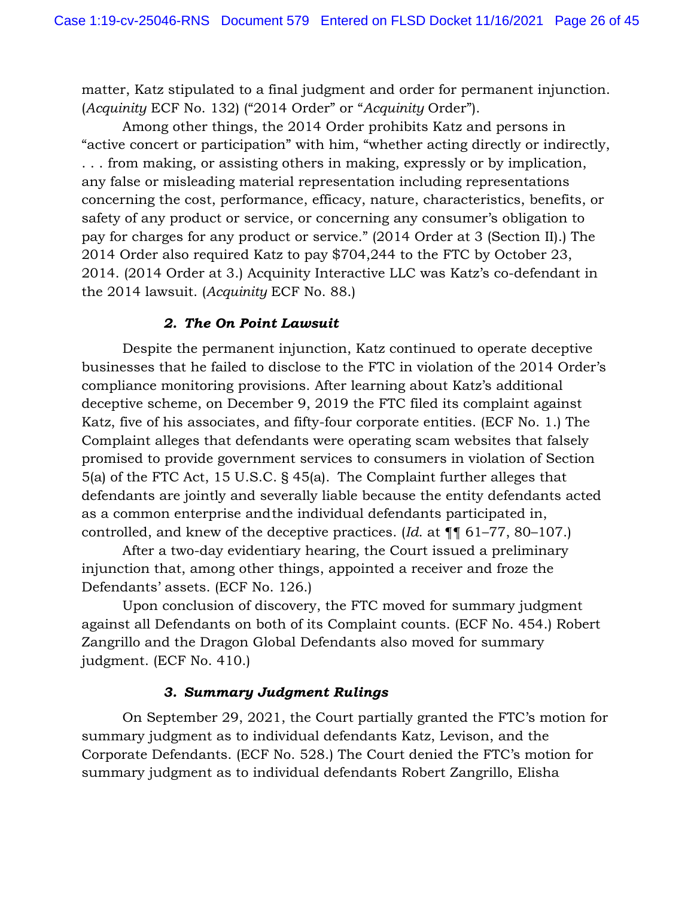matter, Katz stipulated to a final judgment and order for permanent injunction. (*Acquinity* ECF No. 132) ("2014 Order" or "*Acquinity* Order").

Among other things, the 2014 Order prohibits Katz and persons in "active concert or participation" with him, "whether acting directly or indirectly, . . . from making, or assisting others in making, expressly or by implication, any false or misleading material representation including representations concerning the cost, performance, efficacy, nature, characteristics, benefits, or safety of any product or service, or concerning any consumer's obligation to pay for charges for any product or service." (2014 Order at 3 (Section II).) The 2014 Order also required Katz to pay $704,244 to the FTC by October 23, 2014. (2014 Order at 3.) Acquinity Interactive LLC was Katz's co-defendant in the 2014 lawsuit. (*Acquinity* ECF No. 88.)

### *2. The On Point Lawsuit*

Despite the permanent injunction, Katz continued to operate deceptive businesses that he failed to disclose to the FTC in violation of the 2014 Order's compliance monitoring provisions. After learning about Katz's additional deceptive scheme, on December 9, 2019 the FTC filed its complaint against Katz, five of his associates, and fifty-four corporate entities. (ECF No. 1.) The Complaint alleges that defendants were operating scam websites that falsely promised to provide government services to consumers in violation of Section 5(a) of the FTC Act, 15 U.S.C. § 45(a). The Complaint further alleges that defendants are jointly and severally liable because the entity defendants acted as a common enterprise and the individual defendants participated in, controlled, and knew of the deceptive practices. (*Id.* at ¶¶ 61–77, 80–107.)

After a two-day evidentiary hearing, the Court issued a preliminary injunction that, among other things, appointed a receiver and froze the Defendants' assets. (ECF No. 126.)

Upon conclusion of discovery, the FTC moved for summary judgment against all Defendants on both of its Complaint counts. (ECF No. 454.) Robert Zangrillo and the Dragon Global Defendants also moved for summary judgment. (ECF No. 410.)

### *3. Summary Judgment Rulings*

On September 29, 2021, the Court partially granted the FTC's motion for summary judgment as to individual defendants Katz, Levison, and the Corporate Defendants. (ECF No. 528.) The Court denied the FTC's motion for summary judgment as to individual defendants Robert Zangrillo, Elisha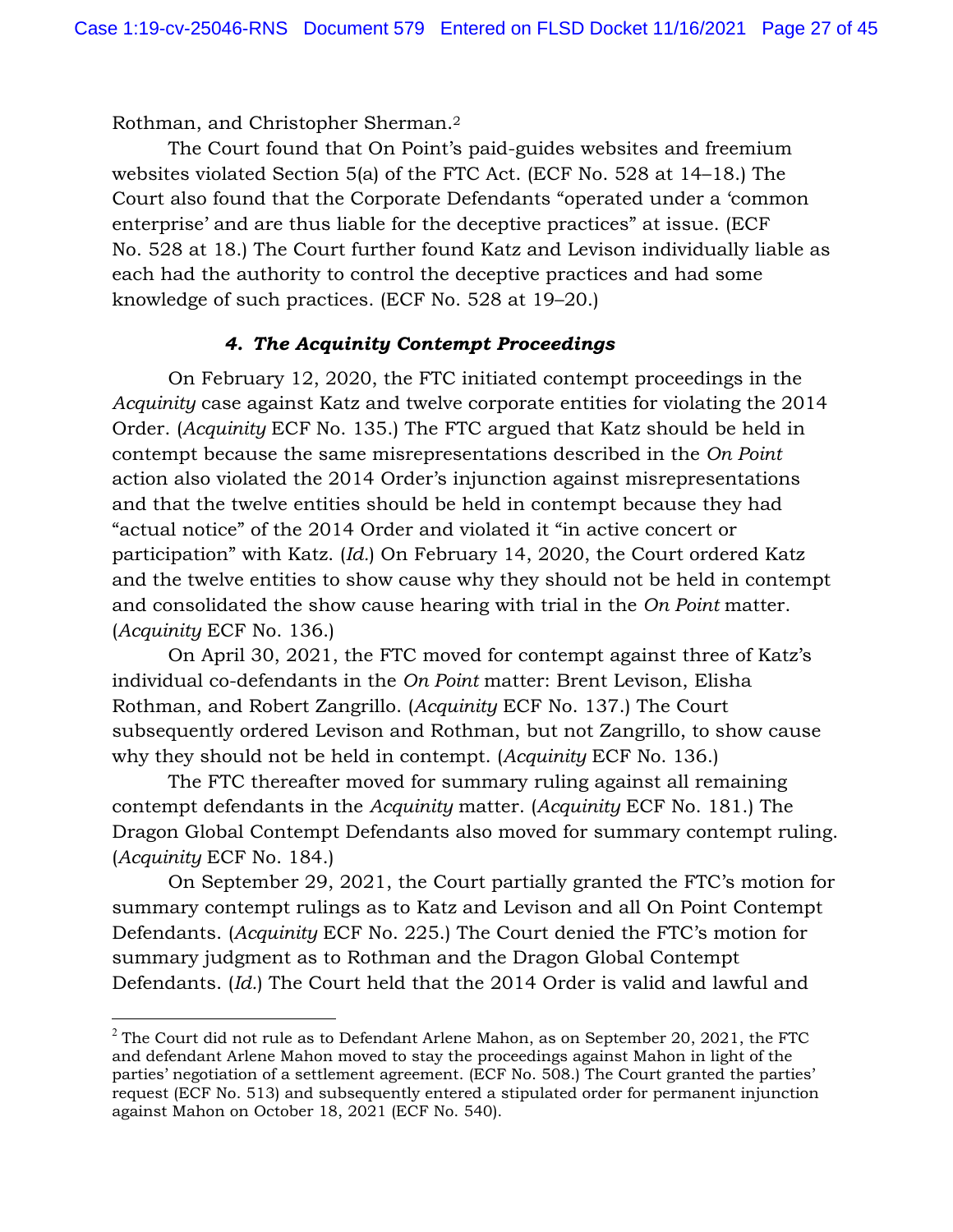Rothman, and Christopher Sherman.[2]

The Court found that On Point's paid-guides websites and freemium websites violated Section 5(a) of the FTC Act. (ECF No. 528 at 14–18.) The Court also found that the Corporate Defendants "operated under a 'common enterprise' and are thus liable for the deceptive practices" at issue. (ECF No. 528 at 18.) The Court further found Katz and Levison individually liable as each had the authority to control the deceptive practices and had some knowledge of such practices. (ECF No. 528 at 19–20.)

#### *4. The Acquinity Contempt Proceedings*

On February 12, 2020, the FTC initiated contempt proceedings in the *Acquinity* case against Katz and twelve corporate entities for violating the 2014 Order. (*Acquinity* ECF No. 135.) The FTC argued that Katz should be held in contempt because the same misrepresentations described in the *On Point* action also violated the 2014 Order's injunction against misrepresentations and that the twelve entities should be held in contempt because they had "actual notice" of the 2014 Order and violated it "in active concert or participation" with Katz. (*Id.*) On February 14, 2020, the Court ordered Katz and the twelve entities to show cause why they should not be held in contempt and consolidated the show cause hearing with trial in the *On Point* matter. (*Acquinity* ECF No. 136.)

On April 30, 2021, the FTC moved for contempt against three of Katz's individual co-defendants in the *On Point* matter: Brent Levison, Elisha Rothman, and Robert Zangrillo. (*Acquinity* ECF No. 137.) The Court subsequently ordered Levison and Rothman, but not Zangrillo, to show cause why they should not be held in contempt. (*Acquinity* ECF No. 136.)

The FTC thereafter moved for summary ruling against all remaining contempt defendants in the *Acquinity* matter. (*Acquinity* ECF No. 181.) The Dragon Global Contempt Defendants also moved for summary contempt ruling. (*Acquinity* ECF No. 184.)

On September 29, 2021, the Court partially granted the FTC's motion for summary contempt rulings as to Katz and Levison and all On Point Contempt Defendants. (*Acquinity* ECF No. 225.) The Court denied the FTC's motion for summary judgment as to Rothman and the Dragon Global Contempt Defendants. (*Id.*) The Court held that the 2014 Order is valid and lawful and

---

[2] The Court did not rule as to Defendant Arlene Mahon, as on September 20, 2021, the FTC and defendant Arlene Mahon moved to stay the proceedings against Mahon in light of the parties' negotiation of a settlement agreement. (ECF No. 508.) The Court granted the parties' request (ECF No. 513) and subsequently entered a stipulated order for permanent injunction against Mahon on October 18, 2021 (ECF No. 540).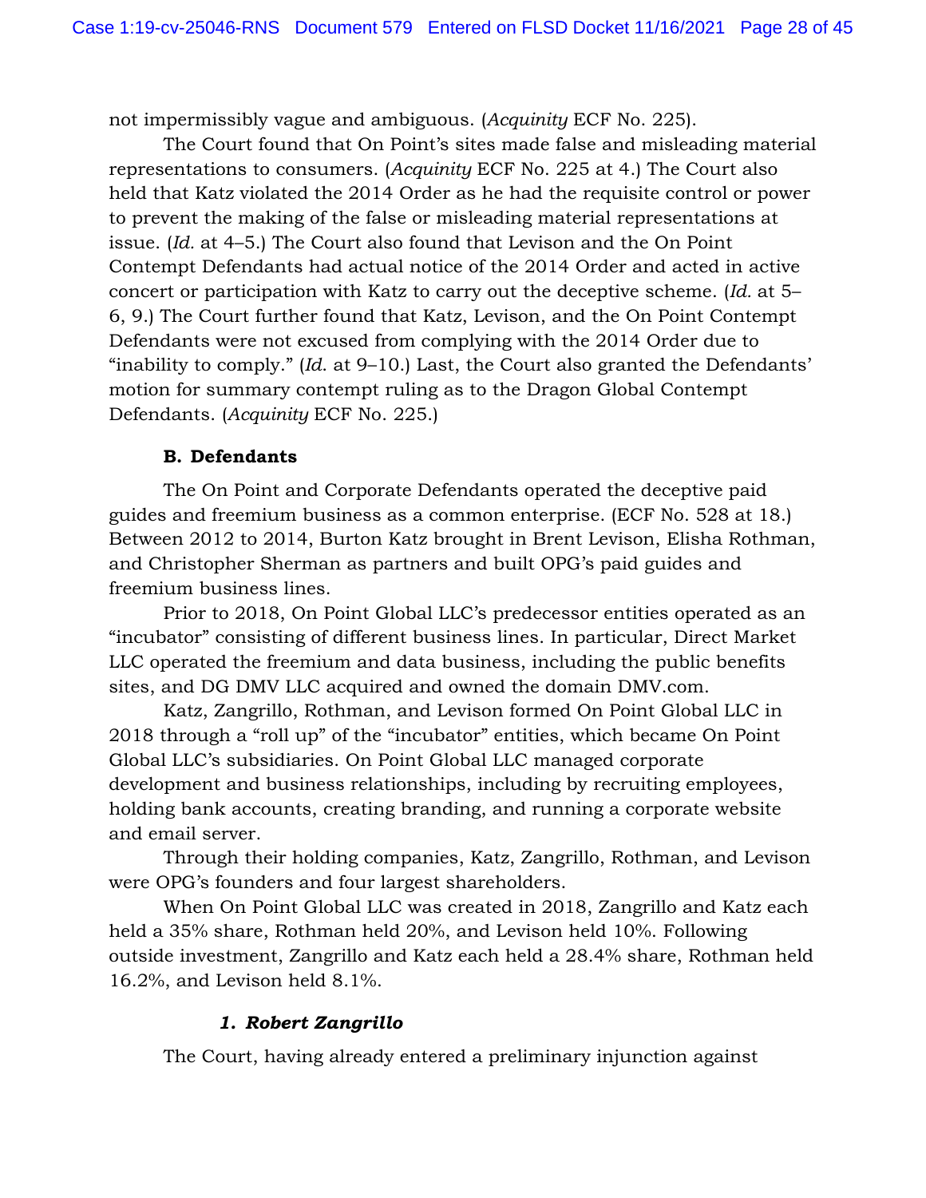not impermissibly vague and ambiguous. (*Acquinity* ECF No. 225).

The Court found that On Point's sites made false and misleading material representations to consumers. (*Acquinity* ECF No. 225 at 4.) The Court also held that Katz violated the 2014 Order as he had the requisite control or power to prevent the making of the false or misleading material representations at issue. (*Id.* at 4–5.) The Court also found that Levison and the On Point Contempt Defendants had actual notice of the 2014 Order and acted in active concert or participation with Katz to carry out the deceptive scheme. (*Id.* at 5–6, 9.) The Court further found that Katz, Levison, and the On Point Contempt Defendants were not excused from complying with the 2014 Order due to "inability to comply." (*Id.* at 9–10.) Last, the Court also granted the Defendants' motion for summary contempt ruling as to the Dragon Global Contempt Defendants. (*Acquinity* ECF No. 225.)

### B. Defendants

The On Point and Corporate Defendants operated the deceptive paid guides and freemium business as a common enterprise. (ECF No. 528 at 18.) Between 2012 to 2014, Burton Katz brought in Brent Levison, Elisha Rothman, and Christopher Sherman as partners and built OPG's paid guides and freemium business lines.

Prior to 2018, On Point Global LLC's predecessor entities operated as an "incubator" consisting of different business lines. In particular, Direct Market LLC operated the freemium and data business, including the public benefits sites, and DG DMV LLC acquired and owned the domain DMV.com.

Katz, Zangrillo, Rothman, and Levison formed On Point Global LLC in 2018 through a "roll up" of the "incubator" entities, which became On Point Global LLC's subsidiaries. On Point Global LLC managed corporate development and business relationships, including by recruiting employees, holding bank accounts, creating branding, and running a corporate website and email server.

Through their holding companies, Katz, Zangrillo, Rothman, and Levison were OPG's founders and four largest shareholders.

When On Point Global LLC was created in 2018, Zangrillo and Katz each held a 35% share, Rothman held 20%, and Levison held 10%. Following outside investment, Zangrillo and Katz each held a 28.4% share, Rothman held 16.2%, and Levison held 8.1%.

#### *1. Robert Zangrillo*

The Court, having already entered a preliminary injunction against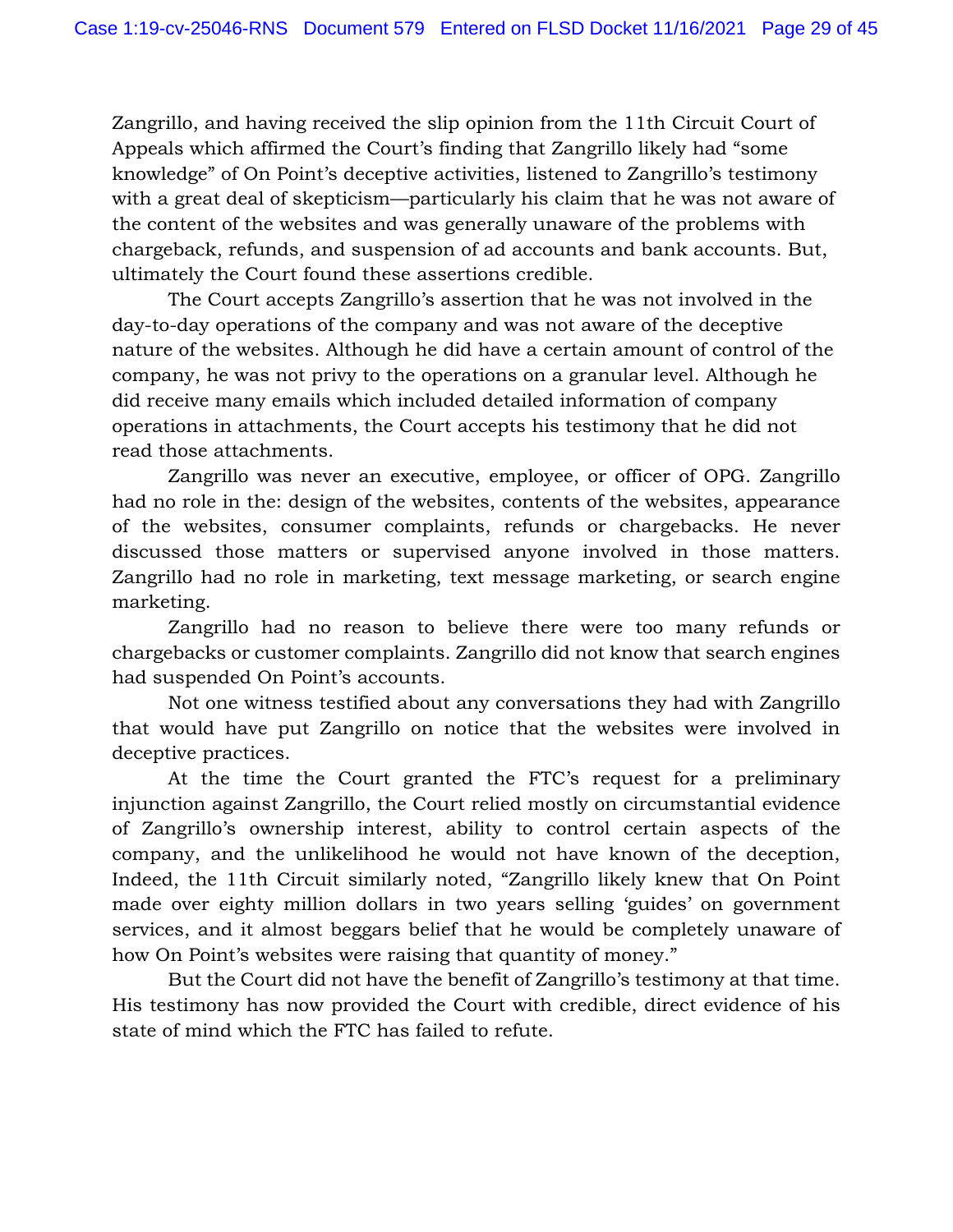Zangrillo, and having received the slip opinion from the 11th Circuit Court of Appeals which affirmed the Court's finding that Zangrillo likely had "some knowledge" of On Point's deceptive activities, listened to Zangrillo's testimony with a great deal of skepticism—particularly his claim that he was not aware of the content of the websites and was generally unaware of the problems with chargeback, refunds, and suspension of ad accounts and bank accounts. But, ultimately the Court found these assertions credible.

The Court accepts Zangrillo's assertion that he was not involved in the day-to-day operations of the company and was not aware of the deceptive nature of the websites. Although he did have a certain amount of control of the company, he was not privy to the operations on a granular level. Although he did receive many emails which included detailed information of company operations in attachments, the Court accepts his testimony that he did not read those attachments.

Zangrillo was never an executive, employee, or officer of OPG. Zangrillo had no role in the: design of the websites, contents of the websites, appearance of the websites, consumer complaints, refunds or chargebacks. He never discussed those matters or supervised anyone involved in those matters. Zangrillo had no role in marketing, text message marketing, or search engine marketing.

Zangrillo had no reason to believe there were too many refunds or chargebacks or customer complaints. Zangrillo did not know that search engines had suspended On Point's accounts.

Not one witness testified about any conversations they had with Zangrillo that would have put Zangrillo on notice that the websites were involved in deceptive practices.

At the time the Court granted the FTC's request for a preliminary injunction against Zangrillo, the Court relied mostly on circumstantial evidence of Zangrillo's ownership interest, ability to control certain aspects of the company, and the unlikelihood he would not have known of the deception, Indeed, the 11th Circuit similarly noted, "Zangrillo likely knew that On Point made over eighty million dollars in two years selling 'guides' on government services, and it almost beggars belief that he would be completely unaware of how On Point's websites were raising that quantity of money."

But the Court did not have the benefit of Zangrillo's testimony at that time. His testimony has now provided the Court with credible, direct evidence of his state of mind which the FTC has failed to refute.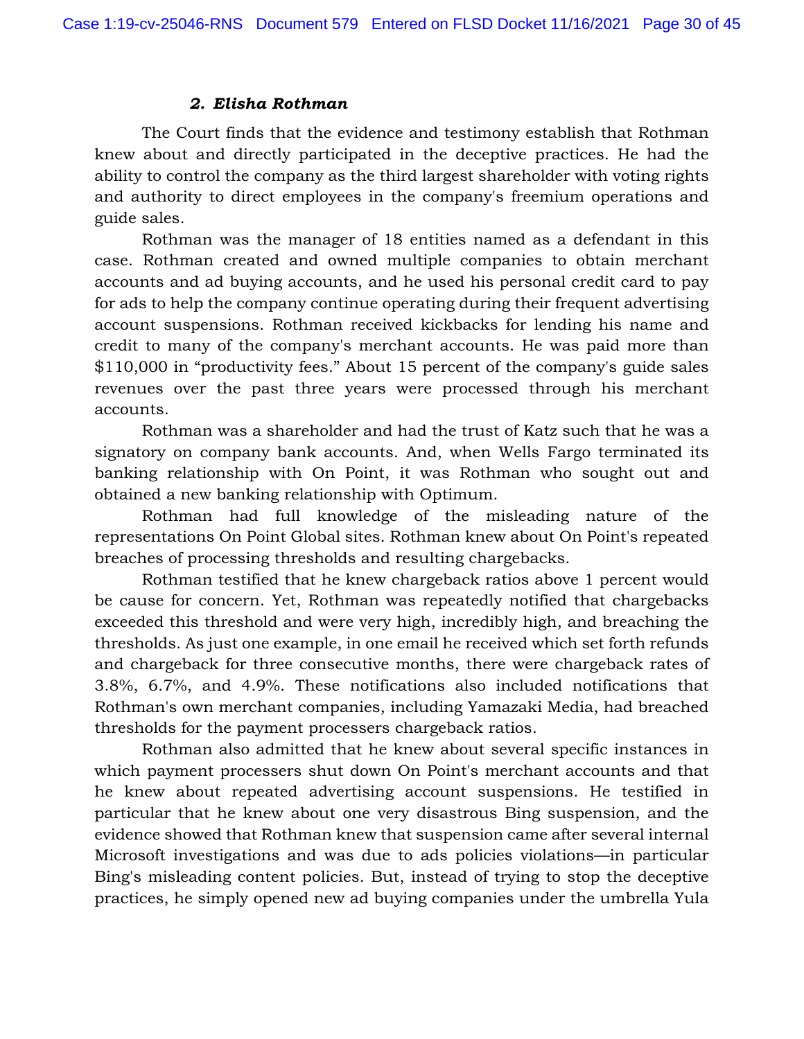### *2. Elisha Rothman*

The Court finds that the evidence and testimony establish that Rothman knew about and directly participated in the deceptive practices. He had the ability to control the company as the third largest shareholder with voting rights and authority to direct employees in the company's freemium operations and guide sales.

Rothman was the manager of 18 entities named as a defendant in this case. Rothman created and owned multiple companies to obtain merchant accounts and ad buying accounts, and he used his personal credit card to pay for ads to help the company continue operating during their frequent advertising account suspensions. Rothman received kickbacks for lending his name and credit to many of the company's merchant accounts. He was paid more than $110,000 in "productivity fees." About 15 percent of the company's guide sales revenues over the past three years were processed through his merchant accounts.

Rothman was a shareholder and had the trust of Katz such that he was a signatory on company bank accounts. And, when Wells Fargo terminated its banking relationship with On Point, it was Rothman who sought out and obtained a new banking relationship with Optimum.

Rothman had full knowledge of the misleading nature of the representations On Point Global sites. Rothman knew about On Point's repeated breaches of processing thresholds and resulting chargebacks.

Rothman testified that he knew chargeback ratios above 1 percent would be cause for concern. Yet, Rothman was repeatedly notified that chargebacks exceeded this threshold and were very high, incredibly high, and breaching the thresholds. As just one example, in one email he received which set forth refunds and chargeback for three consecutive months, there were chargeback rates of 3.8%, 6.7%, and 4.9%. These notifications also included notifications that Rothman's own merchant companies, including Yamazaki Media, had breached thresholds for the payment processers chargeback ratios.

Rothman also admitted that he knew about several specific instances in which payment processers shut down On Point's merchant accounts and that he knew about repeated advertising account suspensions. He testified in particular that he knew about one very disastrous Bing suspension, and the evidence showed that Rothman knew that suspension came after several internal Microsoft investigations and was due to ads policies violations—in particular Bing's misleading content policies. But, instead of trying to stop the deceptive practices, he simply opened new ad buying companies under the umbrella Yula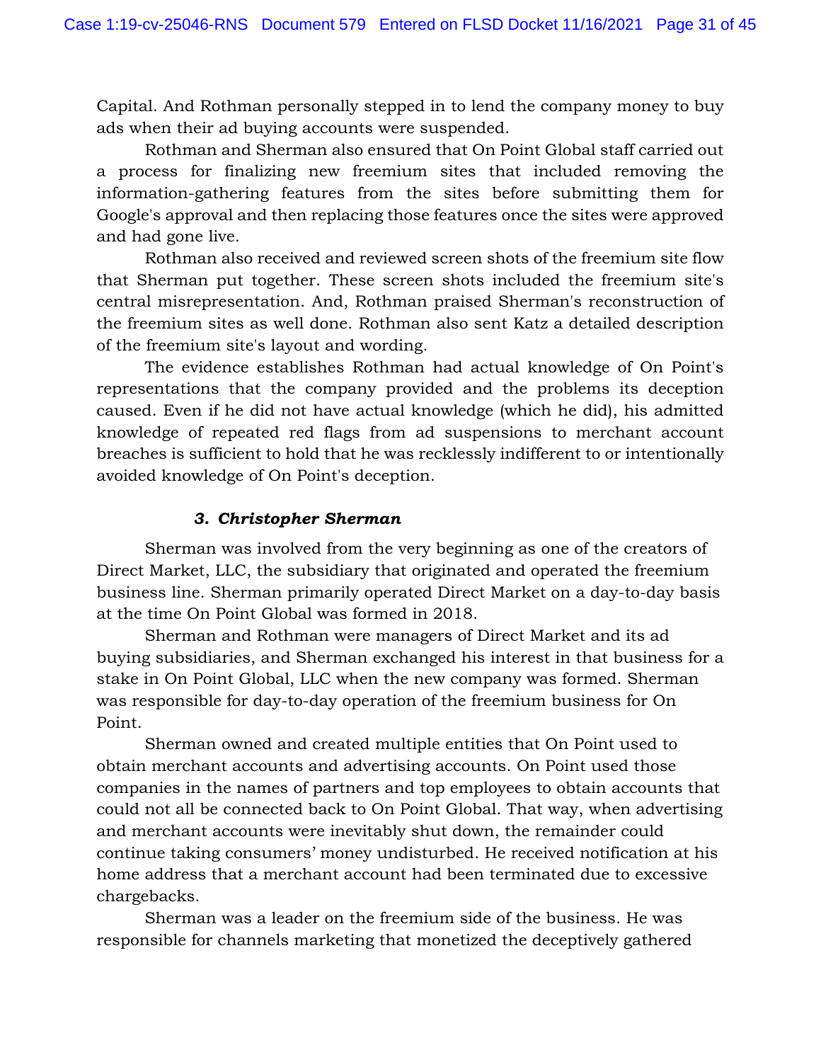Capital. And Rothman personally stepped in to lend the company money to buy ads when their ad buying accounts were suspended.

Rothman and Sherman also ensured that On Point Global staff carried out a process for finalizing new freemium sites that included removing the information-gathering features from the sites before submitting them for Google's approval and then replacing those features once the sites were approved and had gone live.

Rothman also received and reviewed screen shots of the freemium site flow that Sherman put together. These screen shots included the freemium site's central misrepresentation. And, Rothman praised Sherman's reconstruction of the freemium sites as well done. Rothman also sent Katz a detailed description of the freemium site's layout and wording.

The evidence establishes Rothman had actual knowledge of On Point's representations that the company provided and the problems its deception caused. Even if he did not have actual knowledge (which he did), his admitted knowledge of repeated red flags from ad suspensions to merchant account breaches is sufficient to hold that he was recklessly indifferent to or intentionally avoided knowledge of On Point's deception.

### 3. Christopher Sherman

Sherman was involved from the very beginning as one of the creators of Direct Market, LLC, the subsidiary that originated and operated the freemium business line. Sherman primarily operated Direct Market on a day-to-day basis at the time On Point Global was formed in 2018.

Sherman and Rothman were managers of Direct Market and its ad buying subsidiaries, and Sherman exchanged his interest in that business for a stake in On Point Global, LLC when the new company was formed. Sherman was responsible for day-to-day operation of the freemium business for On Point.

Sherman owned and created multiple entities that On Point used to obtain merchant accounts and advertising accounts. On Point used those companies in the names of partners and top employees to obtain accounts that could not all be connected back to On Point Global. That way, when advertising and merchant accounts were inevitably shut down, the remainder could continue taking consumers' money undisturbed. He received notification at his home address that a merchant account had been terminated due to excessive chargebacks.

Sherman was a leader on the freemium side of the business. He was responsible for channels marketing that monetized the deceptively gathered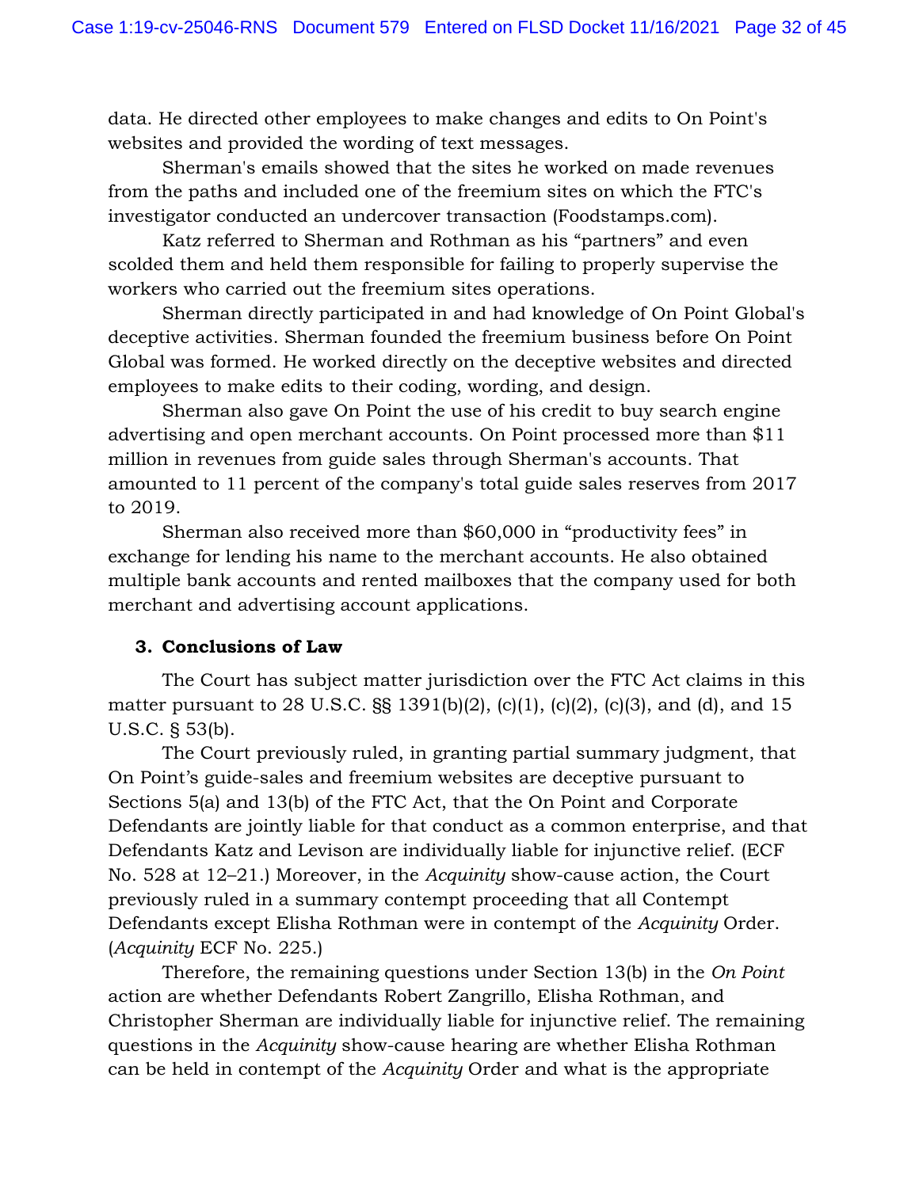data. He directed other employees to make changes and edits to On Point's websites and provided the wording of text messages.

Sherman's emails showed that the sites he worked on made revenues from the paths and included one of the freemium sites on which the FTC's investigator conducted an undercover transaction (Foodstamps.com).

Katz referred to Sherman and Rothman as his "partners" and even scolded them and held them responsible for failing to properly supervise the workers who carried out the freemium sites operations.

Sherman directly participated in and had knowledge of On Point Global's deceptive activities. Sherman founded the freemium business before On Point Global was formed. He worked directly on the deceptive websites and directed employees to make edits to their coding, wording, and design.

Sherman also gave On Point the use of his credit to buy search engine advertising and open merchant accounts. On Point processed more than $11 million in revenues from guide sales through Sherman's accounts. That amounted to 11 percent of the company's total guide sales reserves from 2017 to 2019.

Sherman also received more than $60,000 in "productivity fees" in exchange for lending his name to the merchant accounts. He also obtained multiple bank accounts and rented mailboxes that the company used for both merchant and advertising account applications.

### 3. Conclusions of Law

The Court has subject matter jurisdiction over the FTC Act claims in this matter pursuant to 28 U.S.C. §§ 1391(b)(2), (c)(1), (c)(2), (c)(3), and (d), and 15 U.S.C. § 53(b).

The Court previously ruled, in granting partial summary judgment, that On Point's guide-sales and freemium websites are deceptive pursuant to Sections 5(a) and 13(b) of the FTC Act, that the On Point and Corporate Defendants are jointly liable for that conduct as a common enterprise, and that Defendants Katz and Levison are individually liable for injunctive relief. (ECF No. 528 at 12–21.) Moreover, in the *Acquinity* show-cause action, the Court previously ruled in a summary contempt proceeding that all Contempt Defendants except Elisha Rothman were in contempt of the *Acquinity* Order. (*Acquinity* ECF No. 225.)

Therefore, the remaining questions under Section 13(b) in the *On Point* action are whether Defendants Robert Zangrillo, Elisha Rothman, and Christopher Sherman are individually liable for injunctive relief. The remaining questions in the *Acquinity* show-cause hearing are whether Elisha Rothman can be held in contempt of the *Acquinity* Order and what is the appropriate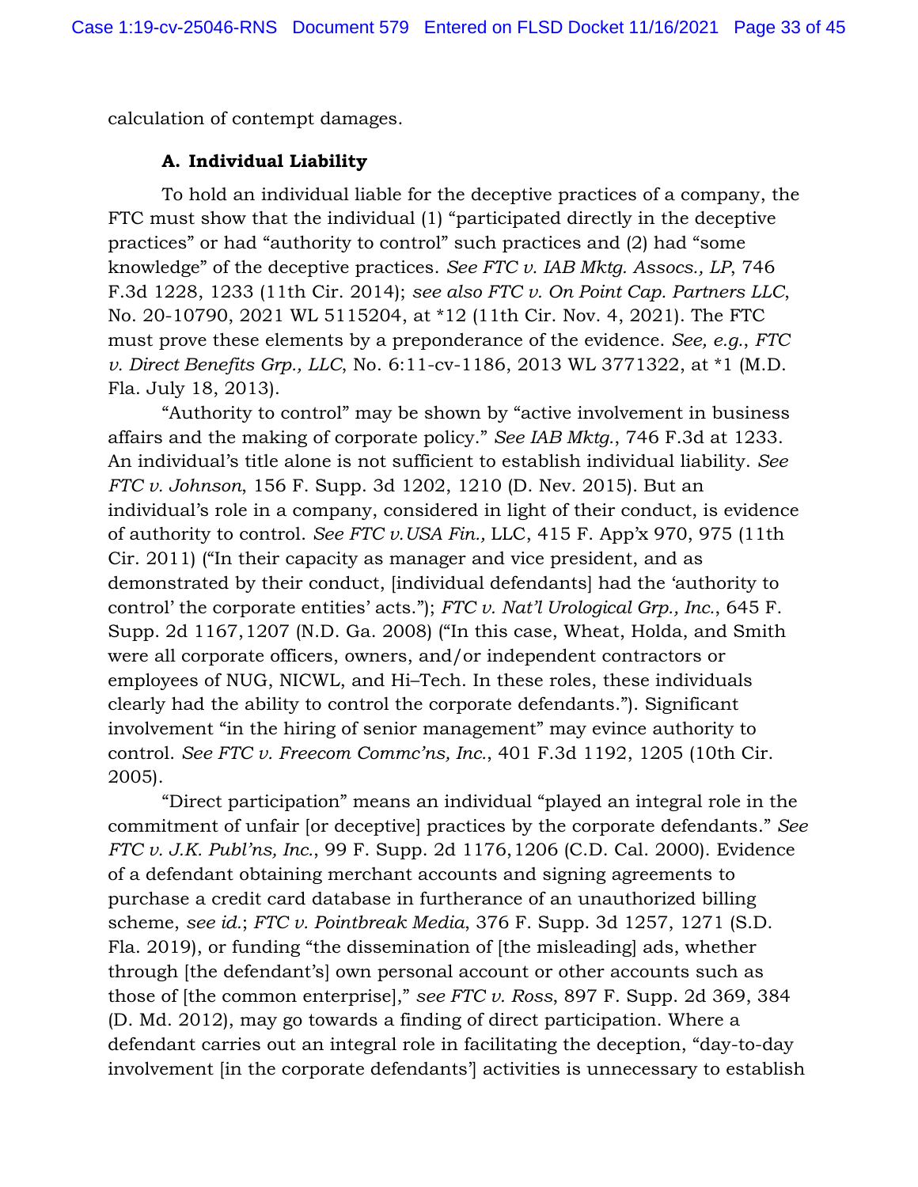calculation of contempt damages.

### A. Individual Liability

To hold an individual liable for the deceptive practices of a company, the FTC must show that the individual (1) "participated directly in the deceptive practices" or had "authority to control" such practices and (2) had "some knowledge" of the deceptive practices. *See FTC v. IAB Mktg. Assocs., LP*, 746 F.3d 1228, 1233 (11th Cir. 2014); *see also FTC v. On Point Cap. Partners LLC*, No. 20-10790, 2021 WL 5115204, at *12 (11th Cir. Nov. 4, 2021). The FTC must prove these elements by a preponderance of the evidence. *See, e.g.*, *FTC v. Direct Benefits Grp., LLC*, No. 6:11-cv-1186, 2013 WL 3771322, at *1 (M.D. Fla. July 18, 2013).

"Authority to control" may be shown by "active involvement in business affairs and the making of corporate policy." *See IAB Mktg.*, 746 F.3d at 1233. An individual's title alone is not sufficient to establish individual liability. *See FTC v. Johnson*, 156 F. Supp. 3d 1202, 1210 (D. Nev. 2015). But an individual's role in a company, considered in light of their conduct, is evidence of authority to control. *See FTC v. USA Fin.,* LLC, 415 F. App'x 970, 975 (11th Cir. 2011) ("In their capacity as manager and vice president, and as demonstrated by their conduct, [individual defendants] had the 'authority to control' the corporate entities' acts."); *FTC v. Nat'l Urological Grp., Inc.*, 645 F. Supp. 2d 1167, 1207 (N.D. Ga. 2008) ("In this case, Wheat, Holda, and Smith were all corporate officers, owners, and/or independent contractors or employees of NUG, NICWL, and Hi–Tech. In these roles, these individuals clearly had the ability to control the corporate defendants."). Significant involvement "in the hiring of senior management" may evince authority to control. *See FTC v. Freecom Commc'ns, Inc.*, 401 F.3d 1192, 1205 (10th Cir. 2005).

"Direct participation" means an individual "played an integral role in the commitment of unfair [or deceptive] practices by the corporate defendants." *See FTC v. J.K. Publ'ns, Inc.*, 99 F. Supp. 2d 1176, 1206 (C.D. Cal. 2000). Evidence of a defendant obtaining merchant accounts and signing agreements to purchase a credit card database in furtherance of an unauthorized billing scheme, *see id.*; *FTC v. Pointbreak Media*, 376 F. Supp. 3d 1257, 1271 (S.D. Fla. 2019), or funding "the dissemination of [the misleading] ads, whether through [the defendant's] own personal account or other accounts such as those of [the common enterprise]," *see FTC v. Ross*, 897 F. Supp. 2d 369, 384 (D. Md. 2012), may go towards a finding of direct participation. Where a defendant carries out an integral role in facilitating the deception, "day-to-day involvement [in the corporate defendants'] activities is unnecessary to establish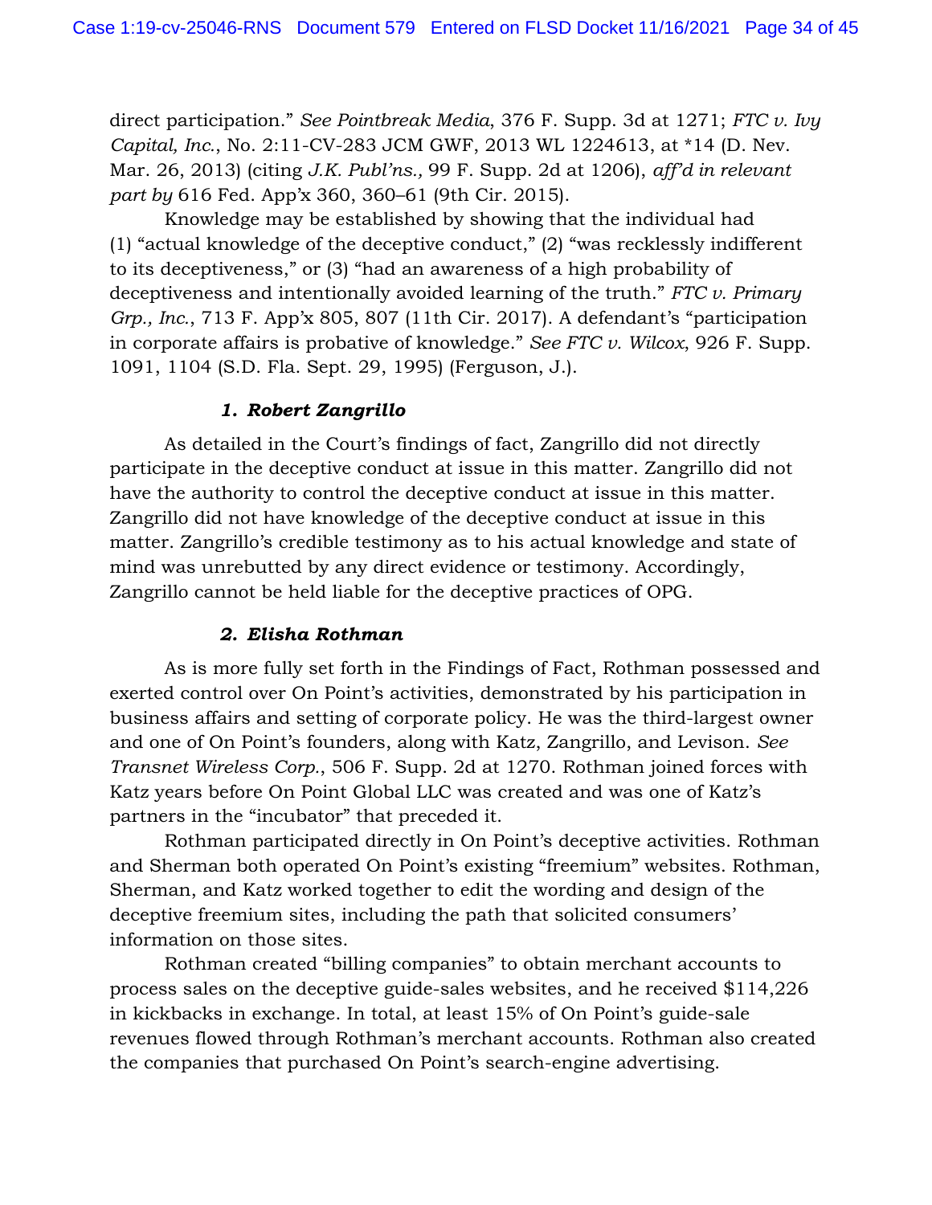direct participation." *See Pointbreak Media*, 376 F. Supp. 3d at 1271; *FTC v. Ivy Capital, Inc.*, No. 2:11-CV-283 JCM GWF, 2013 WL 1224613, at *14 (D. Nev. Mar. 26, 2013) (citing *J.K. Publ'ns.,* 99 F. Supp. 2d at 1206), *aff'd in relevant part by* 616 Fed. App'x 360, 360–61 (9th Cir. 2015).

Knowledge may be established by showing that the individual had (1) "actual knowledge of the deceptive conduct," (2) "was recklessly indifferent to its deceptiveness," or (3) "had an awareness of a high probability of deceptiveness and intentionally avoided learning of the truth." *FTC v. Primary Grp., Inc.*, 713 F. App'x 805, 807 (11th Cir. 2017). A defendant's "participation in corporate affairs is probative of knowledge." *See FTC v. Wilcox*, 926 F. Supp. 1091, 1104 (S.D. Fla. Sept. 29, 1995) (Ferguson, J.).

### *1. Robert Zangrillo*

As detailed in the Court's findings of fact, Zangrillo did not directly participate in the deceptive conduct at issue in this matter. Zangrillo did not have the authority to control the deceptive conduct at issue in this matter. Zangrillo did not have knowledge of the deceptive conduct at issue in this matter. Zangrillo's credible testimony as to his actual knowledge and state of mind was unrebutted by any direct evidence or testimony. Accordingly, Zangrillo cannot be held liable for the deceptive practices of OPG.

### *2. Elisha Rothman*

As is more fully set forth in the Findings of Fact, Rothman possessed and exerted control over On Point's activities, demonstrated by his participation in business affairs and setting of corporate policy. He was the third-largest owner and one of On Point's founders, along with Katz, Zangrillo, and Levison. *See Transnet Wireless Corp.*, 506 F. Supp. 2d at 1270. Rothman joined forces with Katz years before On Point Global LLC was created and was one of Katz's partners in the "incubator" that preceded it.

Rothman participated directly in On Point's deceptive activities. Rothman and Sherman both operated On Point's existing "freemium" websites. Rothman, Sherman, and Katz worked together to edit the wording and design of the deceptive freemium sites, including the path that solicited consumers' information on those sites.

Rothman created "billing companies" to obtain merchant accounts to process sales on the deceptive guide-sales websites, and he received $114,226 in kickbacks in exchange. In total, at least 15% of On Point's guide-sale revenues flowed through Rothman's merchant accounts. Rothman also created the companies that purchased On Point's search-engine advertising.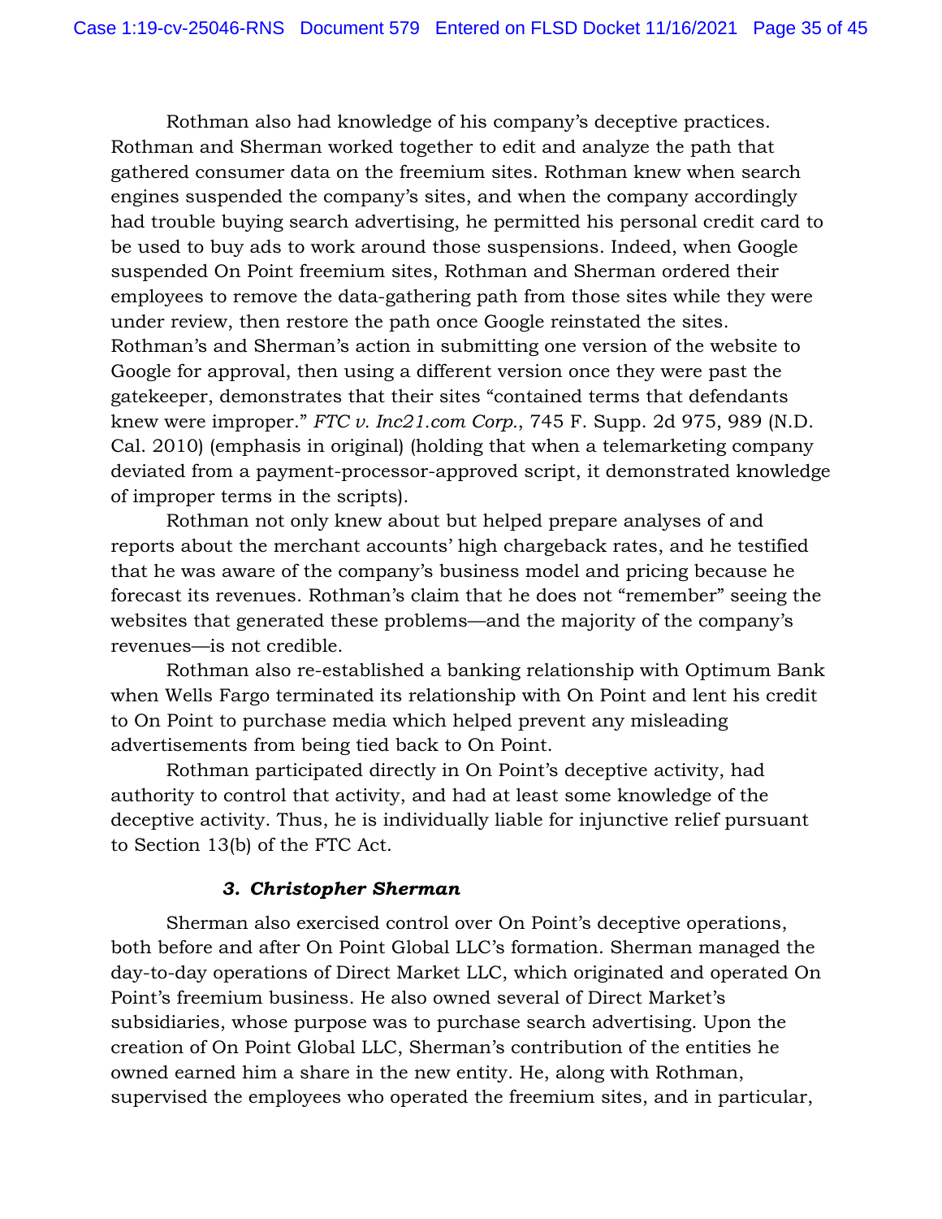Rothman also had knowledge of his company's deceptive practices. Rothman and Sherman worked together to edit and analyze the path that gathered consumer data on the freemium sites. Rothman knew when search engines suspended the company's sites, and when the company accordingly had trouble buying search advertising, he permitted his personal credit card to be used to buy ads to work around those suspensions. Indeed, when Google suspended On Point freemium sites, Rothman and Sherman ordered their employees to remove the data-gathering path from those sites while they were under review, then restore the path once Google reinstated the sites. Rothman's and Sherman's action in submitting one version of the website to Google for approval, then using a different version once they were past the gatekeeper, demonstrates that their sites "contained terms that defendants knew were improper." *FTC v. Inc21.com Corp.*, 745 F. Supp. 2d 975, 989 (N.D. Cal. 2010) (emphasis in original) (holding that when a telemarketing company deviated from a payment-processor-approved script, it demonstrated knowledge of improper terms in the scripts).

Rothman not only knew about but helped prepare analyses of and reports about the merchant accounts' high chargeback rates, and he testified that he was aware of the company's business model and pricing because he forecast its revenues. Rothman's claim that he does not "remember" seeing the websites that generated these problems—and the majority of the company's revenues—is not credible.

Rothman also re-established a banking relationship with Optimum Bank when Wells Fargo terminated its relationship with On Point and lent his credit to On Point to purchase media which helped prevent any misleading advertisements from being tied back to On Point.

Rothman participated directly in On Point's deceptive activity, had authority to control that activity, and had at least some knowledge of the deceptive activity. Thus, he is individually liable for injunctive relief pursuant to Section 13(b) of the FTC Act.

### *3. Christopher Sherman*

Sherman also exercised control over On Point's deceptive operations, both before and after On Point Global LLC's formation. Sherman managed the day-to-day operations of Direct Market LLC, which originated and operated On Point's freemium business. He also owned several of Direct Market's subsidiaries, whose purpose was to purchase search advertising. Upon the creation of On Point Global LLC, Sherman's contribution of the entities he owned earned him a share in the new entity. He, along with Rothman, supervised the employees who operated the freemium sites, and in particular,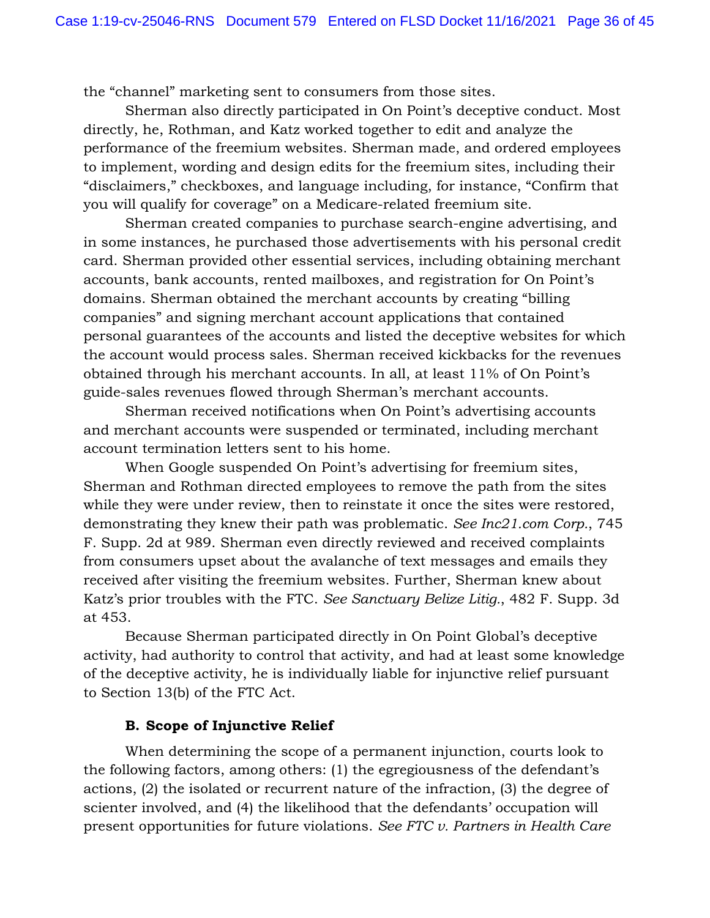the "channel" marketing sent to consumers from those sites.

Sherman also directly participated in On Point's deceptive conduct. Most directly, he, Rothman, and Katz worked together to edit and analyze the performance of the freemium websites. Sherman made, and ordered employees to implement, wording and design edits for the freemium sites, including their "disclaimers," checkboxes, and language including, for instance, "Confirm that you will qualify for coverage" on a Medicare-related freemium site.

Sherman created companies to purchase search-engine advertising, and in some instances, he purchased those advertisements with his personal credit card. Sherman provided other essential services, including obtaining merchant accounts, bank accounts, rented mailboxes, and registration for On Point's domains. Sherman obtained the merchant accounts by creating "billing companies" and signing merchant account applications that contained personal guarantees of the accounts and listed the deceptive websites for which the account would process sales. Sherman received kickbacks for the revenues obtained through his merchant accounts. In all, at least 11% of On Point's guide-sales revenues flowed through Sherman's merchant accounts.

Sherman received notifications when On Point's advertising accounts and merchant accounts were suspended or terminated, including merchant account termination letters sent to his home.

When Google suspended On Point's advertising for freemium sites, Sherman and Rothman directed employees to remove the path from the sites while they were under review, then to reinstate it once the sites were restored, demonstrating they knew their path was problematic. *See Inc21.com Corp.*, 745 F. Supp. 2d at 989. Sherman even directly reviewed and received complaints from consumers upset about the avalanche of text messages and emails they received after visiting the freemium websites. Further, Sherman knew about Katz's prior troubles with the FTC. *See Sanctuary Belize Litig.*, 482 F. Supp. 3d at 453.

Because Sherman participated directly in On Point Global's deceptive activity, had authority to control that activity, and had at least some knowledge of the deceptive activity, he is individually liable for injunctive relief pursuant to Section 13(b) of the FTC Act.

### B. Scope of Injunctive Relief

When determining the scope of a permanent injunction, courts look to the following factors, among others: (1) the egregiousness of the defendant's actions, (2) the isolated or recurrent nature of the infraction, (3) the degree of scienter involved, and (4) the likelihood that the defendants' occupation will present opportunities for future violations. *See FTC v. Partners in Health Care*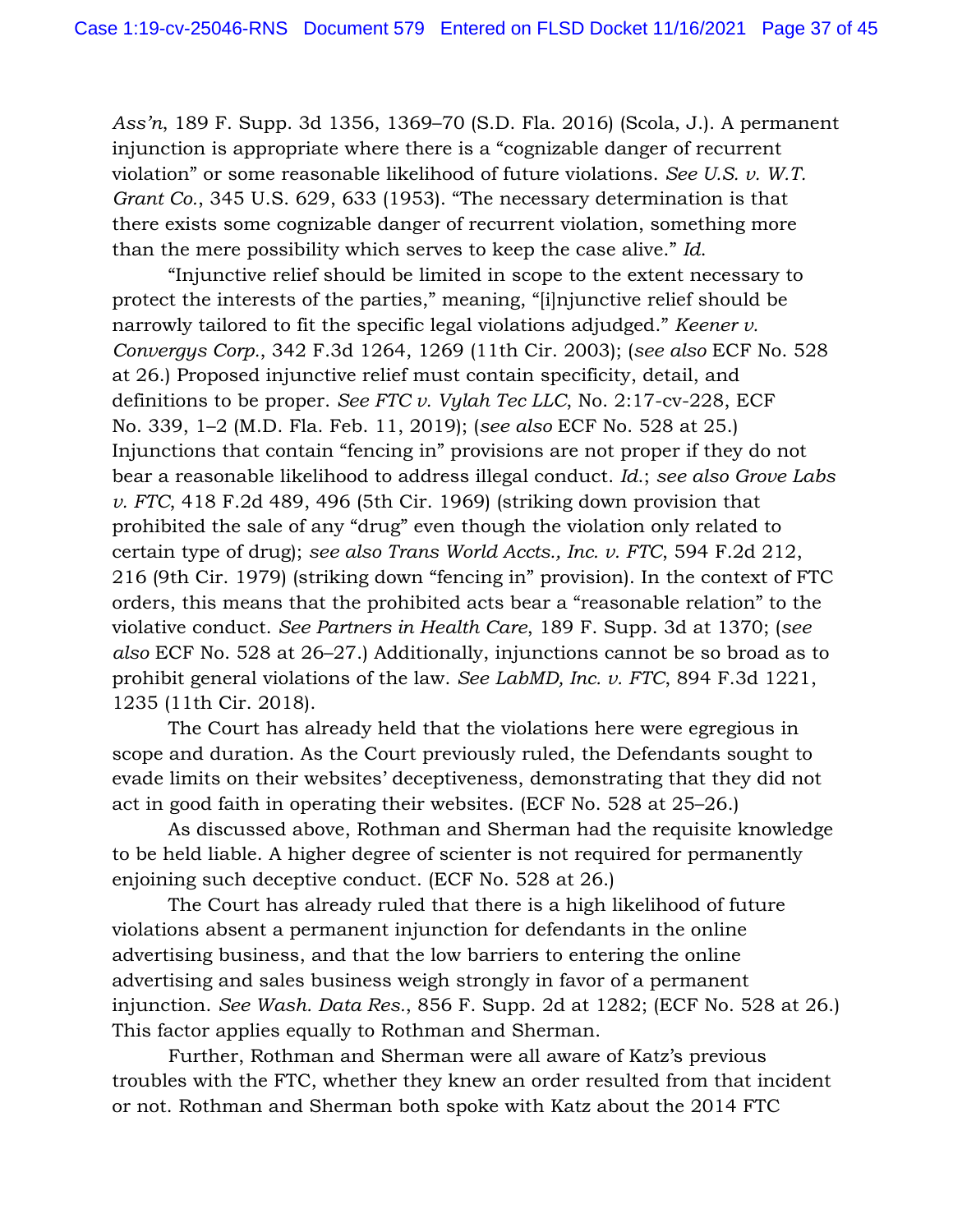*Ass'n*, 189 F. Supp. 3d 1356, 1369–70 (S.D. Fla. 2016) (Scola, J.). A permanent injunction is appropriate where there is a "cognizable danger of recurrent violation" or some reasonable likelihood of future violations. *See U.S. v. W.T. Grant Co.*, 345 U.S. 629, 633 (1953). "The necessary determination is that there exists some cognizable danger of recurrent violation, something more than the mere possibility which serves to keep the case alive." *Id.*

"Injunctive relief should be limited in scope to the extent necessary to protect the interests of the parties," meaning, "[i]njunctive relief should be narrowly tailored to fit the specific legal violations adjudged." *Keener v. Convergys Corp.*, 342 F.3d 1264, 1269 (11th Cir. 2003); (*see also* ECF No. 528 at 26.) Proposed injunctive relief must contain specificity, detail, and definitions to be proper. *See FTC v. Vylah Tec LLC*, No. 2:17-cv-228, ECF No. 339, 1–2 (M.D. Fla. Feb. 11, 2019); (*see also* ECF No. 528 at 25.) Injunctions that contain "fencing in" provisions are not proper if they do not bear a reasonable likelihood to address illegal conduct. *Id.*; *see also Grove Labs v. FTC*, 418 F.2d 489, 496 (5th Cir. 1969) (striking down provision that prohibited the sale of any "drug" even though the violation only related to certain type of drug); *see also Trans World Accts., Inc. v. FTC*, 594 F.2d 212, 216 (9th Cir. 1979) (striking down "fencing in" provision). In the context of FTC orders, this means that the prohibited acts bear a "reasonable relation" to the violative conduct. *See Partners in Health Care*, 189 F. Supp. 3d at 1370; (*see also* ECF No. 528 at 26–27.) Additionally, injunctions cannot be so broad as to prohibit general violations of the law. *See LabMD, Inc. v. FTC*, 894 F.3d 1221, 1235 (11th Cir. 2018).

The Court has already held that the violations here were egregious in scope and duration. As the Court previously ruled, the Defendants sought to evade limits on their websites' deceptiveness, demonstrating that they did not act in good faith in operating their websites. (ECF No. 528 at 25–26.)

As discussed above, Rothman and Sherman had the requisite knowledge to be held liable. A higher degree of scienter is not required for permanently enjoining such deceptive conduct. (ECF No. 528 at 26.)

The Court has already ruled that there is a high likelihood of future violations absent a permanent injunction for defendants in the online advertising business, and that the low barriers to entering the online advertising and sales business weigh strongly in favor of a permanent injunction. *See Wash. Data Res.*, 856 F. Supp. 2d at 1282; (ECF No. 528 at 26.) This factor applies equally to Rothman and Sherman.

Further, Rothman and Sherman were all aware of Katz's previous troubles with the FTC, whether they knew an order resulted from that incident or not. Rothman and Sherman both spoke with Katz about the 2014 FTC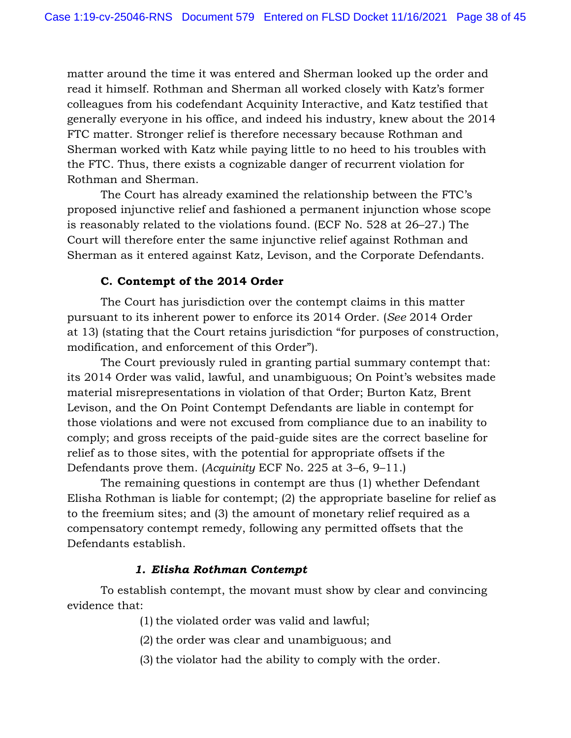matter around the time it was entered and Sherman looked up the order and read it himself. Rothman and Sherman all worked closely with Katz's former colleagues from his codefendant Acquinity Interactive, and Katz testified that generally everyone in his office, and indeed his industry, knew about the 2014 FTC matter. Stronger relief is therefore necessary because Rothman and Sherman worked with Katz while paying little to no heed to his troubles with the FTC. Thus, there exists a cognizable danger of recurrent violation for Rothman and Sherman.

The Court has already examined the relationship between the FTC's proposed injunctive relief and fashioned a permanent injunction whose scope is reasonably related to the violations found. (ECF No. 528 at 26–27.) The Court will therefore enter the same injunctive relief against Rothman and Sherman as it entered against Katz, Levison, and the Corporate Defendants.

### C. Contempt of the 2014 Order

The Court has jurisdiction over the contempt claims in this matter pursuant to its inherent power to enforce its 2014 Order. (*See* 2014 Order at 13) (stating that the Court retains jurisdiction "for purposes of construction, modification, and enforcement of this Order").

The Court previously ruled in granting partial summary contempt that: its 2014 Order was valid, lawful, and unambiguous; On Point's websites made material misrepresentations in violation of that Order; Burton Katz, Brent Levison, and the On Point Contempt Defendants are liable in contempt for those violations and were not excused from compliance due to an inability to comply; and gross receipts of the paid-guide sites are the correct baseline for relief as to those sites, with the potential for appropriate offsets if the Defendants prove them. (*Acquinity* ECF No. 225 at 3–6, 9–11.)

The remaining questions in contempt are thus (1) whether Defendant Elisha Rothman is liable for contempt; (2) the appropriate baseline for relief as to the freemium sites; and (3) the amount of monetary relief required as a compensatory contempt remedy, following any permitted offsets that the Defendants establish.

#### *1. Elisha Rothman Contempt*

To establish contempt, the movant must show by clear and convincing evidence that:

(1) the violated order was valid and lawful;

(2) the order was clear and unambiguous; and

(3) the violator had the ability to comply with the order.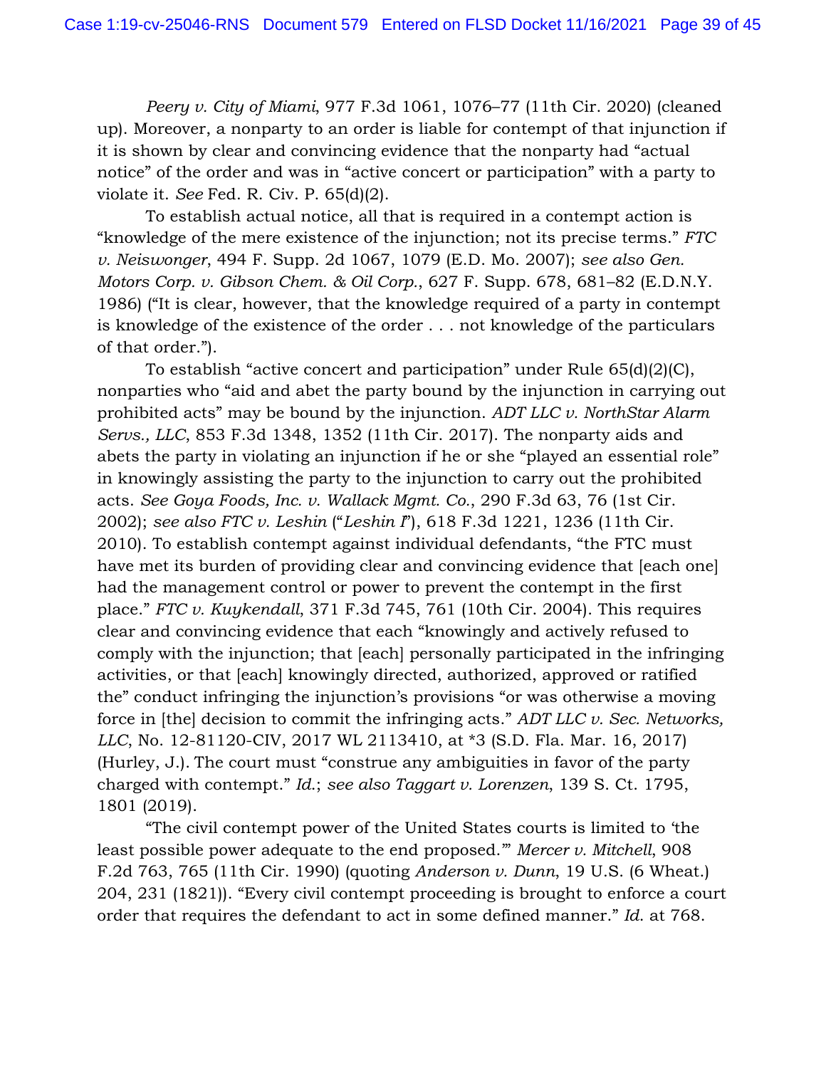*Peery v. City of Miami*, 977 F.3d 1061, 1076–77 (11th Cir. 2020) (cleaned up). Moreover, a nonparty to an order is liable for contempt of that injunction if it is shown by clear and convincing evidence that the nonparty had "actual notice" of the order and was in "active concert or participation" with a party to violate it. *See* Fed. R. Civ. P. 65(d)(2).

To establish actual notice, all that is required in a contempt action is "knowledge of the mere existence of the injunction; not its precise terms." *FTC v. Neiswonger*, 494 F. Supp. 2d 1067, 1079 (E.D. Mo. 2007); *see also Gen. Motors Corp. v. Gibson Chem. & Oil Corp.*, 627 F. Supp. 678, 681–82 (E.D.N.Y. 1986) ("It is clear, however, that the knowledge required of a party in contempt is knowledge of the existence of the order . . . not knowledge of the particulars of that order.").

To establish "active concert and participation" under Rule 65(d)(2)(C), nonparties who "aid and abet the party bound by the injunction in carrying out prohibited acts" may be bound by the injunction. *ADT LLC v. NorthStar Alarm Servs., LLC*, 853 F.3d 1348, 1352 (11th Cir. 2017). The nonparty aids and abets the party in violating an injunction if he or she "played an essential role" in knowingly assisting the party to the injunction to carry out the prohibited acts. *See Goya Foods, Inc. v. Wallack Mgmt. Co.*, 290 F.3d 63, 76 (1st Cir. 2002); *see also FTC v. Leshin* ("*Leshin I*"), 618 F.3d 1221, 1236 (11th Cir. 2010). To establish contempt against individual defendants, "the FTC must have met its burden of providing clear and convincing evidence that [each one] had the management control or power to prevent the contempt in the first place." *FTC v. Kuykendall*, 371 F.3d 745, 761 (10th Cir. 2004). This requires clear and convincing evidence that each "knowingly and actively refused to comply with the injunction; that [each] personally participated in the infringing activities, or that [each] knowingly directed, authorized, approved or ratified the" conduct infringing the injunction's provisions "or was otherwise a moving force in [the] decision to commit the infringing acts." *ADT LLC v. Sec. Networks, LLC*, No. 12-81120-CIV, 2017 WL 2113410, at *3 (S.D. Fla. Mar. 16, 2017) (Hurley, J.). The court must "construe any ambiguities in favor of the party charged with contempt." *Id.*; *see also Taggart v. Lorenzen*, 139 S. Ct. 1795, 1801 (2019).

"The civil contempt power of the United States courts is limited to 'the least possible power adequate to the end proposed.'" *Mercer v. Mitchell*, 908 F.2d 763, 765 (11th Cir. 1990) (quoting *Anderson v. Dunn*, 19 U.S. (6 Wheat.) 204, 231 (1821)). "Every civil contempt proceeding is brought to enforce a court order that requires the defendant to act in some defined manner." *Id.* at 768.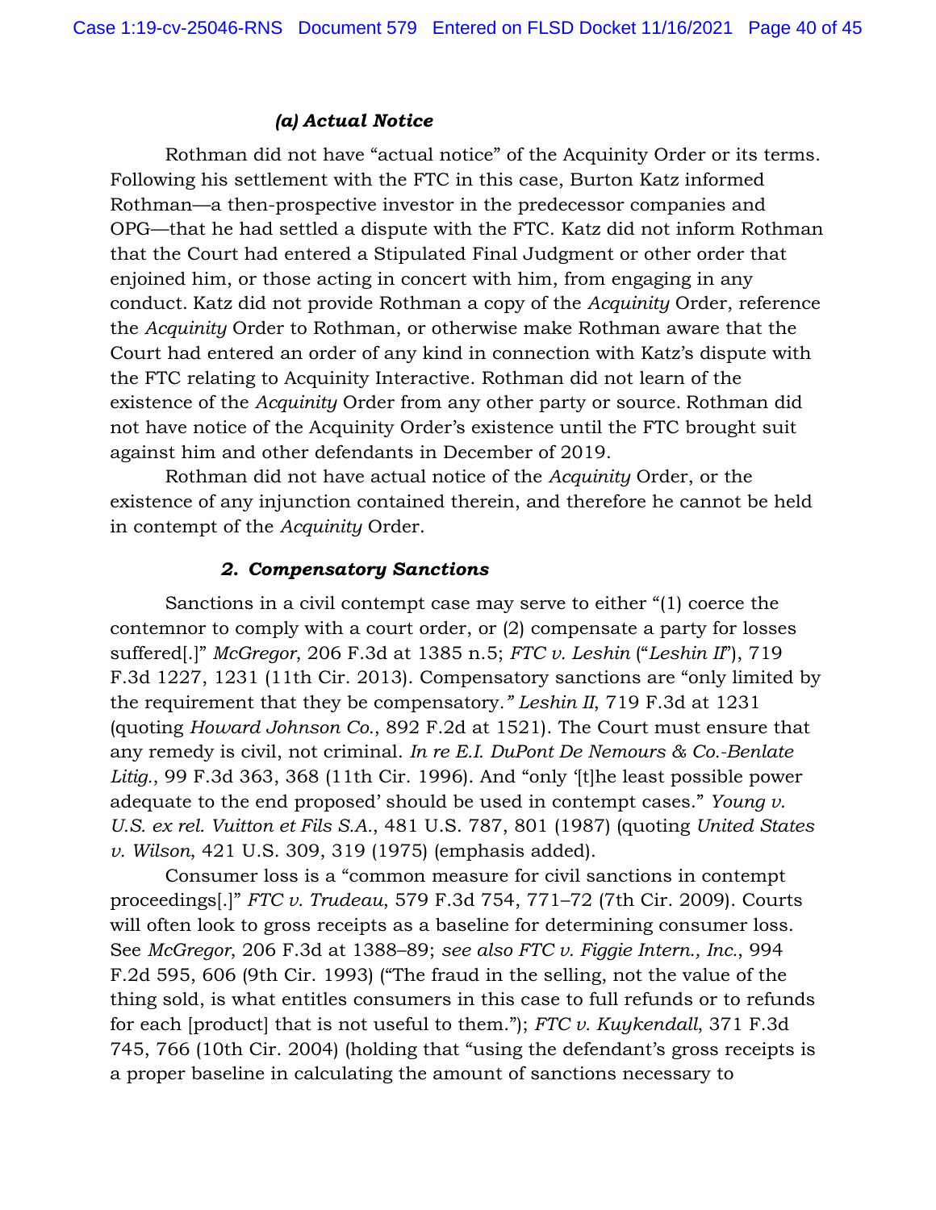#### *(a) Actual Notice*

Rothman did not have "actual notice" of the Acquinity Order or its terms. Following his settlement with the FTC in this case, Burton Katz informed Rothman—a then-prospective investor in the predecessor companies and OPG—that he had settled a dispute with the FTC. Katz did not inform Rothman that the Court had entered a Stipulated Final Judgment or other order that enjoined him, or those acting in concert with him, from engaging in any conduct. Katz did not provide Rothman a copy of the *Acquinity* Order, reference the *Acquinity* Order to Rothman, or otherwise make Rothman aware that the Court had entered an order of any kind in connection with Katz's dispute with the FTC relating to Acquinity Interactive. Rothman did not learn of the existence of the *Acquinity* Order from any other party or source. Rothman did not have notice of the Acquinity Order's existence until the FTC brought suit against him and other defendants in December of 2019.

Rothman did not have actual notice of the *Acquinity* Order, or the existence of any injunction contained therein, and therefore he cannot be held in contempt of the *Acquinity* Order.

### *2. Compensatory Sanctions*

Sanctions in a civil contempt case may serve to either "(1) coerce the contemnor to comply with a court order, or (2) compensate a party for losses suffered[.]" *McGregor*, 206 F.3d at 1385 n.5; *FTC v. Leshin* ("*Leshin II*"), 719 F.3d 1227, 1231 (11th Cir. 2013). Compensatory sanctions are "only limited by the requirement that they be compensatory*." Leshin II*, 719 F.3d at 1231 (quoting *Howard Johnson Co.*, 892 F.2d at 1521). The Court must ensure that any remedy is civil, not criminal. *In re E.I. DuPont De Nemours & Co.-Benlate Litig.*, 99 F.3d 363, 368 (11th Cir. 1996). And "only '[t]he least possible power adequate to the end proposed' should be used in contempt cases." *Young v. U.S. ex rel. Vuitton et Fils S.A.*, 481 U.S. 787, 801 (1987) (quoting *United States v. Wilson*, 421 U.S. 309, 319 (1975) (emphasis added).

Consumer loss is a "common measure for civil sanctions in contempt proceedings[.]" *FTC v. Trudeau*, 579 F.3d 754, 771–72 (7th Cir. 2009). Courts will often look to gross receipts as a baseline for determining consumer loss. See *McGregor*, 206 F.3d at 1388–89; *see also FTC v. Figgie Intern., Inc.*, 994 F.2d 595, 606 (9th Cir. 1993) ("The fraud in the selling, not the value of the thing sold, is what entitles consumers in this case to full refunds or to refunds for each [product] that is not useful to them."); *FTC v. Kuykendall*, 371 F.3d 745, 766 (10th Cir. 2004) (holding that "using the defendant's gross receipts is a proper baseline in calculating the amount of sanctions necessary to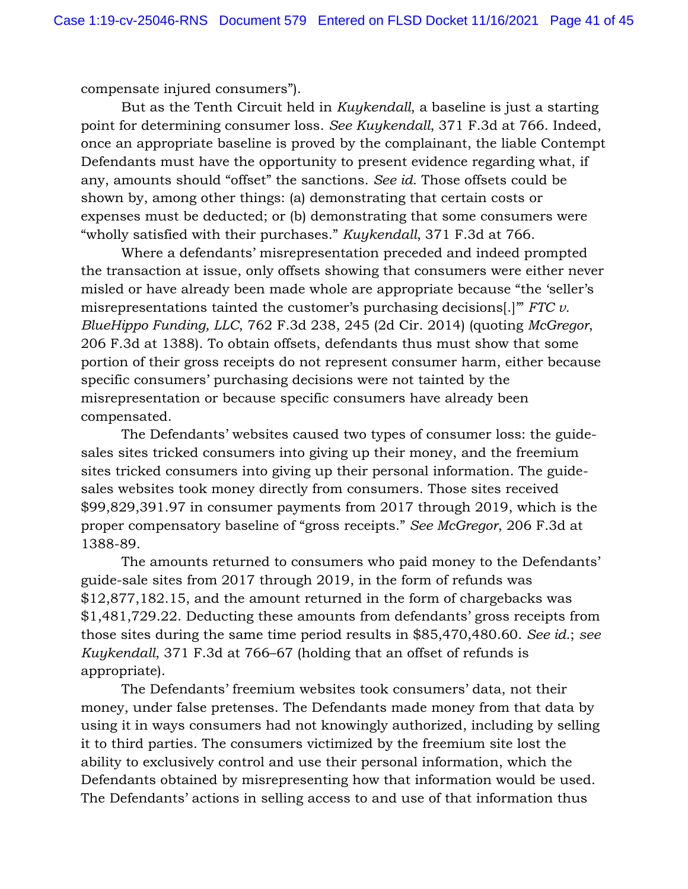compensate injured consumers").

But as the Tenth Circuit held in *Kuykendall*, a baseline is just a starting point for determining consumer loss. *See Kuykendall*, 371 F.3d at 766. Indeed, once an appropriate baseline is proved by the complainant, the liable Contempt Defendants must have the opportunity to present evidence regarding what, if any, amounts should "offset" the sanctions. *See id*. Those offsets could be shown by, among other things: (a) demonstrating that certain costs or expenses must be deducted; or (b) demonstrating that some consumers were "wholly satisfied with their purchases." *Kuykendall*, 371 F.3d at 766.

Where a defendants' misrepresentation preceded and indeed prompted the transaction at issue, only offsets showing that consumers were either never misled or have already been made whole are appropriate because "the 'seller's misrepresentations tainted the customer's purchasing decisions[.]'" *FTC v. BlueHippo Funding, LLC*, 762 F.3d 238, 245 (2d Cir. 2014) (quoting *McGregor*, 206 F.3d at 1388). To obtain offsets, defendants thus must show that some portion of their gross receipts do not represent consumer harm, either because specific consumers' purchasing decisions were not tainted by the misrepresentation or because specific consumers have already been compensated.

The Defendants' websites caused two types of consumer loss: the guide-sales sites tricked consumers into giving up their money, and the freemium sites tricked consumers into giving up their personal information. The guide-sales websites took money directly from consumers. Those sites received $99,829,391.97 in consumer payments from 2017 through 2019, which is the proper compensatory baseline of "gross receipts." *See McGregor*, 206 F.3d at 1388-89.

The amounts returned to consumers who paid money to the Defendants' guide-sale sites from 2017 through 2019, in the form of refunds was $12,877,182.15, and the amount returned in the form of chargebacks was $1,481,729.22. Deducting these amounts from defendants' gross receipts from those sites during the same time period results in $85,470,480.60. *See id.*; *see Kuykendall*, 371 F.3d at 766–67 (holding that an offset of refunds is appropriate).

The Defendants' freemium websites took consumers' data, not their money, under false pretenses. The Defendants made money from that data by using it in ways consumers had not knowingly authorized, including by selling it to third parties. The consumers victimized by the freemium site lost the ability to exclusively control and use their personal information, which the Defendants obtained by misrepresenting how that information would be used. The Defendants' actions in selling access to and use of that information thus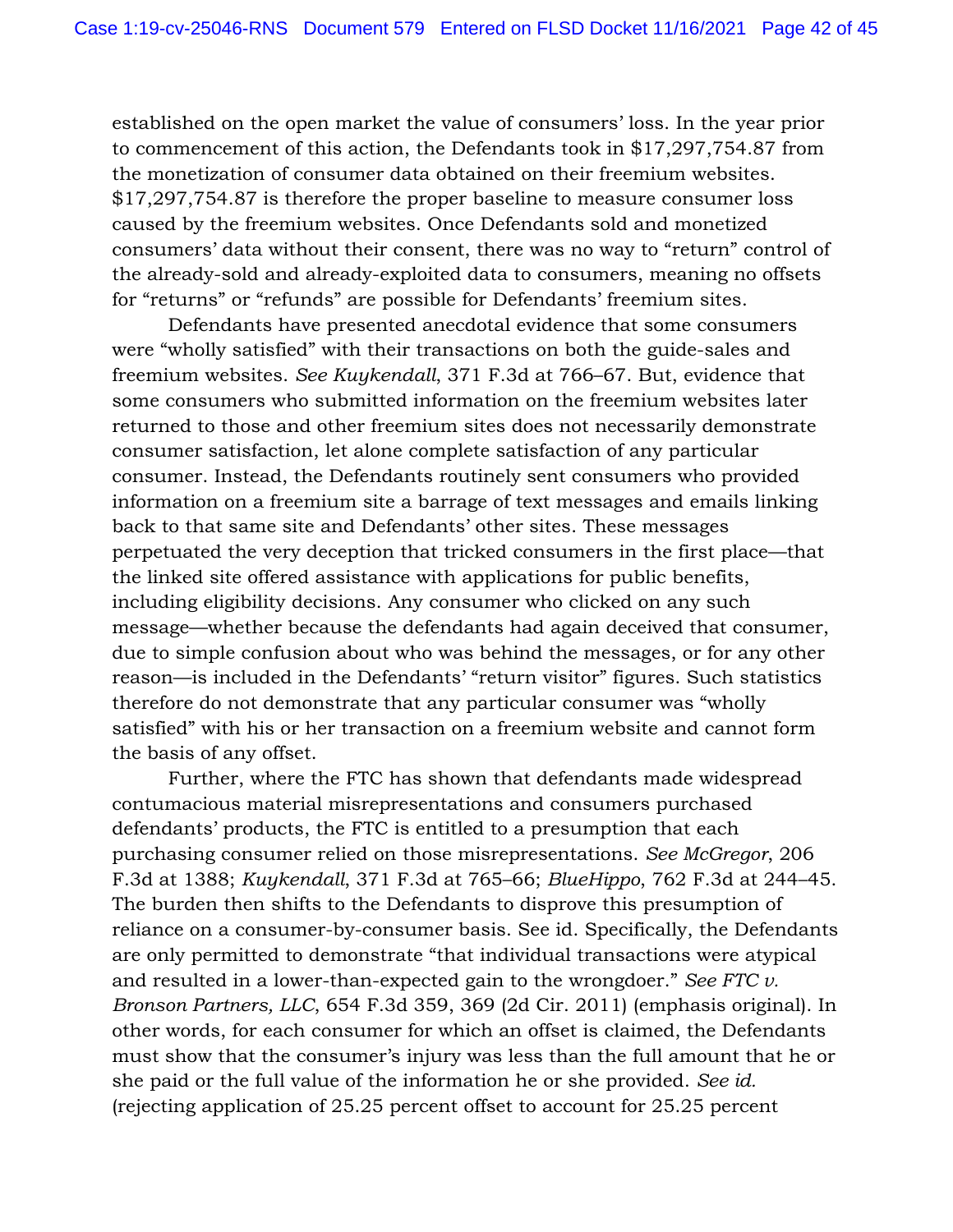established on the open market the value of consumers' loss. In the year prior to commencement of this action, the Defendants took in $17,297,754.87 from the monetization of consumer data obtained on their freemium websites. $17,297,754.87 is therefore the proper baseline to measure consumer loss caused by the freemium websites. Once Defendants sold and monetized consumers' data without their consent, there was no way to "return" control of the already-sold and already-exploited data to consumers, meaning no offsets for "returns" or "refunds" are possible for Defendants' freemium sites.

Defendants have presented anecdotal evidence that some consumers were "wholly satisfied" with their transactions on both the guide-sales and freemium websites. *See Kuykendall*, 371 F.3d at 766–67. But, evidence that some consumers who submitted information on the freemium websites later returned to those and other freemium sites does not necessarily demonstrate consumer satisfaction, let alone complete satisfaction of any particular consumer. Instead, the Defendants routinely sent consumers who provided information on a freemium site a barrage of text messages and emails linking back to that same site and Defendants' other sites. These messages perpetuated the very deception that tricked consumers in the first place—that the linked site offered assistance with applications for public benefits, including eligibility decisions. Any consumer who clicked on any such message—whether because the defendants had again deceived that consumer, due to simple confusion about who was behind the messages, or for any other reason—is included in the Defendants' "return visitor" figures. Such statistics therefore do not demonstrate that any particular consumer was "wholly satisfied" with his or her transaction on a freemium website and cannot form the basis of any offset.

Further, where the FTC has shown that defendants made widespread contumacious material misrepresentations and consumers purchased defendants' products, the FTC is entitled to a presumption that each purchasing consumer relied on those misrepresentations. *See McGregor*, 206 F.3d at 1388; *Kuykendall*, 371 F.3d at 765–66; *BlueHippo*, 762 F.3d at 244–45. The burden then shifts to the Defendants to disprove this presumption of reliance on a consumer-by-consumer basis. See id. Specifically, the Defendants are only permitted to demonstrate "that individual transactions were atypical and resulted in a lower-than-expected gain to the wrongdoer." *See FTC v. Bronson Partners, LLC*, 654 F.3d 359, 369 (2d Cir. 2011) (emphasis original). In other words, for each consumer for which an offset is claimed, the Defendants must show that the consumer's injury was less than the full amount that he or she paid or the full value of the information he or she provided. *See id.* (rejecting application of 25.25 percent offset to account for 25.25 percent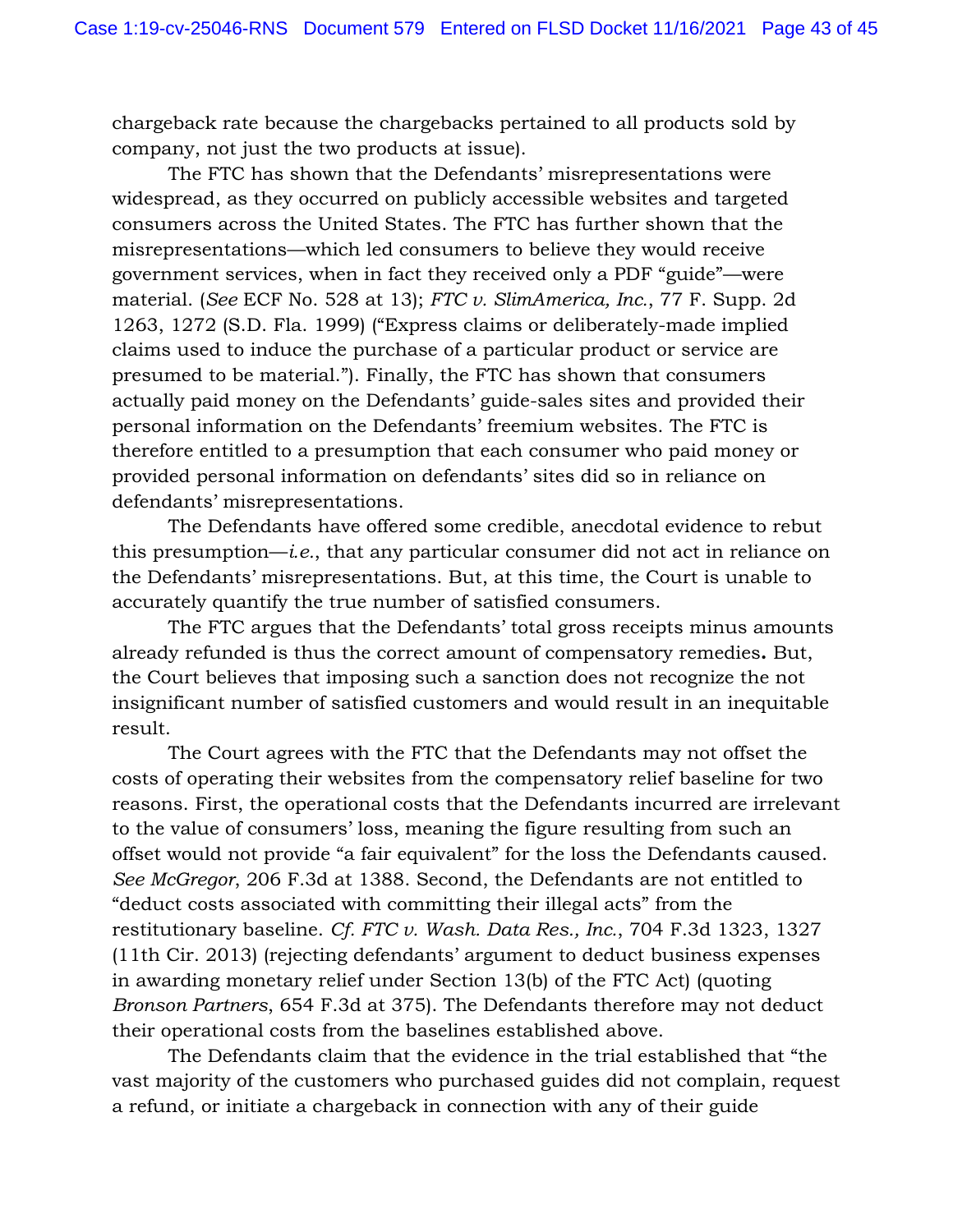chargeback rate because the chargebacks pertained to all products sold by company, not just the two products at issue).

The FTC has shown that the Defendants' misrepresentations were widespread, as they occurred on publicly accessible websites and targeted consumers across the United States. The FTC has further shown that the misrepresentations—which led consumers to believe they would receive government services, when in fact they received only a PDF "guide"—were material. (*See* ECF No. 528 at 13); *FTC v. SlimAmerica, Inc.*, 77 F. Supp. 2d 1263, 1272 (S.D. Fla. 1999) ("Express claims or deliberately-made implied claims used to induce the purchase of a particular product or service are presumed to be material."). Finally, the FTC has shown that consumers actually paid money on the Defendants' guide-sales sites and provided their personal information on the Defendants' freemium websites. The FTC is therefore entitled to a presumption that each consumer who paid money or provided personal information on defendants' sites did so in reliance on defendants' misrepresentations.

The Defendants have offered some credible, anecdotal evidence to rebut this presumption—*i.e.*, that any particular consumer did not act in reliance on the Defendants' misrepresentations. But, at this time, the Court is unable to accurately quantify the true number of satisfied consumers.

The FTC argues that the Defendants' total gross receipts minus amounts already refunded is thus the correct amount of compensatory remedies**.** But, the Court believes that imposing such a sanction does not recognize the not insignificant number of satisfied customers and would result in an inequitable result.

The Court agrees with the FTC that the Defendants may not offset the costs of operating their websites from the compensatory relief baseline for two reasons. First, the operational costs that the Defendants incurred are irrelevant to the value of consumers' loss, meaning the figure resulting from such an offset would not provide "a fair equivalent" for the loss the Defendants caused. *See McGregor*, 206 F.3d at 1388. Second, the Defendants are not entitled to "deduct costs associated with committing their illegal acts" from the restitutionary baseline. *Cf. FTC v. Wash. Data Res., Inc.*, 704 F.3d 1323, 1327 (11th Cir. 2013) (rejecting defendants' argument to deduct business expenses in awarding monetary relief under Section 13(b) of the FTC Act) (quoting *Bronson Partners*, 654 F.3d at 375). The Defendants therefore may not deduct their operational costs from the baselines established above.

The Defendants claim that the evidence in the trial established that "the vast majority of the customers who purchased guides did not complain, request a refund, or initiate a chargeback in connection with any of their guide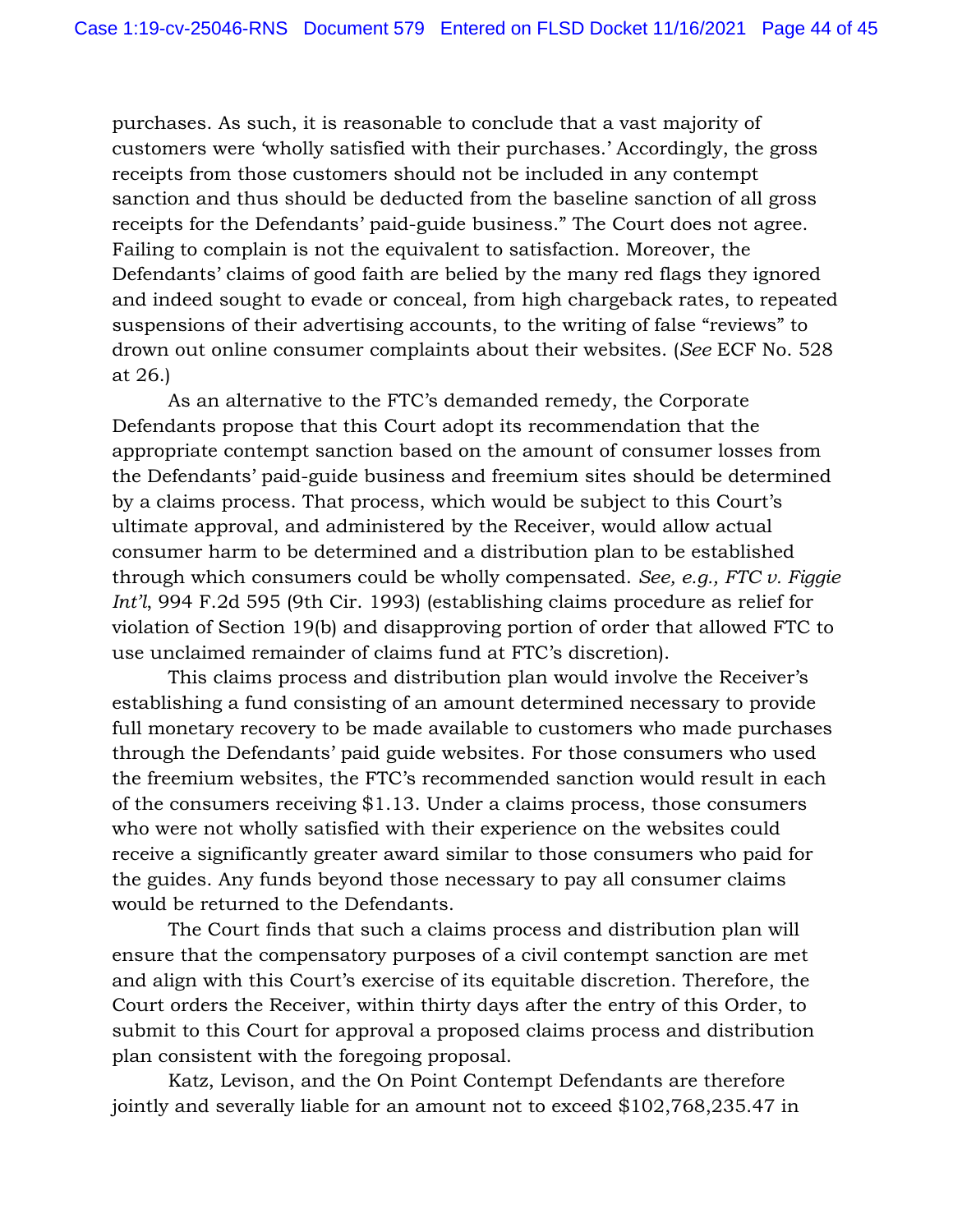purchases. As such, it is reasonable to conclude that a vast majority of customers were 'wholly satisfied with their purchases.' Accordingly, the gross receipts from those customers should not be included in any contempt sanction and thus should be deducted from the baseline sanction of all gross receipts for the Defendants' paid-guide business." The Court does not agree. Failing to complain is not the equivalent to satisfaction. Moreover, the Defendants' claims of good faith are belied by the many red flags they ignored and indeed sought to evade or conceal, from high chargeback rates, to repeated suspensions of their advertising accounts, to the writing of false "reviews" to drown out online consumer complaints about their websites. (*See* ECF No. 528 at 26.)

As an alternative to the FTC's demanded remedy, the Corporate Defendants propose that this Court adopt its recommendation that the appropriate contempt sanction based on the amount of consumer losses from the Defendants' paid-guide business and freemium sites should be determined by a claims process. That process, which would be subject to this Court's ultimate approval, and administered by the Receiver, would allow actual consumer harm to be determined and a distribution plan to be established through which consumers could be wholly compensated. *See, e.g., FTC v. Figgie Int'l*, 994 F.2d 595 (9th Cir. 1993) (establishing claims procedure as relief for violation of Section 19(b) and disapproving portion of order that allowed FTC to use unclaimed remainder of claims fund at FTC's discretion).

This claims process and distribution plan would involve the Receiver's establishing a fund consisting of an amount determined necessary to provide full monetary recovery to be made available to customers who made purchases through the Defendants' paid guide websites. For those consumers who used the freemium websites, the FTC's recommended sanction would result in each of the consumers receiving $1.13. Under a claims process, those consumers who were not wholly satisfied with their experience on the websites could receive a significantly greater award similar to those consumers who paid for the guides. Any funds beyond those necessary to pay all consumer claims would be returned to the Defendants.

The Court finds that such a claims process and distribution plan will ensure that the compensatory purposes of a civil contempt sanction are met and align with this Court's exercise of its equitable discretion. Therefore, the Court orders the Receiver, within thirty days after the entry of this Order, to submit to this Court for approval a proposed claims process and distribution plan consistent with the foregoing proposal.

Katz, Levison, and the On Point Contempt Defendants are therefore jointly and severally liable for an amount not to exceed $102,768,235.47 in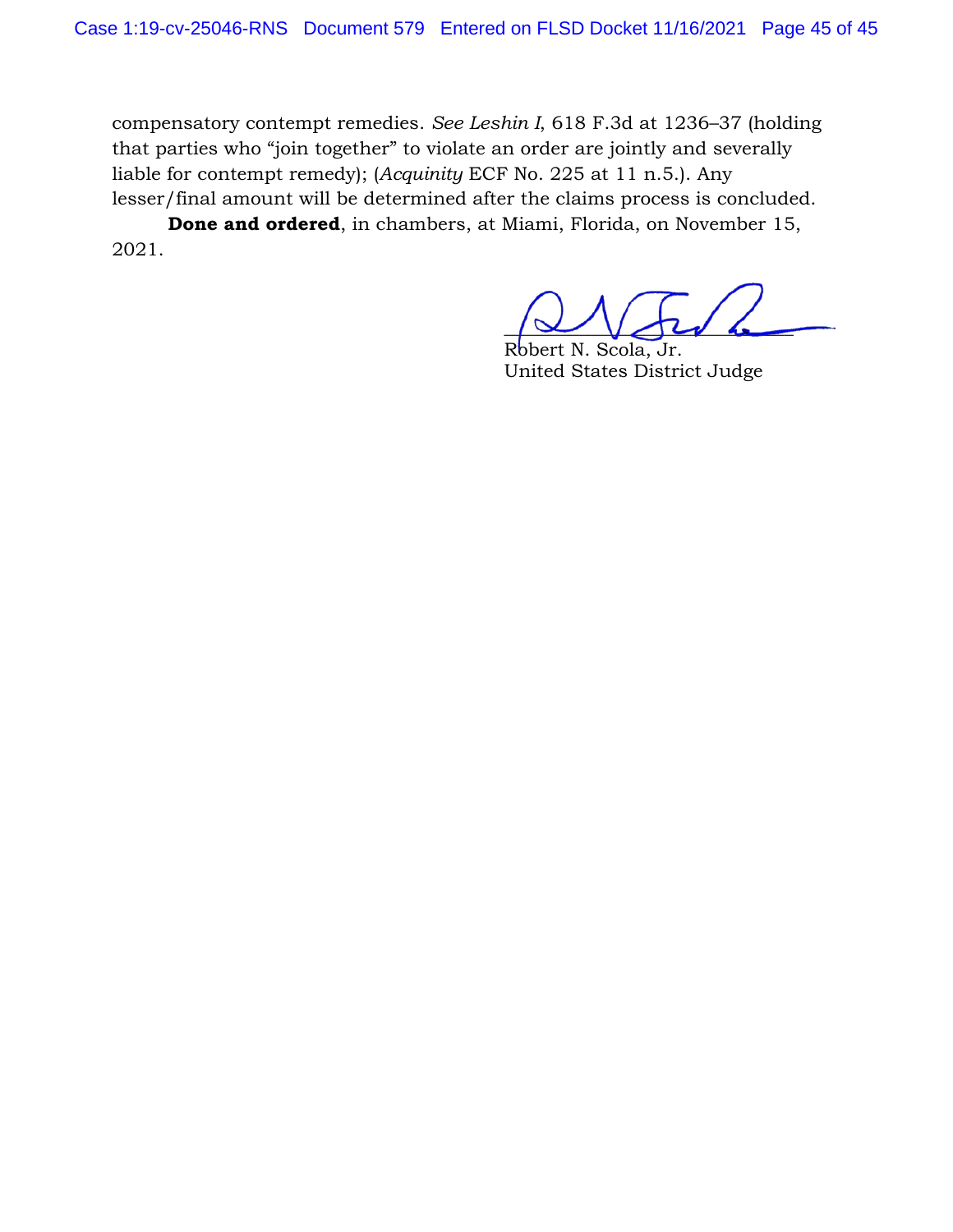compensatory contempt remedies. *See Leshin I*, 618 F.3d at 1236–37 (holding that parties who “join together” to violate an order are jointly and severally liable for contempt remedy); (*Acquinity* ECF No. 225 at 11 n.5.). Any lesser/final amount will be determined after the claims process is concluded.

**Done and ordered**, in chambers, at Miami, Florida, on November 15, 2021.

Robert N. Scola, Jr.
United States District Judge